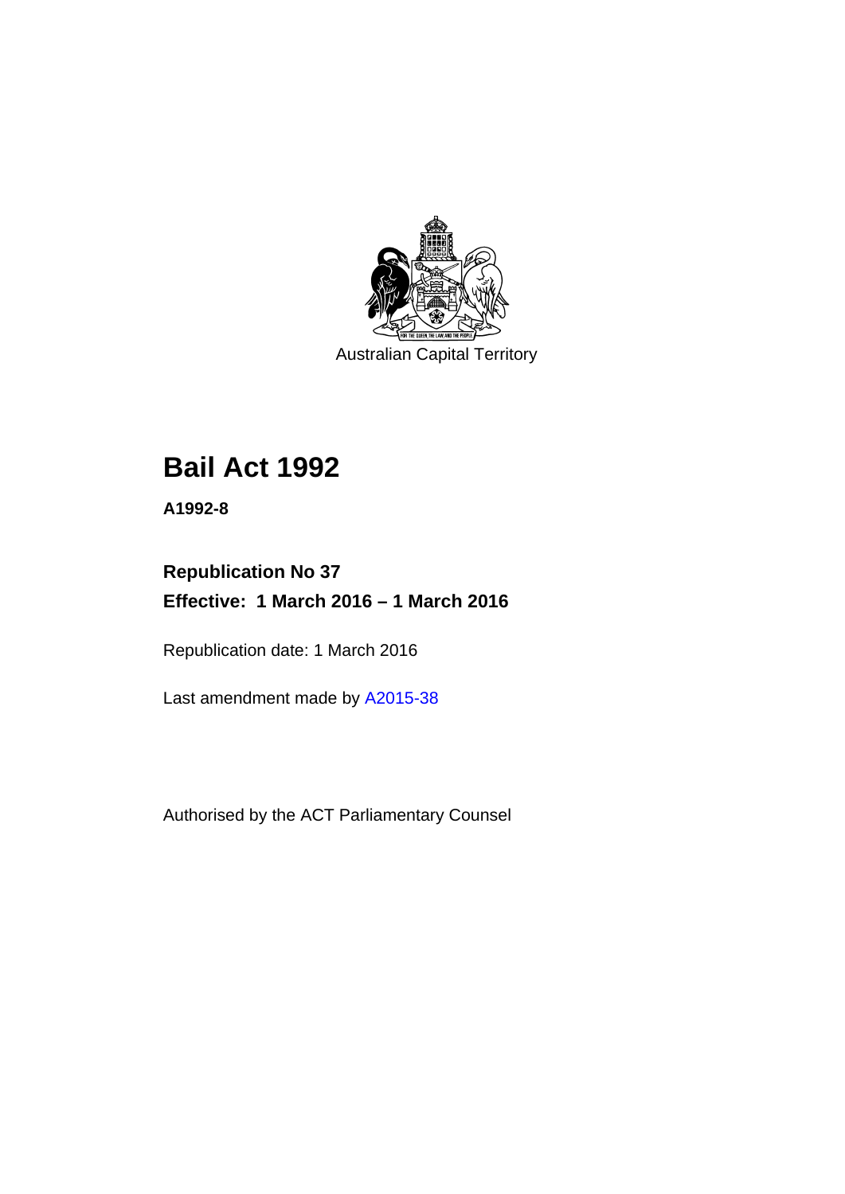Australian Capital Territory

# Bail Act 1992

**A1992-8**

**Republication No 37**
**Effective: 1 March 2016 – 1 March 2016**

Republication date: 1 March 2016

Last amendment made by A2015-38

Authorised by the ACT Parliamentary Counsel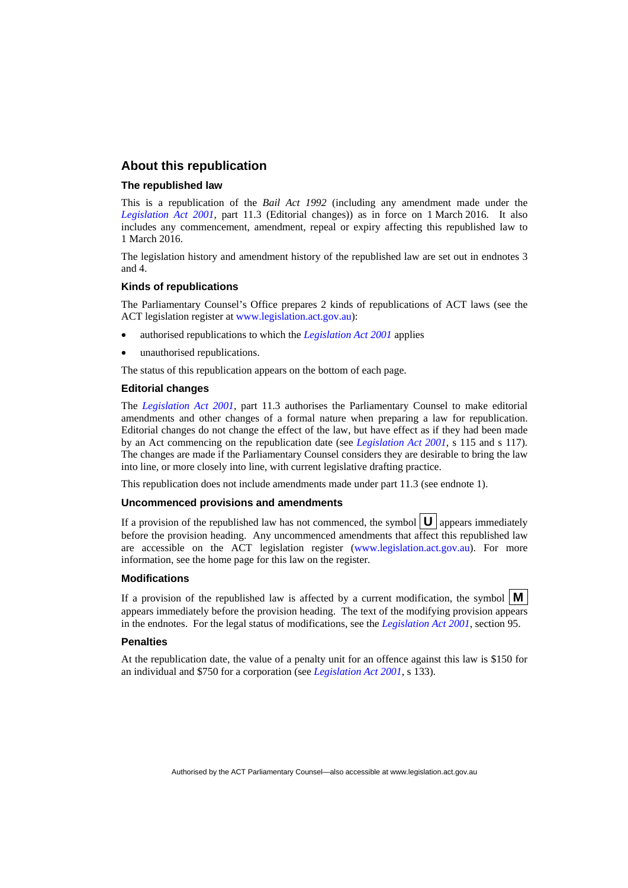## About this republication

### The republished law

This is a republication of the *Bail Act 1992* (including any amendment made under the *Legislation Act 2001*, part 11.3 (Editorial changes)) as in force on 1 March 2016. It also includes any commencement, amendment, repeal or expiry affecting this republished law to 1 March 2016.

The legislation history and amendment history of the republished law are set out in endnotes 3 and 4.

### Kinds of republications

The Parliamentary Counsel's Office prepares 2 kinds of republications of ACT laws (see the ACT legislation register at www.legislation.act.gov.au):

- authorised republications to which the *Legislation Act 2001* applies
- unauthorised republications.

The status of this republication appears on the bottom of each page.

### Editorial changes

The *Legislation Act 2001*, part 11.3 authorises the Parliamentary Counsel to make editorial amendments and other changes of a formal nature when preparing a law for republication. Editorial changes do not change the effect of the law, but have effect as if they had been made by an Act commencing on the republication date (see *Legislation Act 2001*, s 115 and s 117). The changes are made if the Parliamentary Counsel considers they are desirable to bring the law into line, or more closely into line, with current legislative drafting practice.

This republication does not include amendments made under part 11.3 (see endnote 1).

### Uncommenced provisions and amendments

If a provision of the republished law has not commenced, the symbol **U** appears immediately before the provision heading. Any uncommenced amendments that affect this republished law are accessible on the ACT legislation register (www.legislation.act.gov.au). For more information, see the home page for this law on the register.

### Modifications

If a provision of the republished law is affected by a current modification, the symbol **M** appears immediately before the provision heading. The text of the modifying provision appears in the endnotes. For the legal status of modifications, see the *Legislation Act 2001*, section 95.

### Penalties

At the republication date, the value of a penalty unit for an offence against this law is $150 for an individual and $750 for a corporation (see *Legislation Act 2001*, s 133).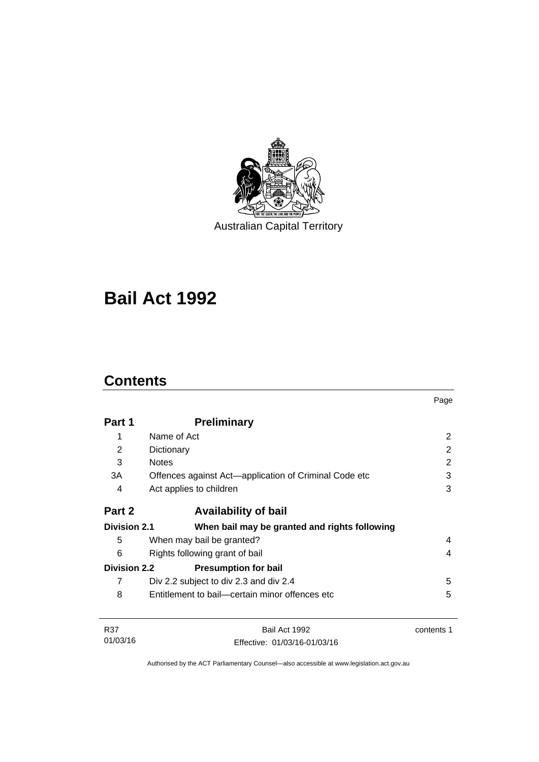Australian Capital Territory

# Bail Act 1992

## Contents

| | | Page |
|---|---|---|
| **Part 1** | **Preliminary** | |
| 1 | Name of Act | 2 |
| 2 | Dictionary | 2 |
| 3 | Notes | 2 |
| 3A | Offences against Act—application of Criminal Code etc | 3 |
| 4 | Act applies to children | 3 |
| **Part 2** | **Availability of bail** | |
| **Division 2.1** | **When bail may be granted and rights following** | |
| 5 | When may bail be granted? | 4 |
| 6 | Rights following grant of bail | 4 |
| **Division 2.2** | **Presumption for bail** | |
| 7 | Div 2.2 subject to div 2.3 and div 2.4 | 5 |
| 8 | Entitlement to bail—certain minor offences etc | 5 |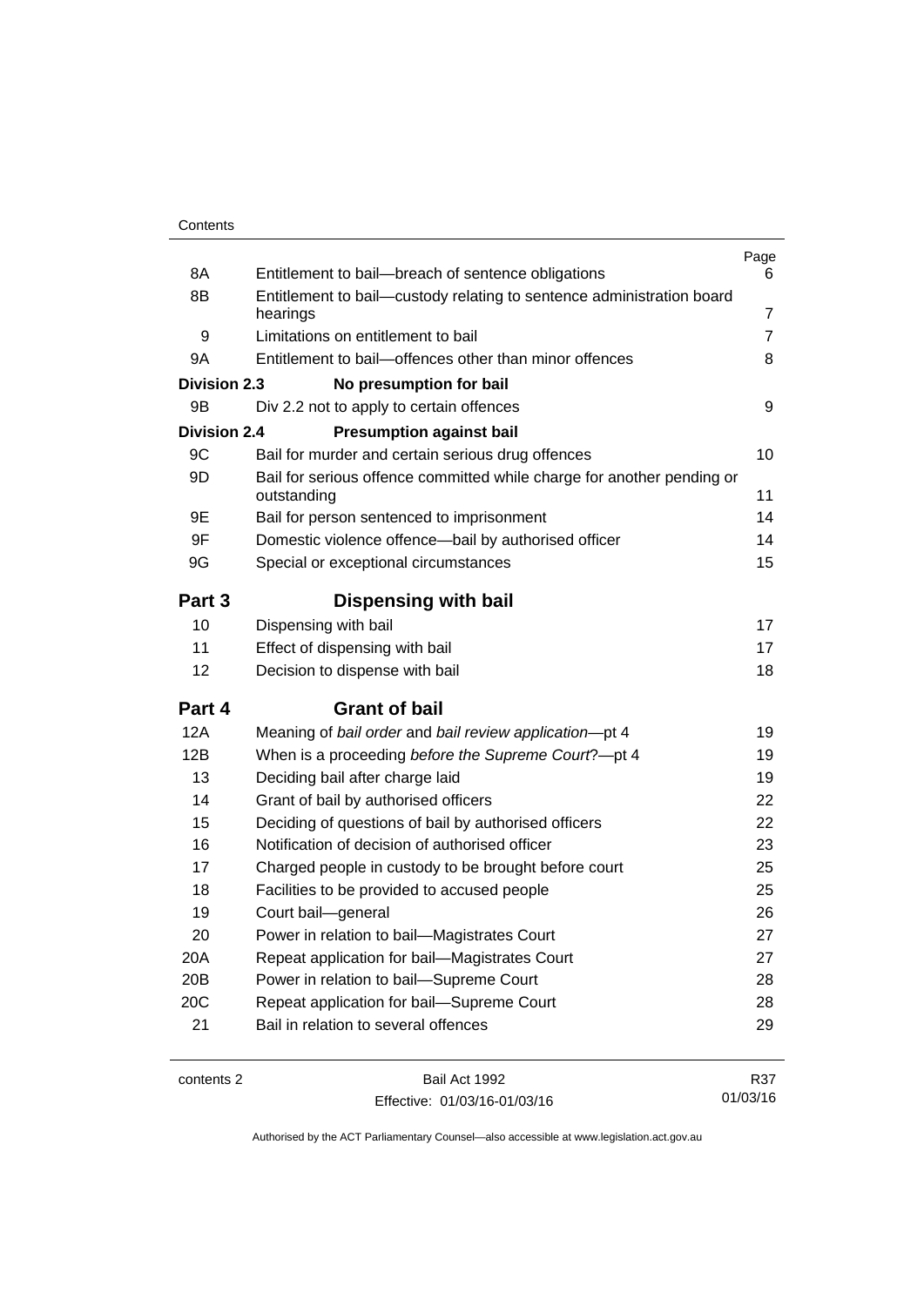| | | Page |
|---|---|---|
| 8A | Entitlement to bail—breach of sentence obligations | 6 |
| 8B | Entitlement to bail—custody relating to sentence administration board hearings | 7 |
| 9 | Limitations on entitlement to bail | 7 |
| 9A | Entitlement to bail—offences other than minor offences | 8 |
| **Division 2.3** | **No presumption for bail** | |
| 9B | Div 2.2 not to apply to certain offences | 9 |
| **Division 2.4** | **Presumption against bail** | |
| 9C | Bail for murder and certain serious drug offences | 10 |
| 9D | Bail for serious offence committed while charge for another pending or outstanding | 11 |
| 9E | Bail for person sentenced to imprisonment | 14 |
| 9F | Domestic violence offence—bail by authorised officer | 14 |
| 9G | Special or exceptional circumstances | 15 |
| **Part 3** | **Dispensing with bail** | |
| 10 | Dispensing with bail | 17 |
| 11 | Effect of dispensing with bail | 17 |
| 12 | Decision to dispense with bail | 18 |
| **Part 4** | **Grant of bail** | |
| 12A | Meaning of *bail order* and *bail review application*—pt 4 | 19 |
| 12B | When is a proceeding *before the Supreme Court*?—pt 4 | 19 |
| 13 | Deciding bail after charge laid | 19 |
| 14 | Grant of bail by authorised officers | 22 |
| 15 | Deciding of questions of bail by authorised officers | 22 |
| 16 | Notification of decision of authorised officer | 23 |
| 17 | Charged people in custody to be brought before court | 25 |
| 18 | Facilities to be provided to accused people | 25 |
| 19 | Court bail—general | 26 |
| 20 | Power in relation to bail—Magistrates Court | 27 |
| 20A | Repeat application for bail—Magistrates Court | 27 |
| 20B | Power in relation to bail—Supreme Court | 28 |
| 20C | Repeat application for bail—Supreme Court | 28 |
| 21 | Bail in relation to several offences | 29 |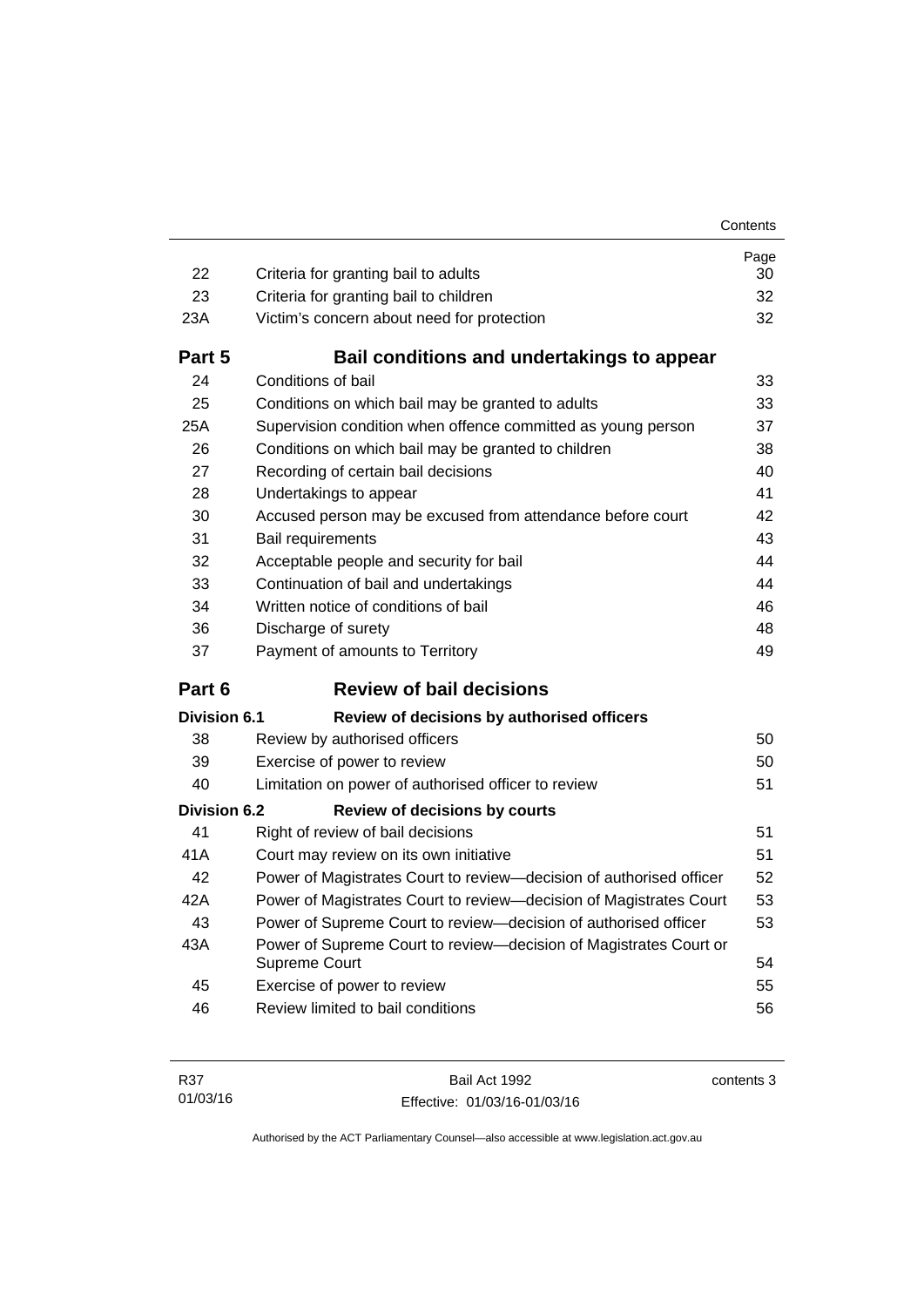| | | Page |
|---|---|---|
| 22 | Criteria for granting bail to adults | 30 |
| 23 | Criteria for granting bail to children | 32 |
| 23A | Victim's concern about need for protection | 32 |
| **Part 5** | **Bail conditions and undertakings to appear** | |
| 24 | Conditions of bail | 33 |
| 25 | Conditions on which bail may be granted to adults | 33 |
| 25A | Supervision condition when offence committed as young person | 37 |
| 26 | Conditions on which bail may be granted to children | 38 |
| 27 | Recording of certain bail decisions | 40 |
| 28 | Undertakings to appear | 41 |
| 30 | Accused person may be excused from attendance before court | 42 |
| 31 | Bail requirements | 43 |
| 32 | Acceptable people and security for bail | 44 |
| 33 | Continuation of bail and undertakings | 44 |
| 34 | Written notice of conditions of bail | 46 |
| 36 | Discharge of surety | 48 |
| 37 | Payment of amounts to Territory | 49 |
| **Part 6** | **Review of bail decisions** | |
| **Division 6.1** | **Review of decisions by authorised officers** | |
| 38 | Review by authorised officers | 50 |
| 39 | Exercise of power to review | 50 |
| 40 | Limitation on power of authorised officer to review | 51 |
| **Division 6.2** | **Review of decisions by courts** | |
| 41 | Right of review of bail decisions | 51 |
| 41A | Court may review on its own initiative | 51 |
| 42 | Power of Magistrates Court to review—decision of authorised officer | 52 |
| 42A | Power of Magistrates Court to review—decision of Magistrates Court | 53 |
| 43 | Power of Supreme Court to review—decision of authorised officer | 53 |
| 43A | Power of Supreme Court to review—decision of Magistrates Court or Supreme Court | 54 |
| 45 | Exercise of power to review | 55 |
| 46 | Review limited to bail conditions | 56 |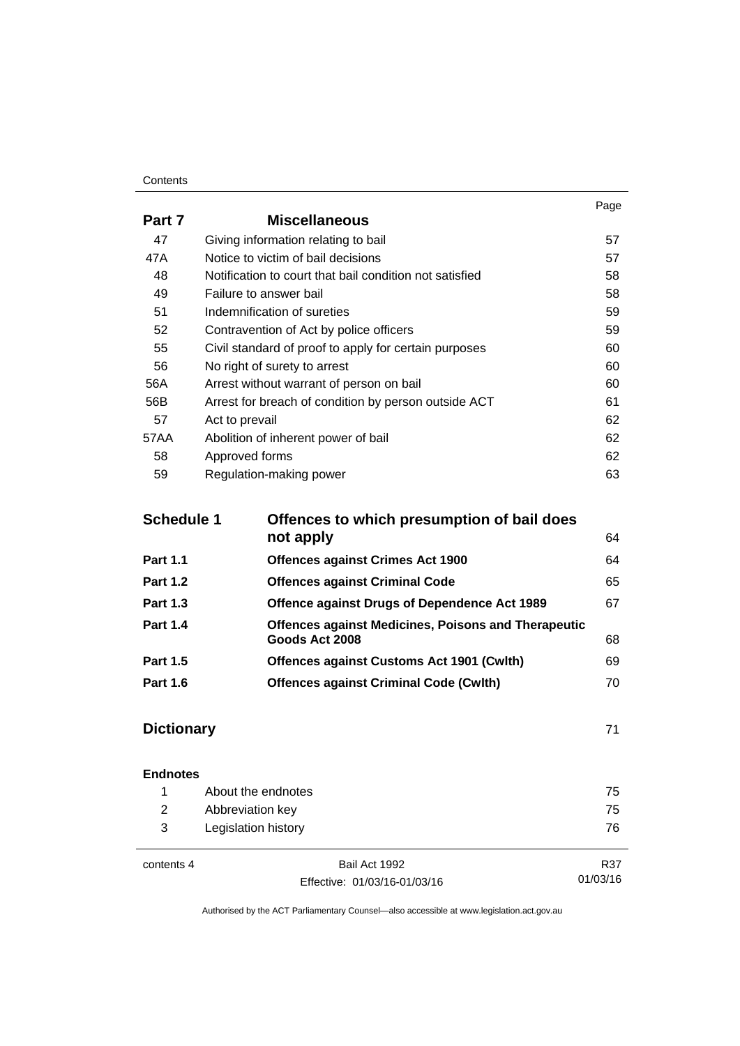| | | Page |
|---|---|---|
| **Part 7** | **Miscellaneous** | |
| 47 | Giving information relating to bail | 57 |
| 47A | Notice to victim of bail decisions | 57 |
| 48 | Notification to court that bail condition not satisfied | 58 |
| 49 | Failure to answer bail | 58 |
| 51 | Indemnification of sureties | 59 |
| 52 | Contravention of Act by police officers | 59 |
| 55 | Civil standard of proof to apply for certain purposes | 60 |
| 56 | No right of surety to arrest | 60 |
| 56A | Arrest without warrant of person on bail | 60 |
| 56B | Arrest for breach of condition by person outside ACT | 61 |
| 57 | Act to prevail | 62 |
| 57AA | Abolition of inherent power of bail | 62 |
| 58 | Approved forms | 62 |
| 59 | Regulation-making power | 63 |

| | | |
|---|---|---|
| **Schedule 1** | **Offences to which presumption of bail does not apply** | 64 |
| **Part 1.1** | **Offences against Crimes Act 1900** | 64 |
| **Part 1.2** | **Offences against Criminal Code** | 65 |
| **Part 1.3** | **Offence against Drugs of Dependence Act 1989** | 67 |
| **Part 1.4** | **Offences against Medicines, Poisons and Therapeutic Goods Act 2008** | 68 |
| **Part 1.5** | **Offences against Customs Act 1901 (Cwlth)** | 69 |
| **Part 1.6** | **Offences against Criminal Code (Cwlth)** | 70 |

| | |
|---|---|
| **Dictionary** | 71 |

**Endnotes**

| | | |
|---|---|---|
| 1 | About the endnotes | 75 |
| 2 | Abbreviation key | 75 |
| 3 | Legislation history | 76 |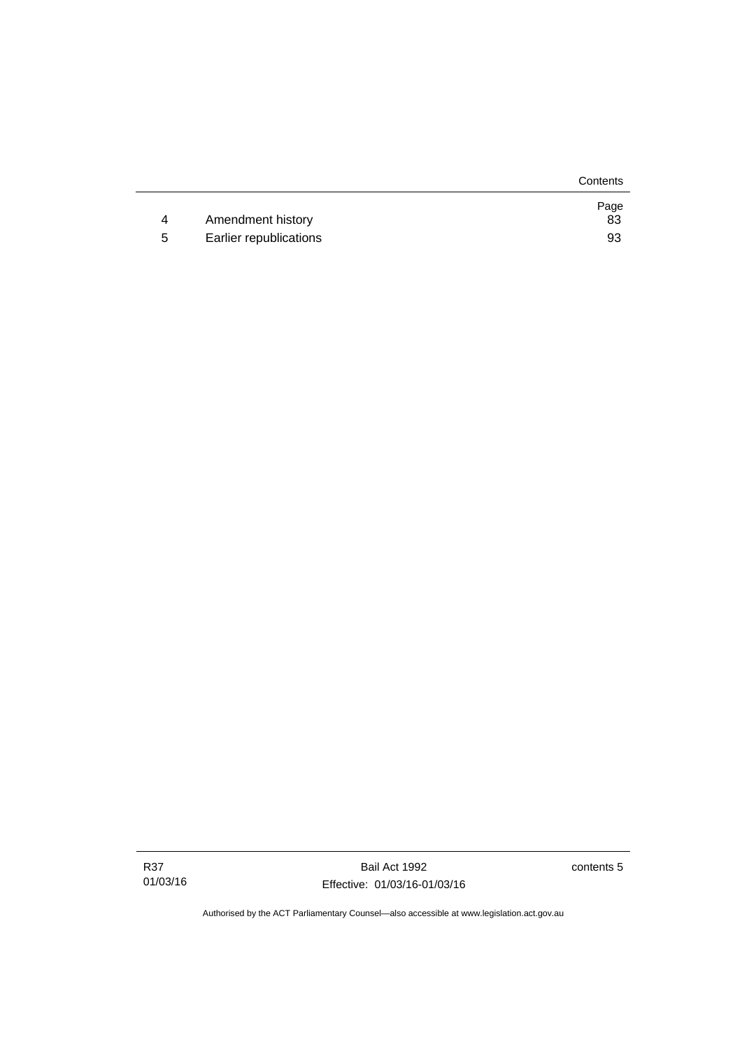|   |   | Page |
|---|---|---|
| 4 | Amendment history | 83 |
| 5 | Earlier republications | 93 |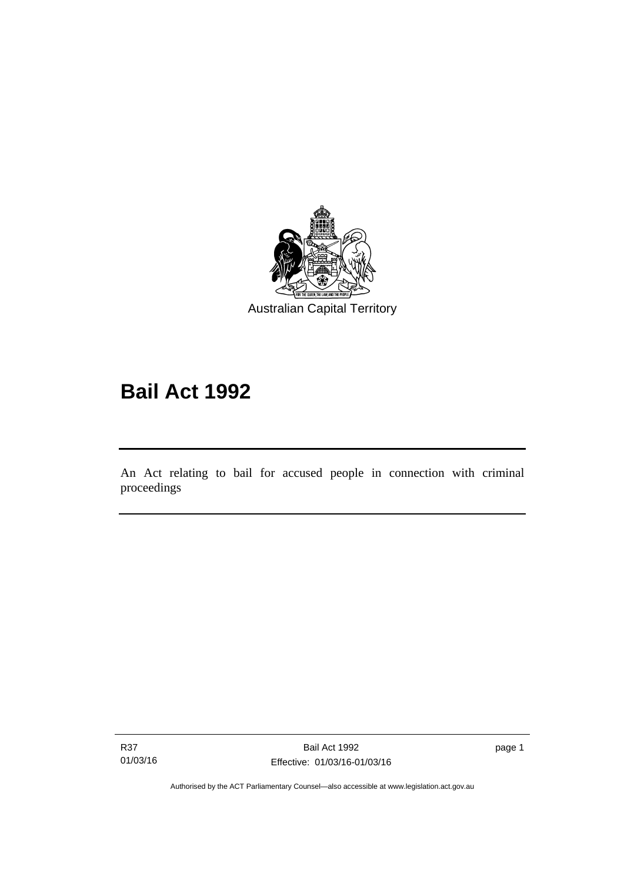Australian Capital Territory

# Bail Act 1992

An Act relating to bail for accused people in connection with criminal proceedings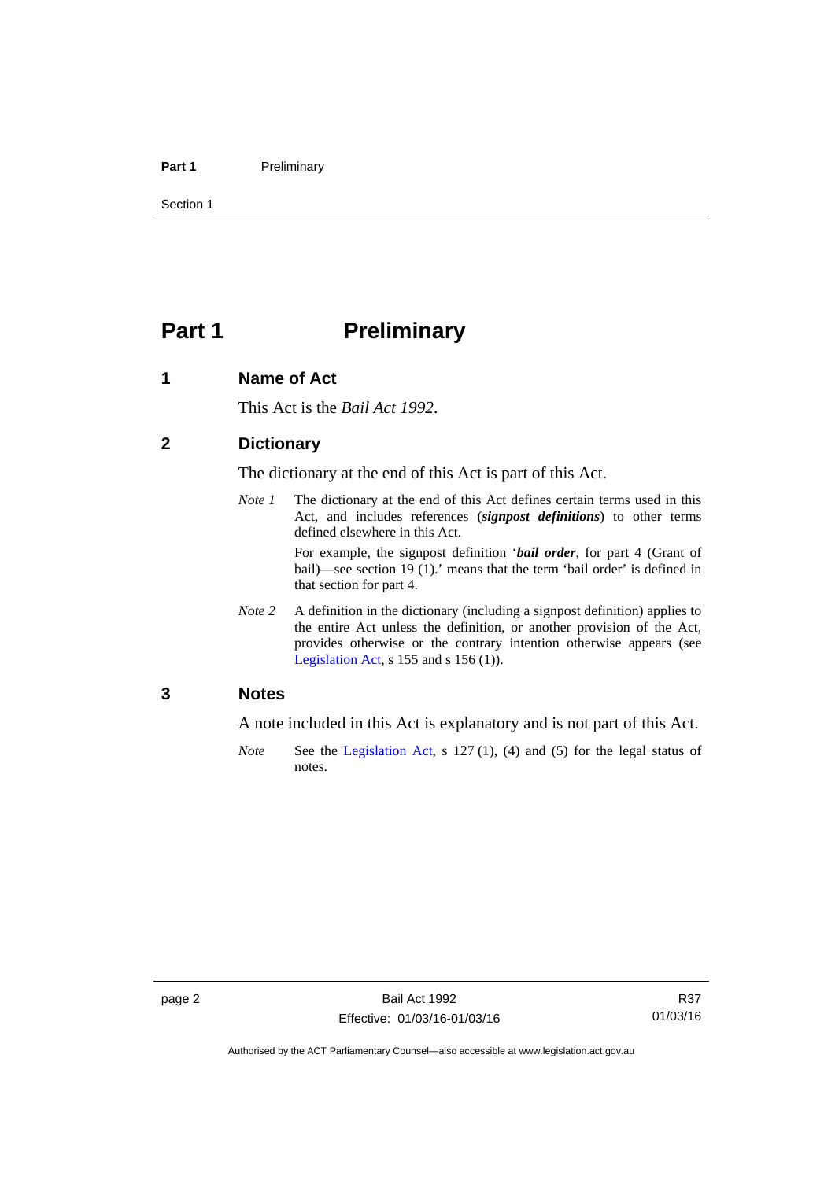# Part 1 Preliminary

## 1 Name of Act

This Act is the *Bail Act 1992*.

## 2 Dictionary

The dictionary at the end of this Act is part of this Act.

*Note 1* The dictionary at the end of this Act defines certain terms used in this Act, and includes references (***signpost definitions***) to other terms defined elsewhere in this Act.

For example, the signpost definition '***bail order***, for part 4 (Grant of bail)—see section 19 (1).' means that the term 'bail order' is defined in that section for part 4.

*Note 2* A definition in the dictionary (including a signpost definition) applies to the entire Act unless the definition, or another provision of the Act, provides otherwise or the contrary intention otherwise appears (see Legislation Act, s 155 and s 156 (1)).

## 3 Notes

A note included in this Act is explanatory and is not part of this Act.

*Note* See the Legislation Act, s 127 (1), (4) and (5) for the legal status of notes.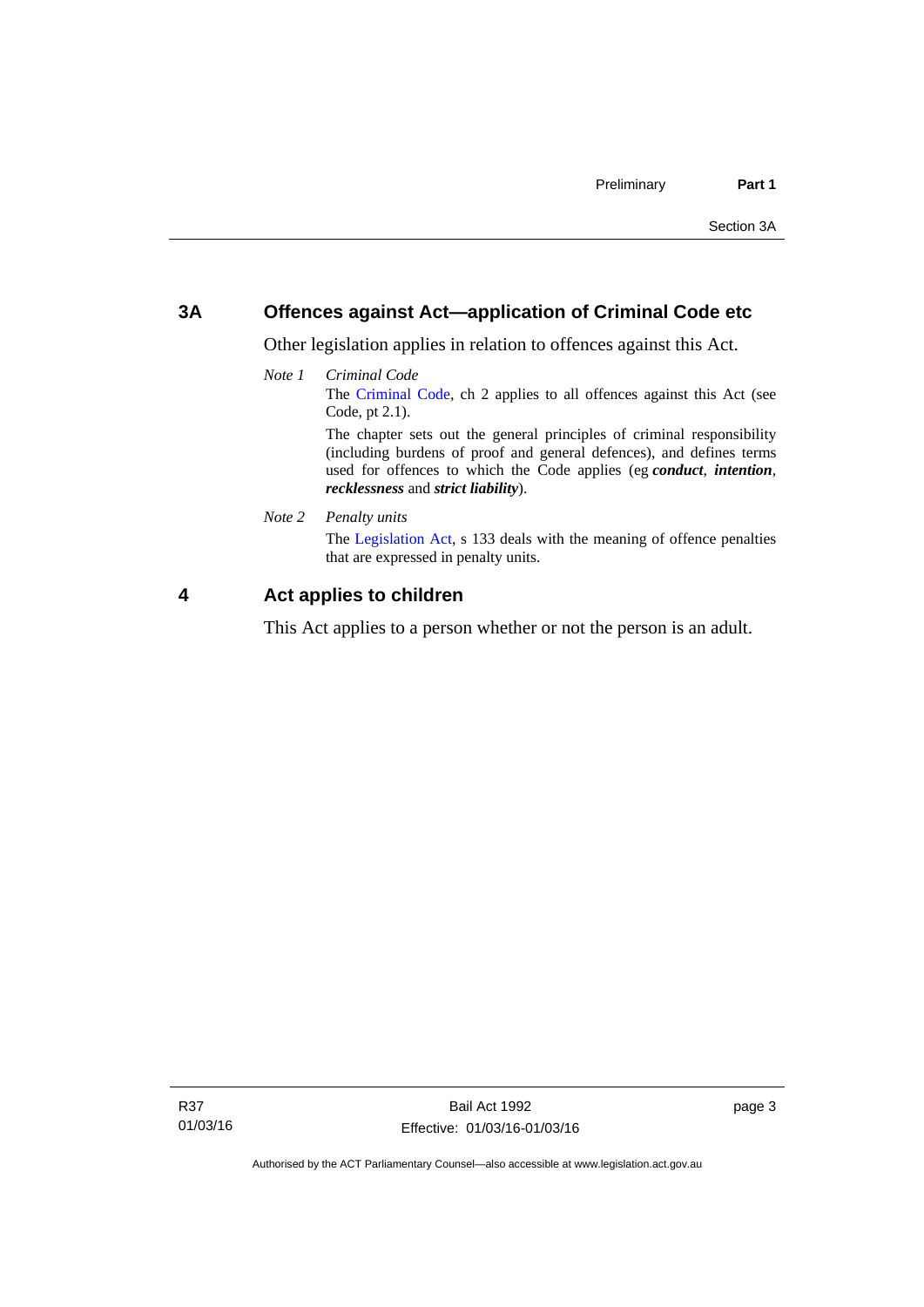## 3A Offences against Act—application of Criminal Code etc

Other legislation applies in relation to offences against this Act.

*Note 1* *Criminal Code*

The Criminal Code, ch 2 applies to all offences against this Act (see Code, pt 2.1).

The chapter sets out the general principles of criminal responsibility (including burdens of proof and general defences), and defines terms used for offences to which the Code applies (eg ***conduct***, ***intention***, ***recklessness*** and ***strict liability***).

*Note 2* *Penalty units*

The Legislation Act, s 133 deals with the meaning of offence penalties that are expressed in penalty units.

## 4 Act applies to children

This Act applies to a person whether or not the person is an adult.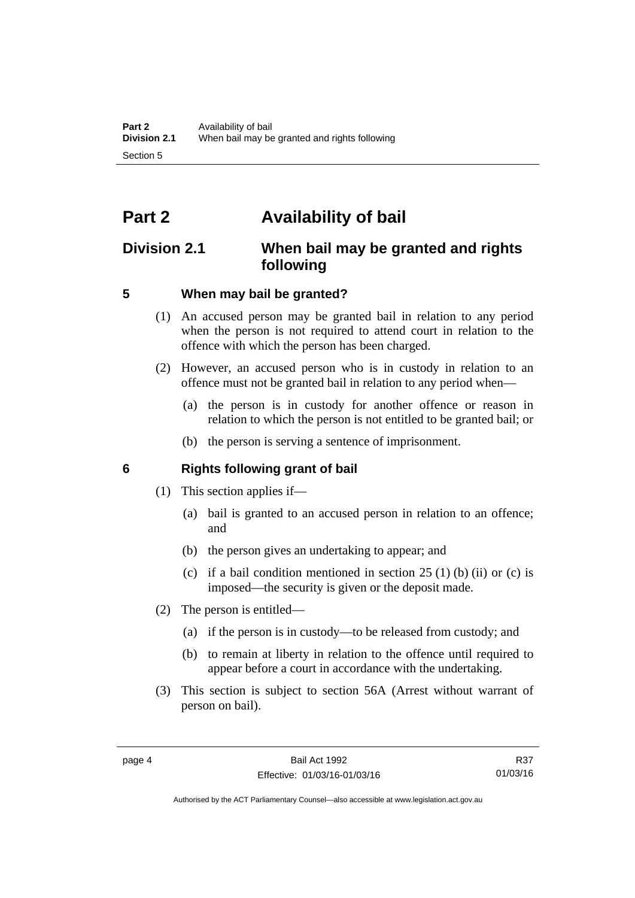# Part 2 Availability of bail

## Division 2.1 When bail may be granted and rights following

### 5 When may bail be granted?

(1) An accused person may be granted bail in relation to any period when the person is not required to attend court in relation to the offence with which the person has been charged.

(2) However, an accused person who is in custody in relation to an offence must not be granted bail in relation to any period when—

(a) the person is in custody for another offence or reason in relation to which the person is not entitled to be granted bail; or

(b) the person is serving a sentence of imprisonment.

### 6 Rights following grant of bail

(1) This section applies if—

(a) bail is granted to an accused person in relation to an offence; and

(b) the person gives an undertaking to appear; and

(c) if a bail condition mentioned in section 25 (1) (b) (ii) or (c) is imposed—the security is given or the deposit made.

(2) The person is entitled—

(a) if the person is in custody—to be released from custody; and

(b) to remain at liberty in relation to the offence until required to appear before a court in accordance with the undertaking.

(3) This section is subject to section 56A (Arrest without warrant of person on bail).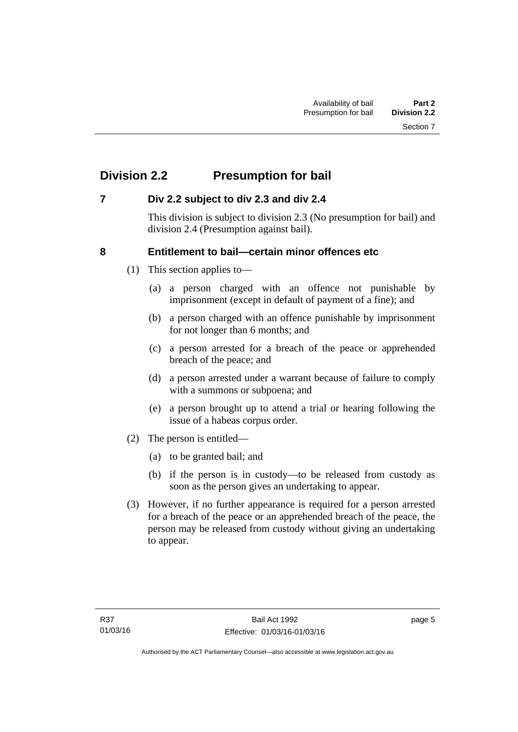## Division 2.2 Presumption for bail

### 7 Div 2.2 subject to div 2.3 and div 2.4

This division is subject to division 2.3 (No presumption for bail) and division 2.4 (Presumption against bail).

### 8 Entitlement to bail—certain minor offences etc

(1) This section applies to—

(a) a person charged with an offence not punishable by imprisonment (except in default of payment of a fine); and

(b) a person charged with an offence punishable by imprisonment for not longer than 6 months; and

(c) a person arrested for a breach of the peace or apprehended breach of the peace; and

(d) a person arrested under a warrant because of failure to comply with a summons or subpoena; and

(e) a person brought up to attend a trial or hearing following the issue of a habeas corpus order.

(2) The person is entitled—

(a) to be granted bail; and

(b) if the person is in custody—to be released from custody as soon as the person gives an undertaking to appear.

(3) However, if no further appearance is required for a person arrested for a breach of the peace or an apprehended breach of the peace, the person may be released from custody without giving an undertaking to appear.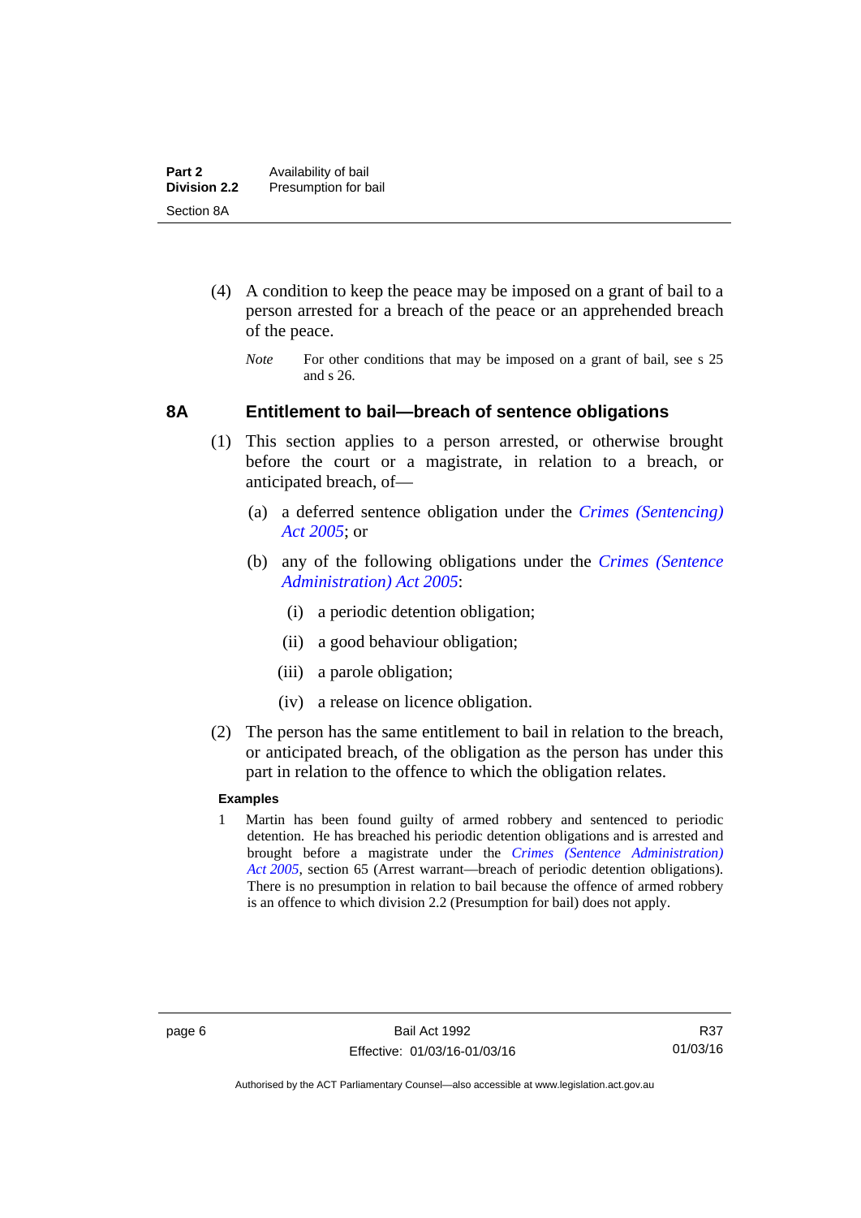(4) A condition to keep the peace may be imposed on a grant of bail to a person arrested for a breach of the peace or an apprehended breach of the peace.

*Note* For other conditions that may be imposed on a grant of bail, see s 25 and s 26.

## 8A Entitlement to bail—breach of sentence obligations

(1) This section applies to a person arrested, or otherwise brought before the court or a magistrate, in relation to a breach, or anticipated breach, of—

(a) a deferred sentence obligation under the *Crimes (Sentencing) Act 2005*; or

(b) any of the following obligations under the *Crimes (Sentence Administration) Act 2005*:

(i) a periodic detention obligation;

(ii) a good behaviour obligation;

(iii) a parole obligation;

(iv) a release on licence obligation.

(2) The person has the same entitlement to bail in relation to the breach, or anticipated breach, of the obligation as the person has under this part in relation to the offence to which the obligation relates.

**Examples**

1 Martin has been found guilty of armed robbery and sentenced to periodic detention. He has breached his periodic detention obligations and is arrested and brought before a magistrate under the *Crimes (Sentence Administration) Act 2005*, section 65 (Arrest warrant—breach of periodic detention obligations). There is no presumption in relation to bail because the offence of armed robbery is an offence to which division 2.2 (Presumption for bail) does not apply.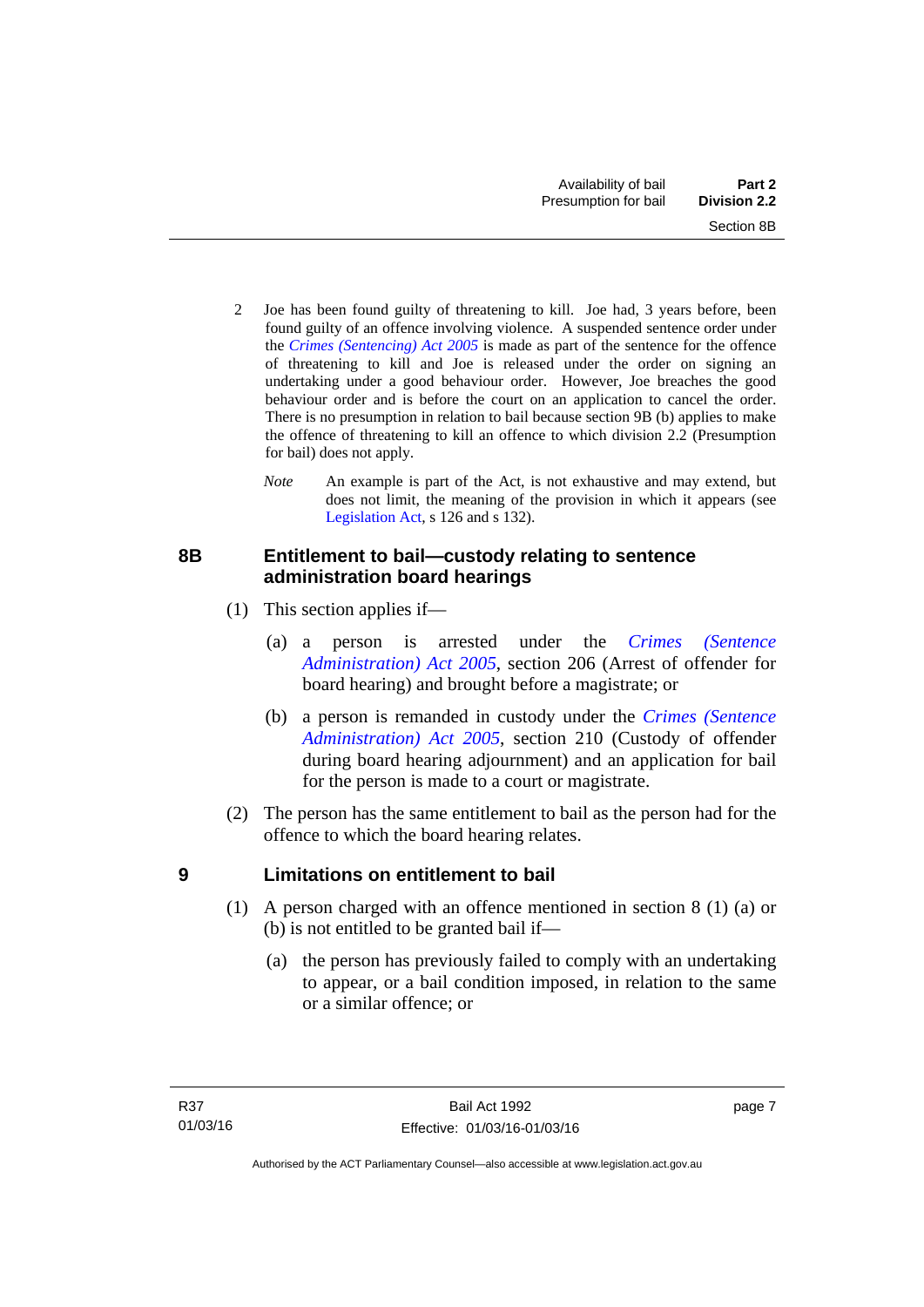2 Joe has been found guilty of threatening to kill. Joe had, 3 years before, been found guilty of an offence involving violence. A suspended sentence order under the *Crimes (Sentencing) Act 2005* is made as part of the sentence for the offence of threatening to kill and Joe is released under the order on signing an undertaking under a good behaviour order. However, Joe breaches the good behaviour order and is before the court on an application to cancel the order. There is no presumption in relation to bail because section 9B (b) applies to make the offence of threatening to kill an offence to which division 2.2 (Presumption for bail) does not apply.

*Note* An example is part of the Act, is not exhaustive and may extend, but does not limit, the meaning of the provision in which it appears (see Legislation Act, s 126 and s 132).

### 8B Entitlement to bail—custody relating to sentence administration board hearings

(1) This section applies if—

(a) a person is arrested under the *Crimes (Sentence Administration) Act 2005*, section 206 (Arrest of offender for board hearing) and brought before a magistrate; or

(b) a person is remanded in custody under the *Crimes (Sentence Administration) Act 2005*, section 210 (Custody of offender during board hearing adjournment) and an application for bail for the person is made to a court or magistrate.

(2) The person has the same entitlement to bail as the person had for the offence to which the board hearing relates.

### 9 Limitations on entitlement to bail

(1) A person charged with an offence mentioned in section 8 (1) (a) or (b) is not entitled to be granted bail if—

(a) the person has previously failed to comply with an undertaking to appear, or a bail condition imposed, in relation to the same or a similar offence; or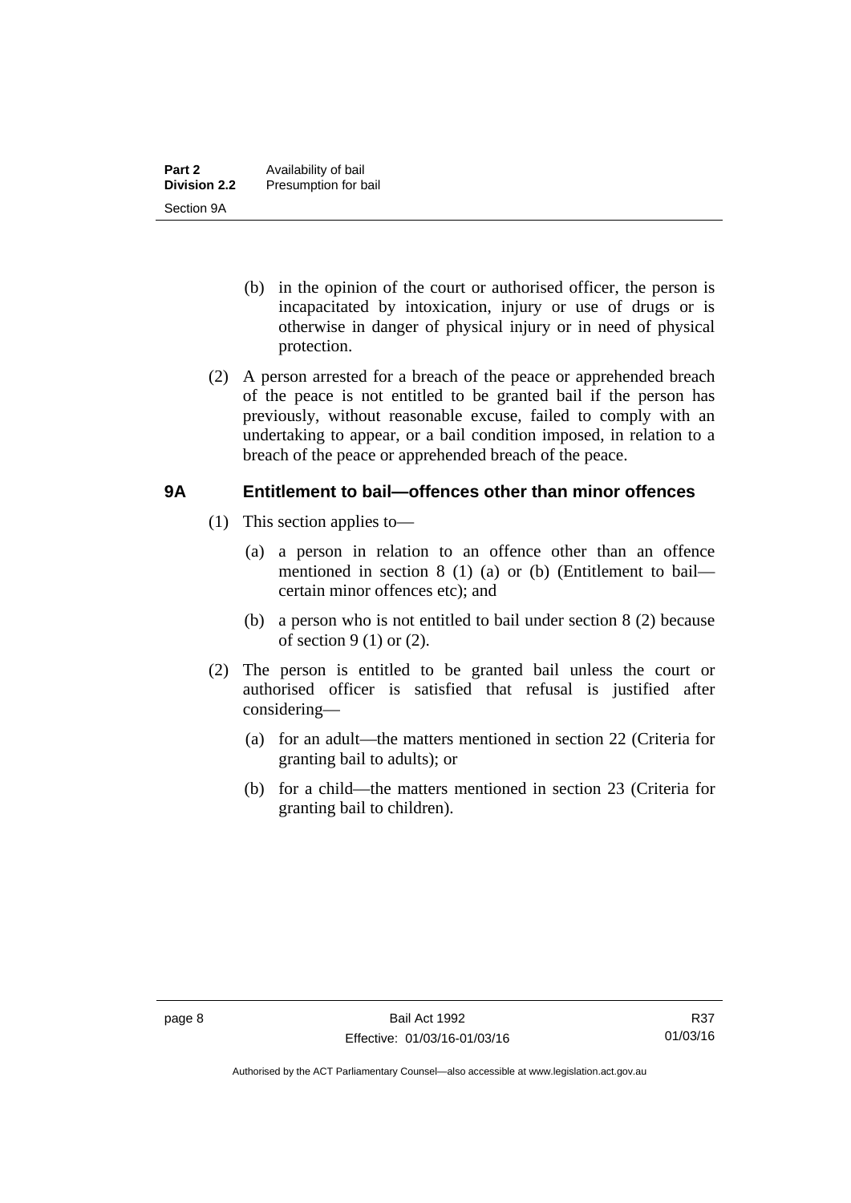(b) in the opinion of the court or authorised officer, the person is incapacitated by intoxication, injury or use of drugs or is otherwise in danger of physical injury or in need of physical protection.

(2) A person arrested for a breach of the peace or apprehended breach of the peace is not entitled to be granted bail if the person has previously, without reasonable excuse, failed to comply with an undertaking to appear, or a bail condition imposed, in relation to a breach of the peace or apprehended breach of the peace.

### 9A Entitlement to bail—offences other than minor offences

(1) This section applies to—

(a) a person in relation to an offence other than an offence mentioned in section 8 (1) (a) or (b) (Entitlement to bail—certain minor offences etc); and

(b) a person who is not entitled to bail under section 8 (2) because of section 9 (1) or (2).

(2) The person is entitled to be granted bail unless the court or authorised officer is satisfied that refusal is justified after considering—

(a) for an adult—the matters mentioned in section 22 (Criteria for granting bail to adults); or

(b) for a child—the matters mentioned in section 23 (Criteria for granting bail to children).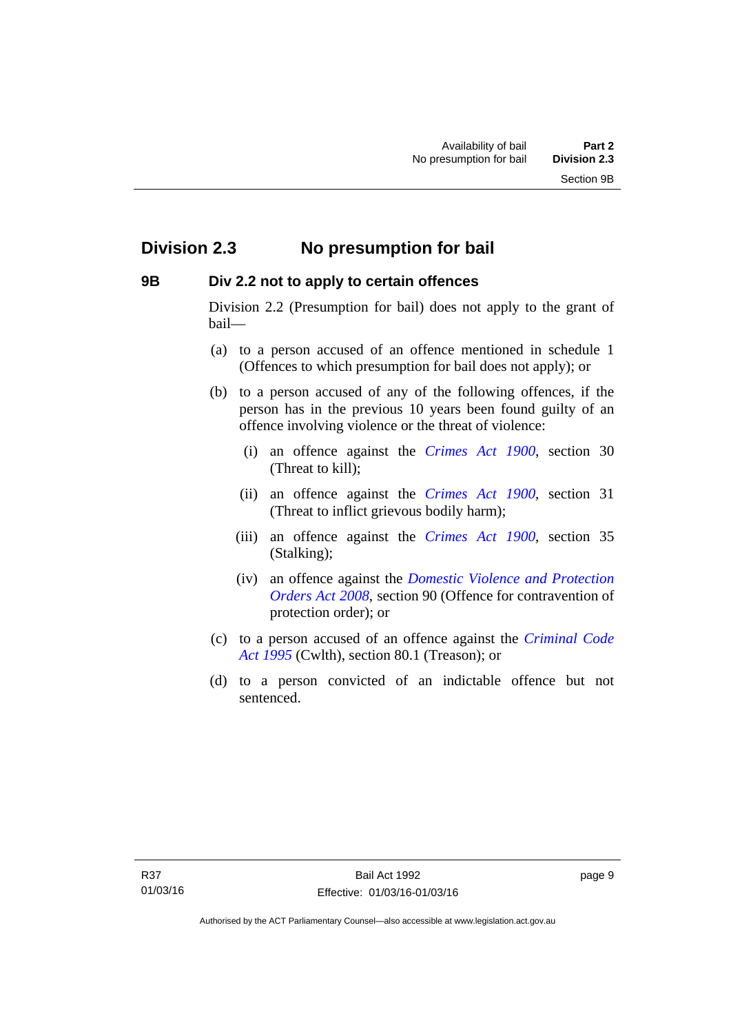## Division 2.3 No presumption for bail

### 9B Div 2.2 not to apply to certain offences

Division 2.2 (Presumption for bail) does not apply to the grant of bail—

(a) to a person accused of an offence mentioned in schedule 1 (Offences to which presumption for bail does not apply); or

(b) to a person accused of any of the following offences, if the person has in the previous 10 years been found guilty of an offence involving violence or the threat of violence:

  (i) an offence against the *Crimes Act 1900*, section 30 (Threat to kill);

  (ii) an offence against the *Crimes Act 1900*, section 31 (Threat to inflict grievous bodily harm);

  (iii) an offence against the *Crimes Act 1900*, section 35 (Stalking);

  (iv) an offence against the *Domestic Violence and Protection Orders Act 2008*, section 90 (Offence for contravention of protection order); or

(c) to a person accused of an offence against the *Criminal Code Act 1995* (Cwlth), section 80.1 (Treason); or

(d) to a person convicted of an indictable offence but not sentenced.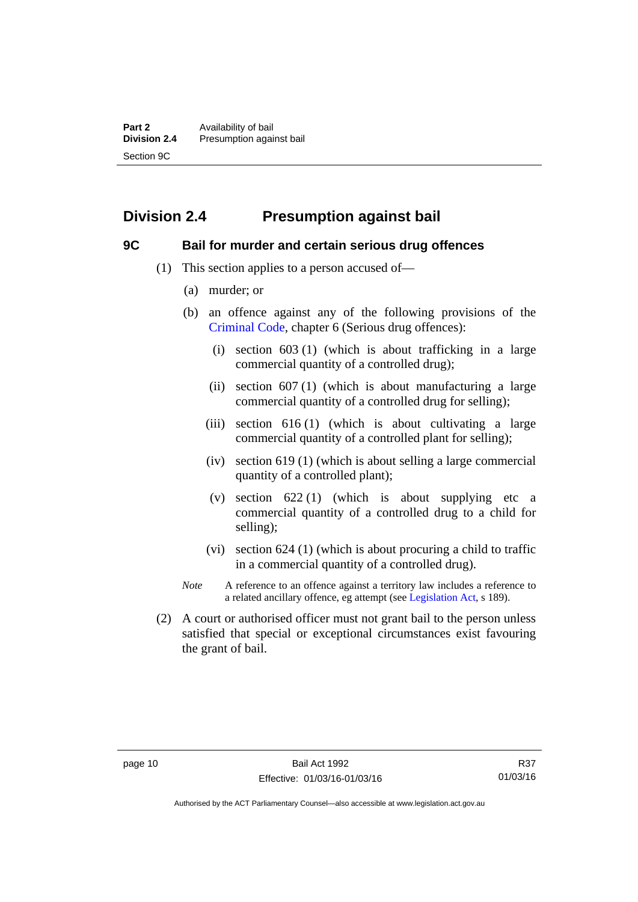## Division 2.4 Presumption against bail

### 9C Bail for murder and certain serious drug offences

(1) This section applies to a person accused of—

(a) murder; or

(b) an offence against any of the following provisions of the Criminal Code, chapter 6 (Serious drug offences):

(i) section 603 (1) (which is about trafficking in a large commercial quantity of a controlled drug);

(ii) section 607 (1) (which is about manufacturing a large commercial quantity of a controlled drug for selling);

(iii) section 616 (1) (which is about cultivating a large commercial quantity of a controlled plant for selling);

(iv) section 619 (1) (which is about selling a large commercial quantity of a controlled plant);

(v) section 622 (1) (which is about supplying etc a commercial quantity of a controlled drug to a child for selling);

(vi) section 624 (1) (which is about procuring a child to traffic in a commercial quantity of a controlled drug).

*Note* A reference to an offence against a territory law includes a reference to a related ancillary offence, eg attempt (see Legislation Act, s 189).

(2) A court or authorised officer must not grant bail to the person unless satisfied that special or exceptional circumstances exist favouring the grant of bail.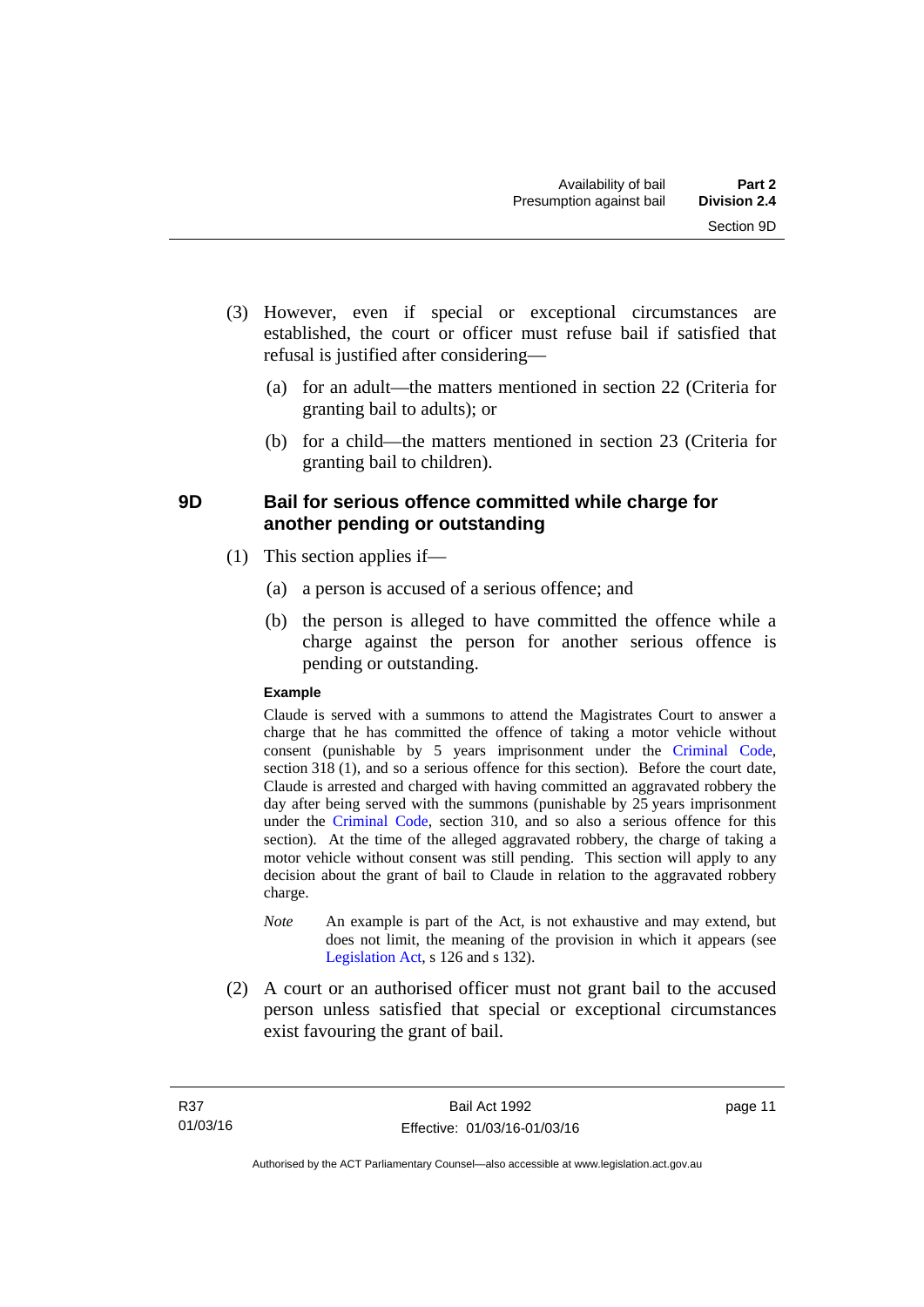(3) However, even if special or exceptional circumstances are established, the court or officer must refuse bail if satisfied that refusal is justified after considering—

(a) for an adult—the matters mentioned in section 22 (Criteria for granting bail to adults); or

(b) for a child—the matters mentioned in section 23 (Criteria for granting bail to children).

## 9D Bail for serious offence committed while charge for another pending or outstanding

(1) This section applies if—

(a) a person is accused of a serious offence; and

(b) the person is alleged to have committed the offence while a charge against the person for another serious offence is pending or outstanding.

**Example**

Claude is served with a summons to attend the Magistrates Court to answer a charge that he has committed the offence of taking a motor vehicle without consent (punishable by 5 years imprisonment under the Criminal Code, section 318 (1), and so a serious offence for this section). Before the court date, Claude is arrested and charged with having committed an aggravated robbery the day after being served with the summons (punishable by 25 years imprisonment under the Criminal Code, section 310, and so also a serious offence for this section). At the time of the alleged aggravated robbery, the charge of taking a motor vehicle without consent was still pending. This section will apply to any decision about the grant of bail to Claude in relation to the aggravated robbery charge.

*Note* An example is part of the Act, is not exhaustive and may extend, but does not limit, the meaning of the provision in which it appears (see Legislation Act, s 126 and s 132).

(2) A court or an authorised officer must not grant bail to the accused person unless satisfied that special or exceptional circumstances exist favouring the grant of bail.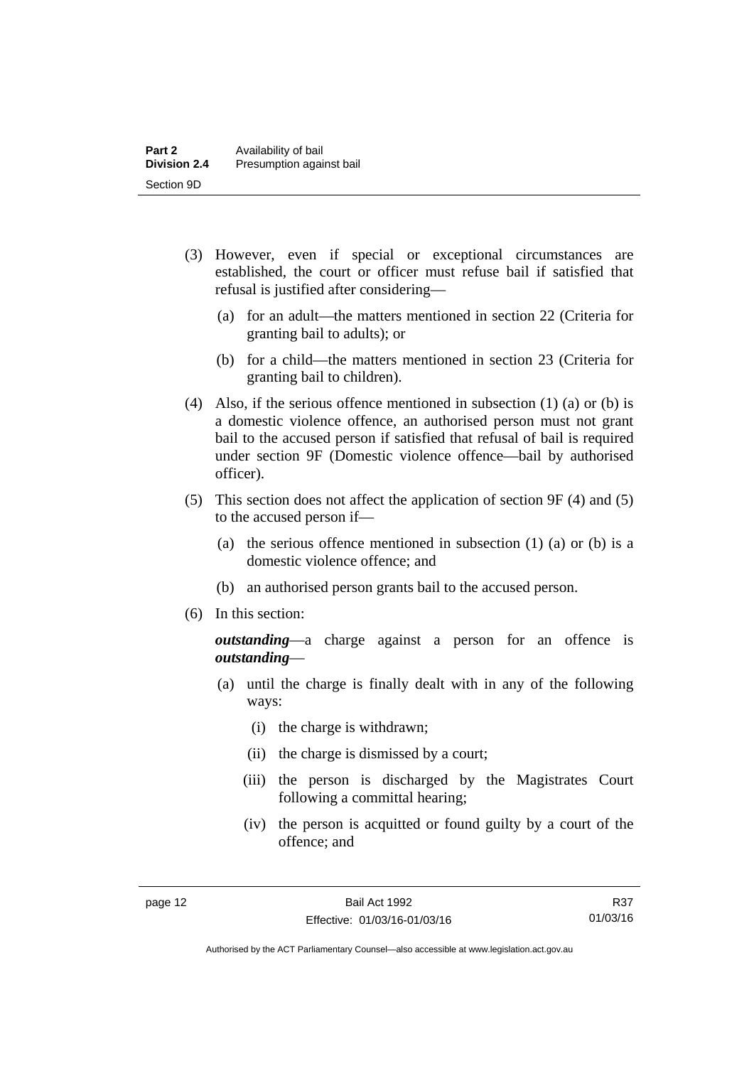(3) However, even if special or exceptional circumstances are established, the court or officer must refuse bail if satisfied that refusal is justified after considering—

   (a) for an adult—the matters mentioned in section 22 (Criteria for granting bail to adults); or

   (b) for a child—the matters mentioned in section 23 (Criteria for granting bail to children).

(4) Also, if the serious offence mentioned in subsection (1) (a) or (b) is a domestic violence offence, an authorised person must not grant bail to the accused person if satisfied that refusal of bail is required under section 9F (Domestic violence offence—bail by authorised officer).

(5) This section does not affect the application of section 9F (4) and (5) to the accused person if—

   (a) the serious offence mentioned in subsection (1) (a) or (b) is a domestic violence offence; and

   (b) an authorised person grants bail to the accused person.

(6) In this section:

***outstanding***—a charge against a person for an offence is ***outstanding***—

   (a) until the charge is finally dealt with in any of the following ways:

      (i) the charge is withdrawn;

      (ii) the charge is dismissed by a court;

      (iii) the person is discharged by the Magistrates Court following a committal hearing;

      (iv) the person is acquitted or found guilty by a court of the offence; and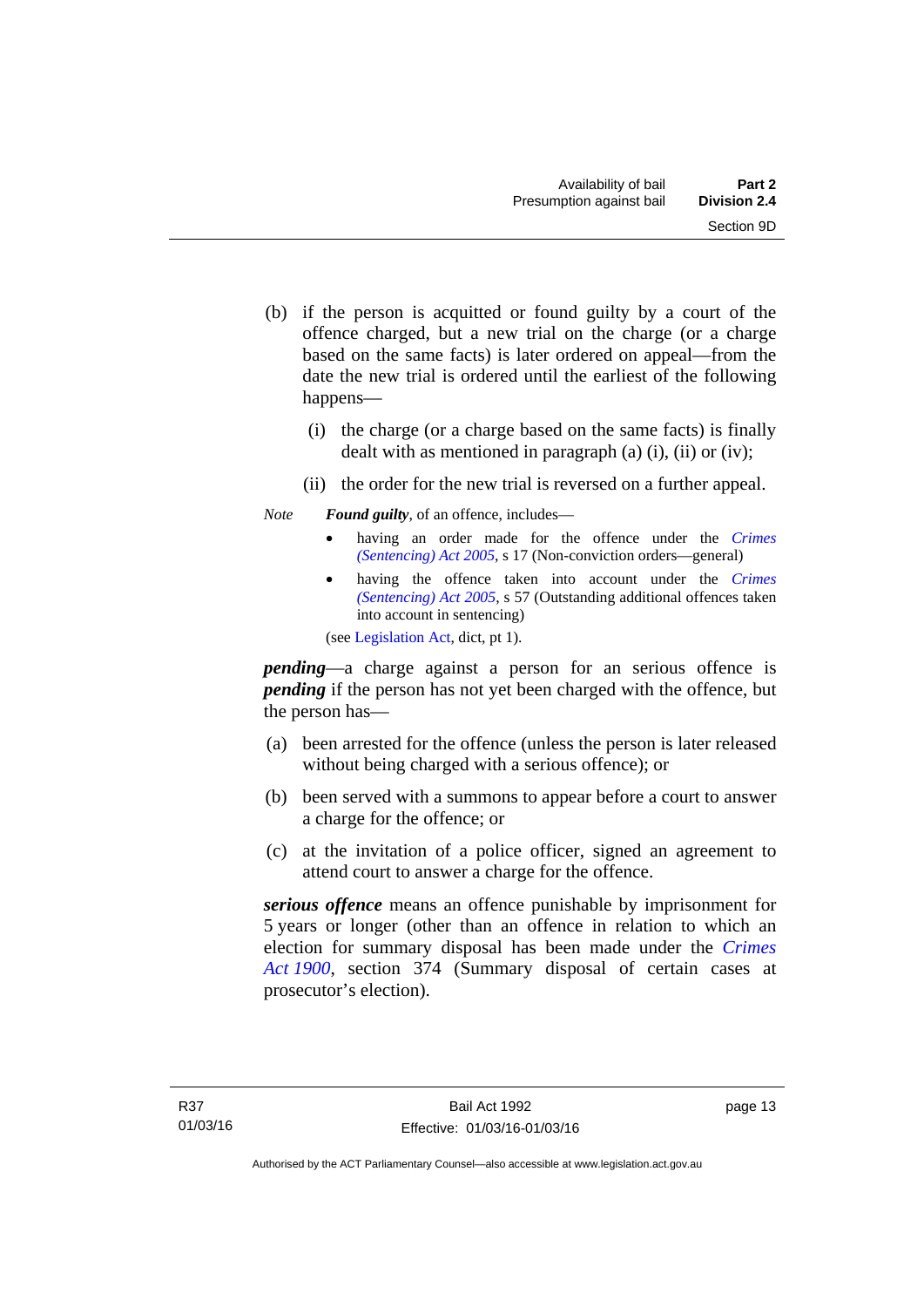(b) if the person is acquitted or found guilty by a court of the offence charged, but a new trial on the charge (or a charge based on the same facts) is later ordered on appeal—from the date the new trial is ordered until the earliest of the following happens—

  (i) the charge (or a charge based on the same facts) is finally dealt with as mentioned in paragraph (a) (i), (ii) or (iv);

  (ii) the order for the new trial is reversed on a further appeal.

*Note* ***Found guilty***, of an offence, includes—

- having an order made for the offence under the *Crimes (Sentencing) Act 2005*, s 17 (Non-conviction orders—general)
- having the offence taken into account under the *Crimes (Sentencing) Act 2005*, s 57 (Outstanding additional offences taken into account in sentencing)

(see Legislation Act, dict, pt 1).

***pending***—a charge against a person for an serious offence is ***pending*** if the person has not yet been charged with the offence, but the person has—

(a) been arrested for the offence (unless the person is later released without being charged with a serious offence); or

(b) been served with a summons to appear before a court to answer a charge for the offence; or

(c) at the invitation of a police officer, signed an agreement to attend court to answer a charge for the offence.

***serious offence*** means an offence punishable by imprisonment for 5 years or longer (other than an offence in relation to which an election for summary disposal has been made under the *Crimes Act 1900*, section 374 (Summary disposal of certain cases at prosecutor's election).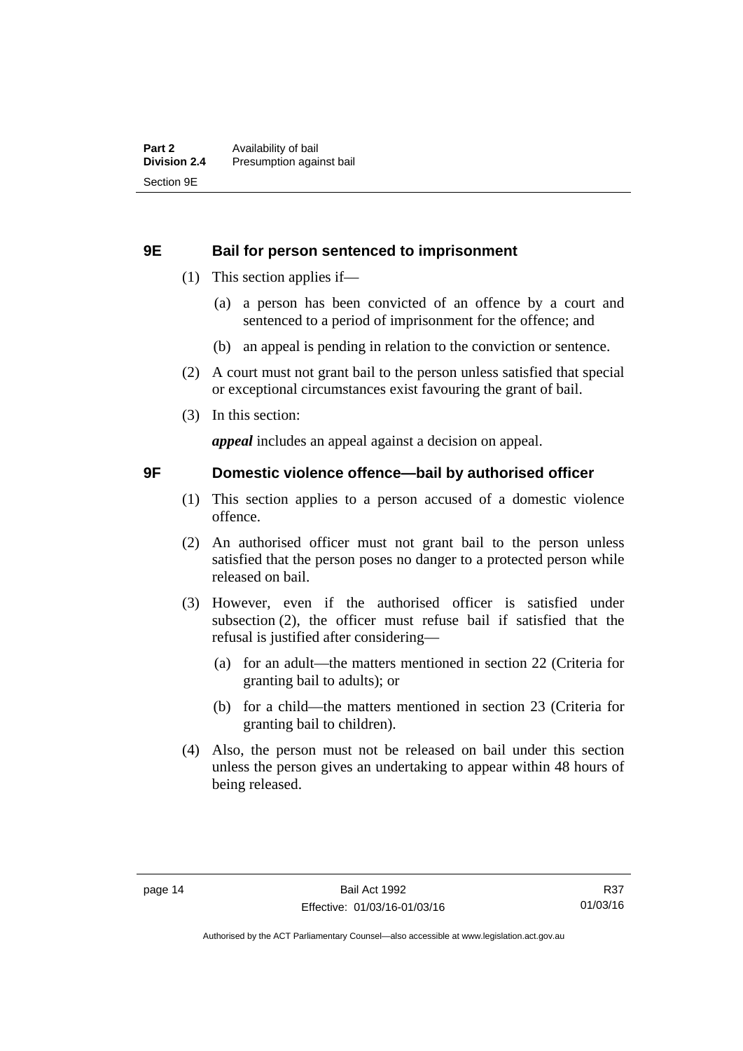## 9E Bail for person sentenced to imprisonment

(1) This section applies if—

(a) a person has been convicted of an offence by a court and sentenced to a period of imprisonment for the offence; and

(b) an appeal is pending in relation to the conviction or sentence.

(2) A court must not grant bail to the person unless satisfied that special or exceptional circumstances exist favouring the grant of bail.

(3) In this section:

***appeal*** includes an appeal against a decision on appeal.

## 9F Domestic violence offence—bail by authorised officer

(1) This section applies to a person accused of a domestic violence offence.

(2) An authorised officer must not grant bail to the person unless satisfied that the person poses no danger to a protected person while released on bail.

(3) However, even if the authorised officer is satisfied under subsection (2), the officer must refuse bail if satisfied that the refusal is justified after considering—

(a) for an adult—the matters mentioned in section 22 (Criteria for granting bail to adults); or

(b) for a child—the matters mentioned in section 23 (Criteria for granting bail to children).

(4) Also, the person must not be released on bail under this section unless the person gives an undertaking to appear within 48 hours of being released.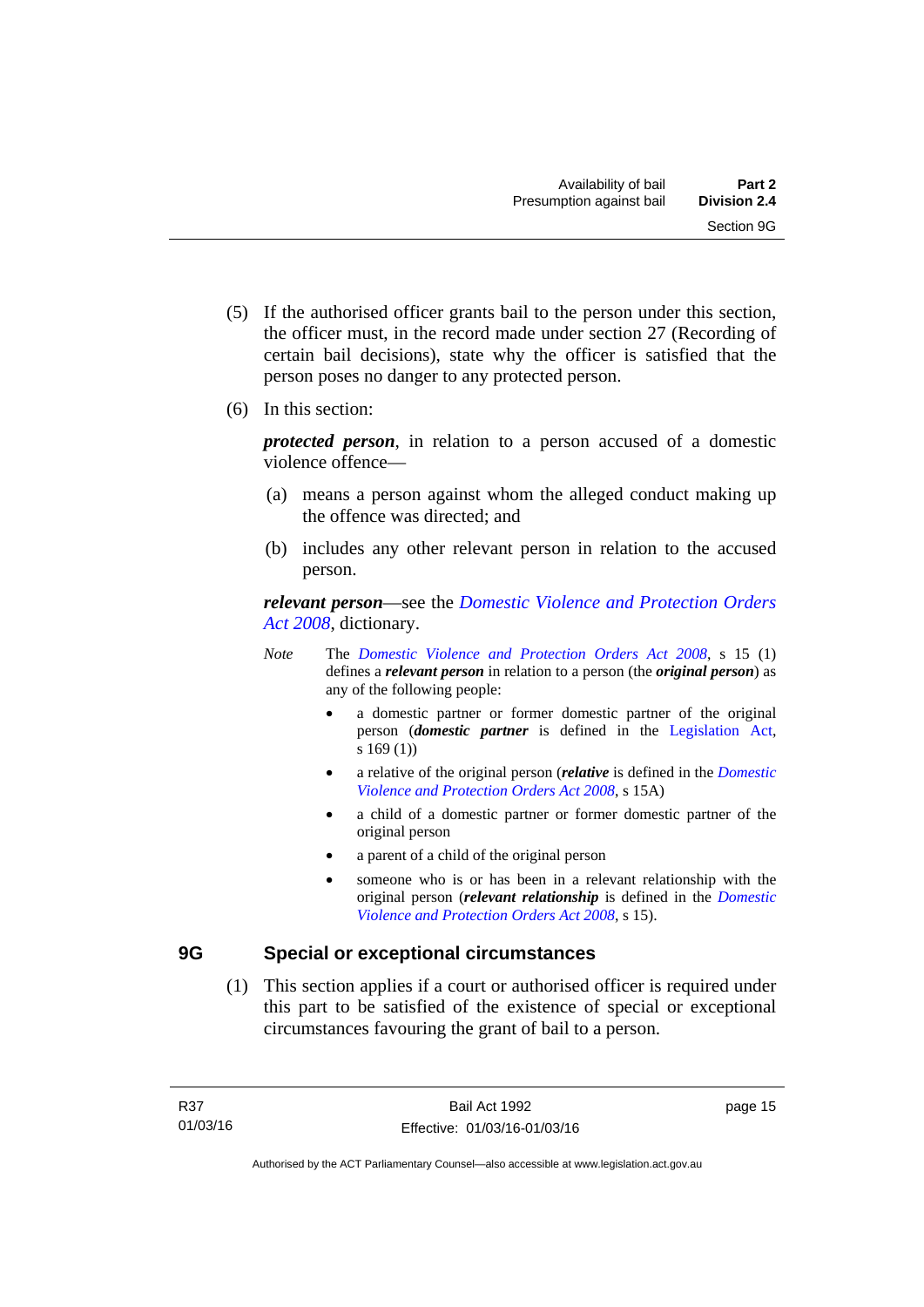(5) If the authorised officer grants bail to the person under this section, the officer must, in the record made under section 27 (Recording of certain bail decisions), state why the officer is satisfied that the person poses no danger to any protected person.

(6) In this section:

***protected person***, in relation to a person accused of a domestic violence offence—

(a) means a person against whom the alleged conduct making up the offence was directed; and

(b) includes any other relevant person in relation to the accused person.

***relevant person***—see the *Domestic Violence and Protection Orders Act 2008*, dictionary.

*Note* The *Domestic Violence and Protection Orders Act 2008*, s 15 (1) defines a ***relevant person*** in relation to a person (the ***original person***) as any of the following people:

- a domestic partner or former domestic partner of the original person (***domestic partner*** is defined in the Legislation Act, s 169 (1))
- a relative of the original person (***relative*** is defined in the *Domestic Violence and Protection Orders Act 2008*, s 15A)
- a child of a domestic partner or former domestic partner of the original person
- a parent of a child of the original person
- someone who is or has been in a relevant relationship with the original person (***relevant relationship*** is defined in the *Domestic Violence and Protection Orders Act 2008*, s 15).

## 9G Special or exceptional circumstances

(1) This section applies if a court or authorised officer is required under this part to be satisfied of the existence of special or exceptional circumstances favouring the grant of bail to a person.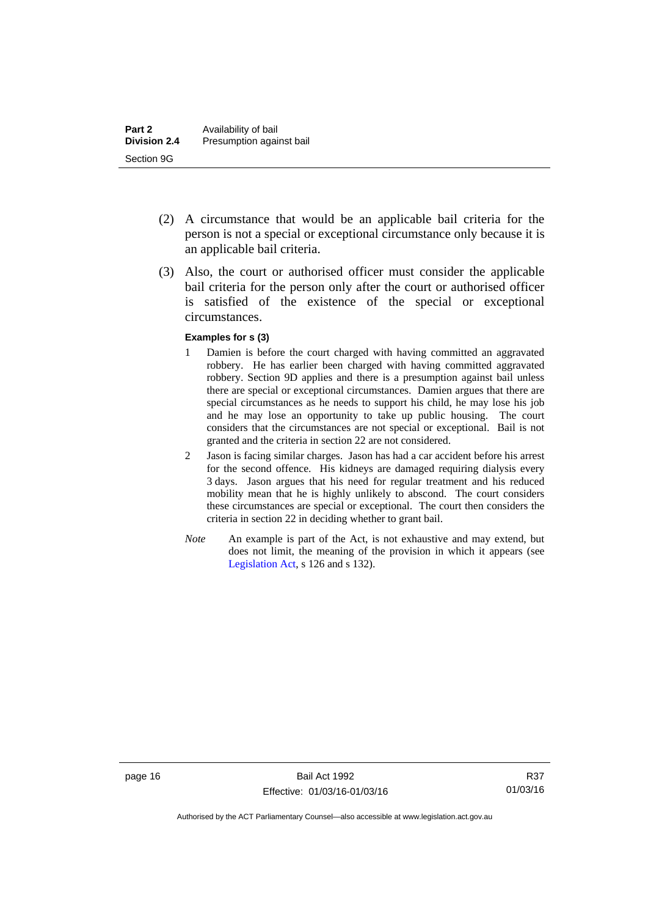(2) A circumstance that would be an applicable bail criteria for the person is not a special or exceptional circumstance only because it is an applicable bail criteria.

(3) Also, the court or authorised officer must consider the applicable bail criteria for the person only after the court or authorised officer is satisfied of the existence of the special or exceptional circumstances.

**Examples for s (3)**

1 Damien is before the court charged with having committed an aggravated robbery. He has earlier been charged with having committed aggravated robbery. Section 9D applies and there is a presumption against bail unless there are special or exceptional circumstances. Damien argues that there are special circumstances as he needs to support his child, he may lose his job and he may lose an opportunity to take up public housing. The court considers that the circumstances are not special or exceptional. Bail is not granted and the criteria in section 22 are not considered.

2 Jason is facing similar charges. Jason has had a car accident before his arrest for the second offence. His kidneys are damaged requiring dialysis every 3 days. Jason argues that his need for regular treatment and his reduced mobility mean that he is highly unlikely to abscond. The court considers these circumstances are special or exceptional. The court then considers the criteria in section 22 in deciding whether to grant bail.

*Note* An example is part of the Act, is not exhaustive and may extend, but does not limit, the meaning of the provision in which it appears (see Legislation Act, s 126 and s 132).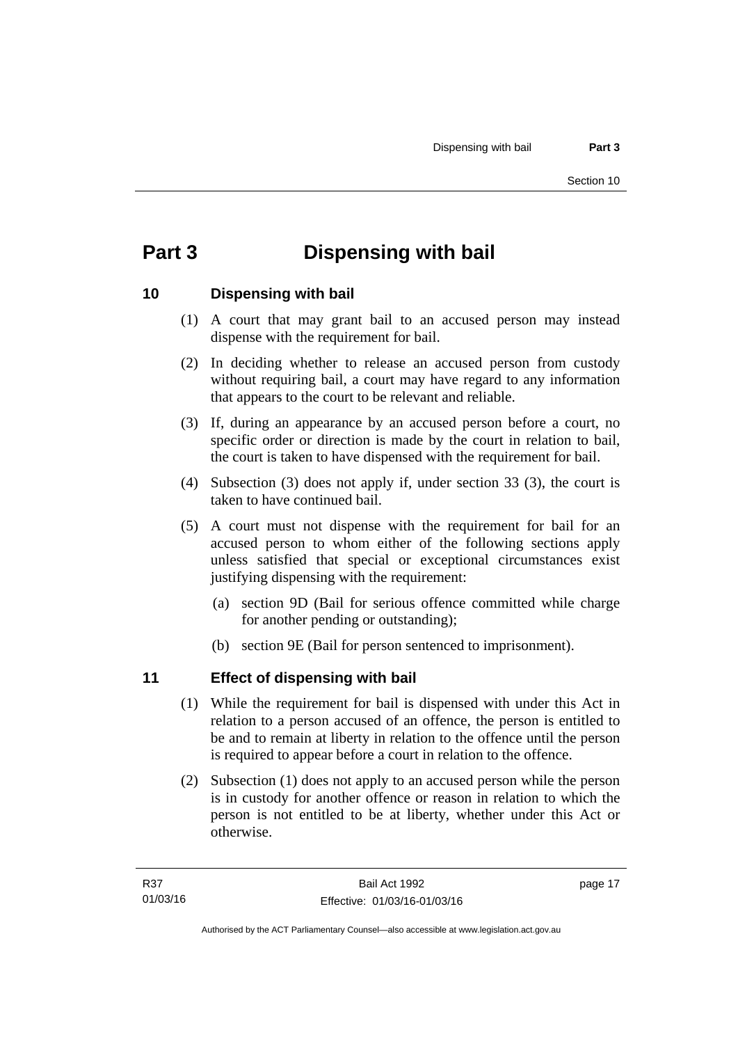# Part 3 Dispensing with bail

## 10 Dispensing with bail

(1) A court that may grant bail to an accused person may instead dispense with the requirement for bail.

(2) In deciding whether to release an accused person from custody without requiring bail, a court may have regard to any information that appears to the court to be relevant and reliable.

(3) If, during an appearance by an accused person before a court, no specific order or direction is made by the court in relation to bail, the court is taken to have dispensed with the requirement for bail.

(4) Subsection (3) does not apply if, under section 33 (3), the court is taken to have continued bail.

(5) A court must not dispense with the requirement for bail for an accused person to whom either of the following sections apply unless satisfied that special or exceptional circumstances exist justifying dispensing with the requirement:

(a) section 9D (Bail for serious offence committed while charge for another pending or outstanding);

(b) section 9E (Bail for person sentenced to imprisonment).

## 11 Effect of dispensing with bail

(1) While the requirement for bail is dispensed with under this Act in relation to a person accused of an offence, the person is entitled to be and to remain at liberty in relation to the offence until the person is required to appear before a court in relation to the offence.

(2) Subsection (1) does not apply to an accused person while the person is in custody for another offence or reason in relation to which the person is not entitled to be at liberty, whether under this Act or otherwise.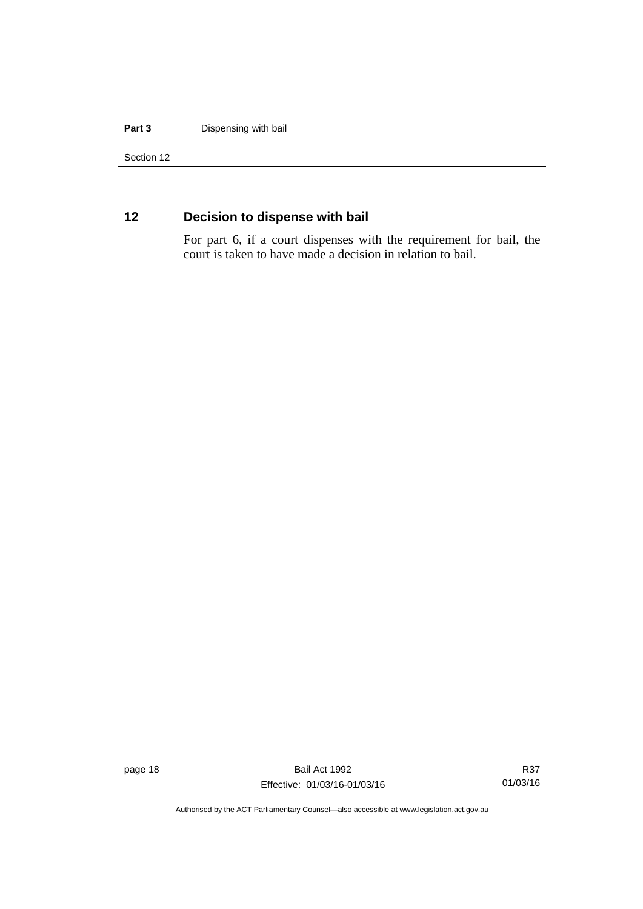## 12 Decision to dispense with bail

For part 6, if a court dispenses with the requirement for bail, the court is taken to have made a decision in relation to bail.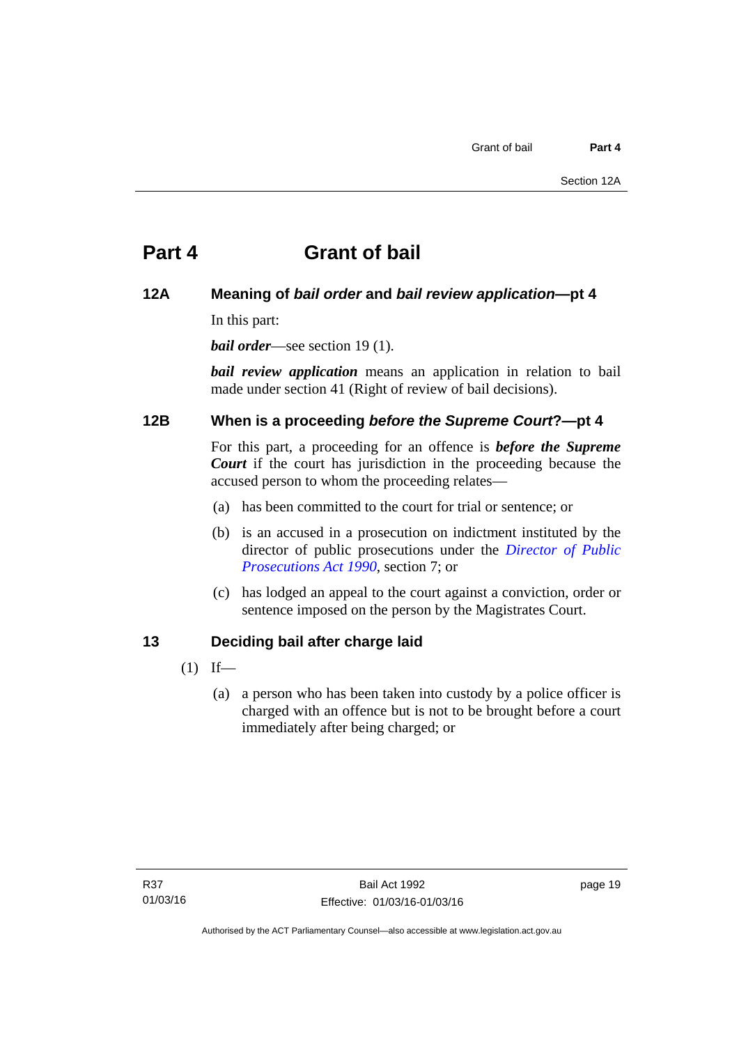# Part 4 Grant of bail

## 12A Meaning of *bail order* and *bail review application*—pt 4

In this part:

***bail order***—see section 19 (1).

***bail review application*** means an application in relation to bail made under section 41 (Right of review of bail decisions).

## 12B When is a proceeding *before the Supreme Court*?—pt 4

For this part, a proceeding for an offence is ***before the Supreme Court*** if the court has jurisdiction in the proceeding because the accused person to whom the proceeding relates—

(a) has been committed to the court for trial or sentence; or

(b) is an accused in a prosecution on indictment instituted by the director of public prosecutions under the *Director of Public Prosecutions Act 1990*, section 7; or

(c) has lodged an appeal to the court against a conviction, order or sentence imposed on the person by the Magistrates Court.

## 13 Deciding bail after charge laid

(1) If—

(a) a person who has been taken into custody by a police officer is charged with an offence but is not to be brought before a court immediately after being charged; or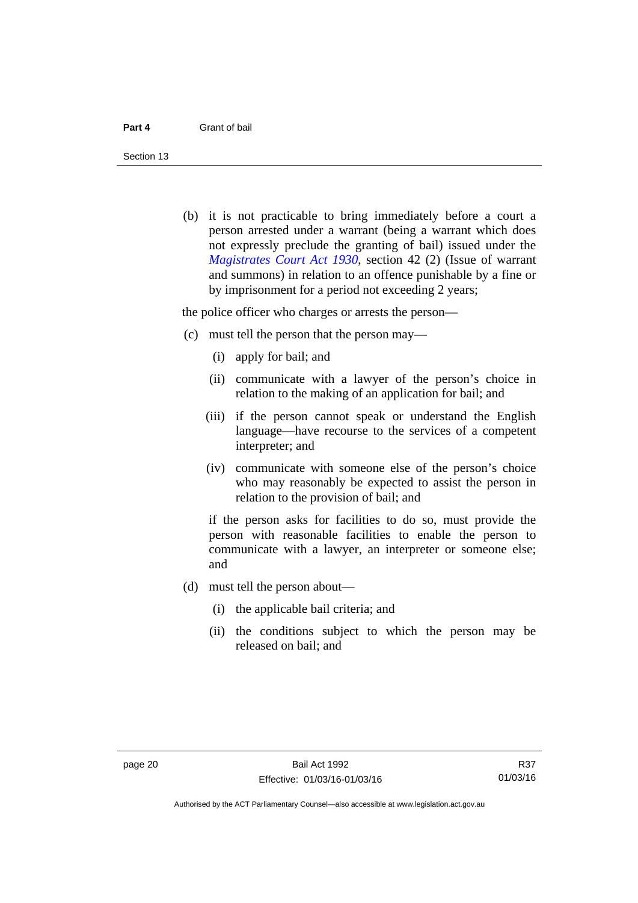(b) it is not practicable to bring immediately before a court a person arrested under a warrant (being a warrant which does not expressly preclude the granting of bail) issued under the *Magistrates Court Act 1930*, section 42 (2) (Issue of warrant and summons) in relation to an offence punishable by a fine or by imprisonment for a period not exceeding 2 years;

the police officer who charges or arrests the person—

(c) must tell the person that the person may—

   (i) apply for bail; and

   (ii) communicate with a lawyer of the person's choice in relation to the making of an application for bail; and

   (iii) if the person cannot speak or understand the English language—have recourse to the services of a competent interpreter; and

   (iv) communicate with someone else of the person's choice who may reasonably be expected to assist the person in relation to the provision of bail; and

   if the person asks for facilities to do so, must provide the person with reasonable facilities to enable the person to communicate with a lawyer, an interpreter or someone else; and

(d) must tell the person about—

   (i) the applicable bail criteria; and

   (ii) the conditions subject to which the person may be released on bail; and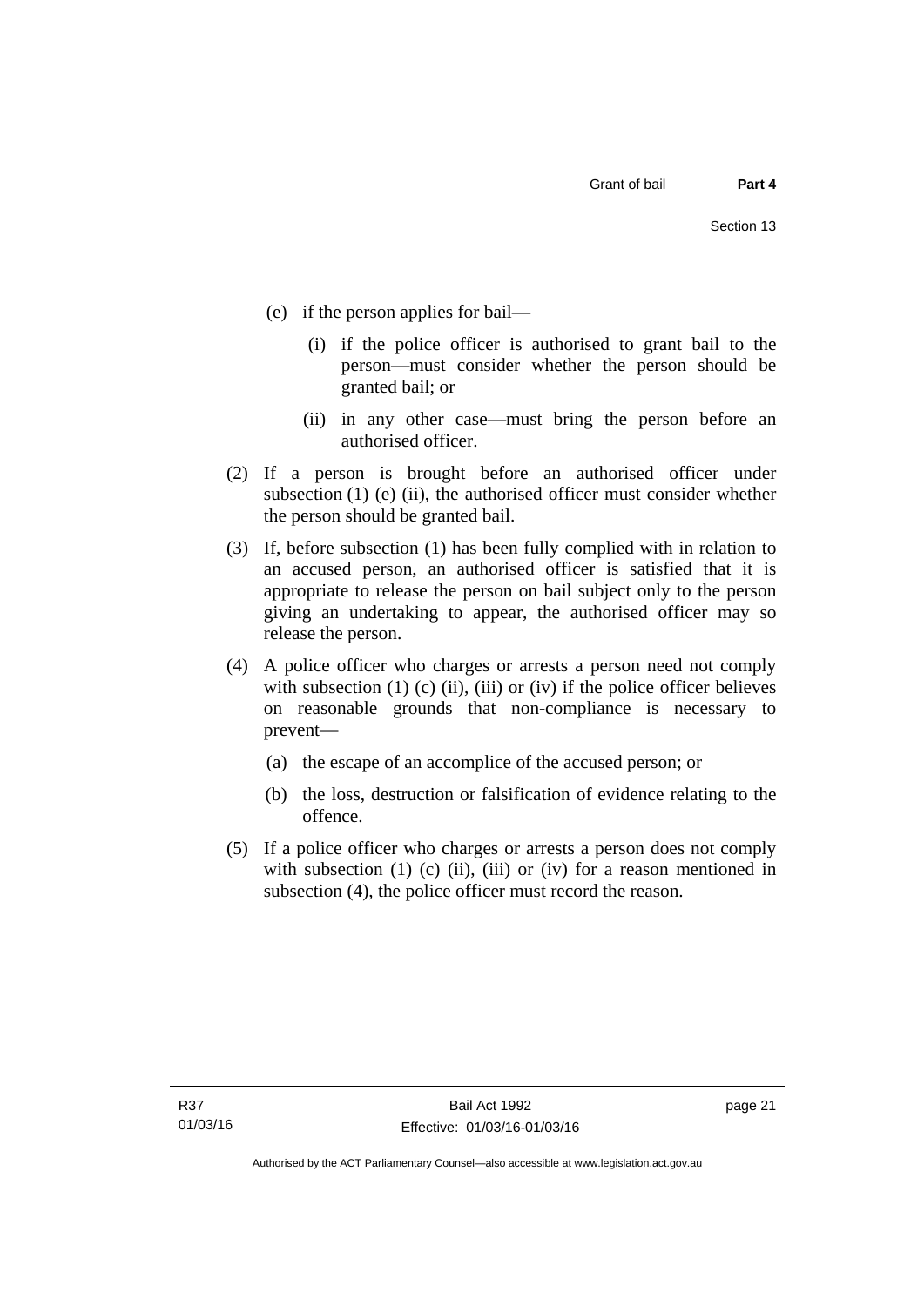(e) if the person applies for bail—

    (i) if the police officer is authorised to grant bail to the person—must consider whether the person should be granted bail; or

    (ii) in any other case—must bring the person before an authorised officer.

(2) If a person is brought before an authorised officer under subsection (1) (e) (ii), the authorised officer must consider whether the person should be granted bail.

(3) If, before subsection (1) has been fully complied with in relation to an accused person, an authorised officer is satisfied that it is appropriate to release the person on bail subject only to the person giving an undertaking to appear, the authorised officer may so release the person.

(4) A police officer who charges or arrests a person need not comply with subsection (1) (c) (ii), (iii) or (iv) if the police officer believes on reasonable grounds that non-compliance is necessary to prevent—

    (a) the escape of an accomplice of the accused person; or

    (b) the loss, destruction or falsification of evidence relating to the offence.

(5) If a police officer who charges or arrests a person does not comply with subsection (1) (c) (ii), (iii) or (iv) for a reason mentioned in subsection (4), the police officer must record the reason.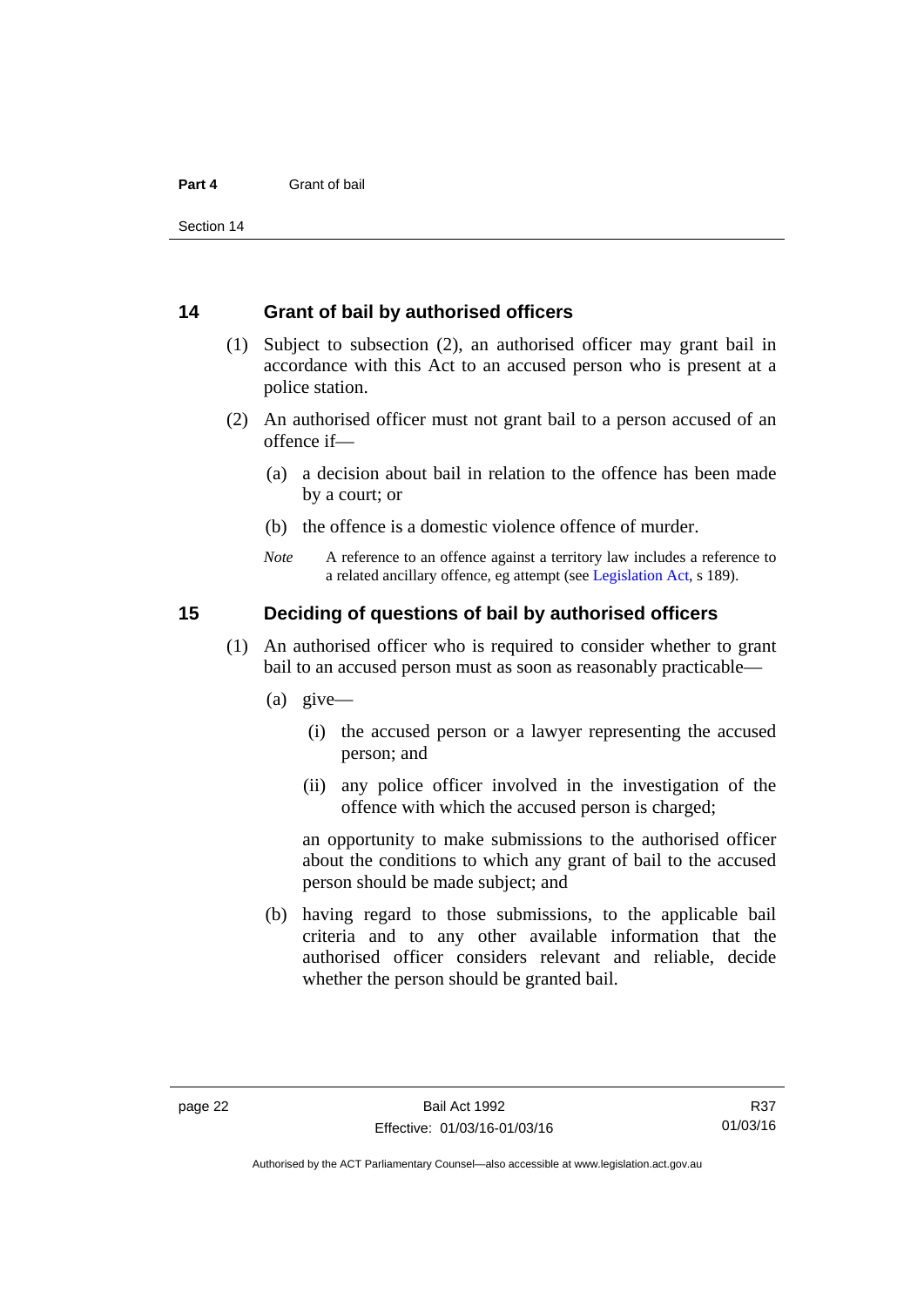## 14 Grant of bail by authorised officers

(1) Subject to subsection (2), an authorised officer may grant bail in accordance with this Act to an accused person who is present at a police station.

(2) An authorised officer must not grant bail to a person accused of an offence if—

(a) a decision about bail in relation to the offence has been made by a court; or

(b) the offence is a domestic violence offence of murder.

*Note* A reference to an offence against a territory law includes a reference to a related ancillary offence, eg attempt (see Legislation Act, s 189).

## 15 Deciding of questions of bail by authorised officers

(1) An authorised officer who is required to consider whether to grant bail to an accused person must as soon as reasonably practicable—

(a) give—

(i) the accused person or a lawyer representing the accused person; and

(ii) any police officer involved in the investigation of the offence with which the accused person is charged;

an opportunity to make submissions to the authorised officer about the conditions to which any grant of bail to the accused person should be made subject; and

(b) having regard to those submissions, to the applicable bail criteria and to any other available information that the authorised officer considers relevant and reliable, decide whether the person should be granted bail.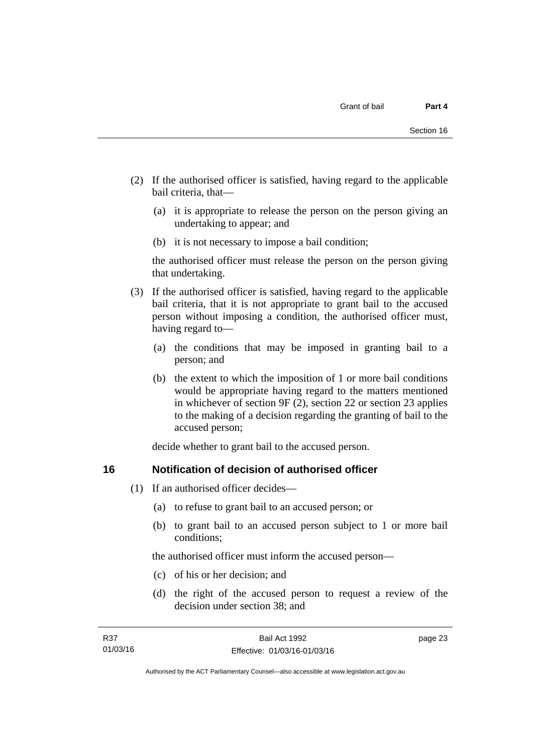(2) If the authorised officer is satisfied, having regard to the applicable bail criteria, that—

   (a) it is appropriate to release the person on the person giving an undertaking to appear; and

   (b) it is not necessary to impose a bail condition;

   the authorised officer must release the person on the person giving that undertaking.

(3) If the authorised officer is satisfied, having regard to the applicable bail criteria, that it is not appropriate to grant bail to the accused person without imposing a condition, the authorised officer must, having regard to—

   (a) the conditions that may be imposed in granting bail to a person; and

   (b) the extent to which the imposition of 1 or more bail conditions would be appropriate having regard to the matters mentioned in whichever of section 9F (2), section 22 or section 23 applies to the making of a decision regarding the granting of bail to the accused person;

   decide whether to grant bail to the accused person.

## 16 Notification of decision of authorised officer

(1) If an authorised officer decides—

   (a) to refuse to grant bail to an accused person; or

   (b) to grant bail to an accused person subject to 1 or more bail conditions;

   the authorised officer must inform the accused person—

   (c) of his or her decision; and

   (d) the right of the accused person to request a review of the decision under section 38; and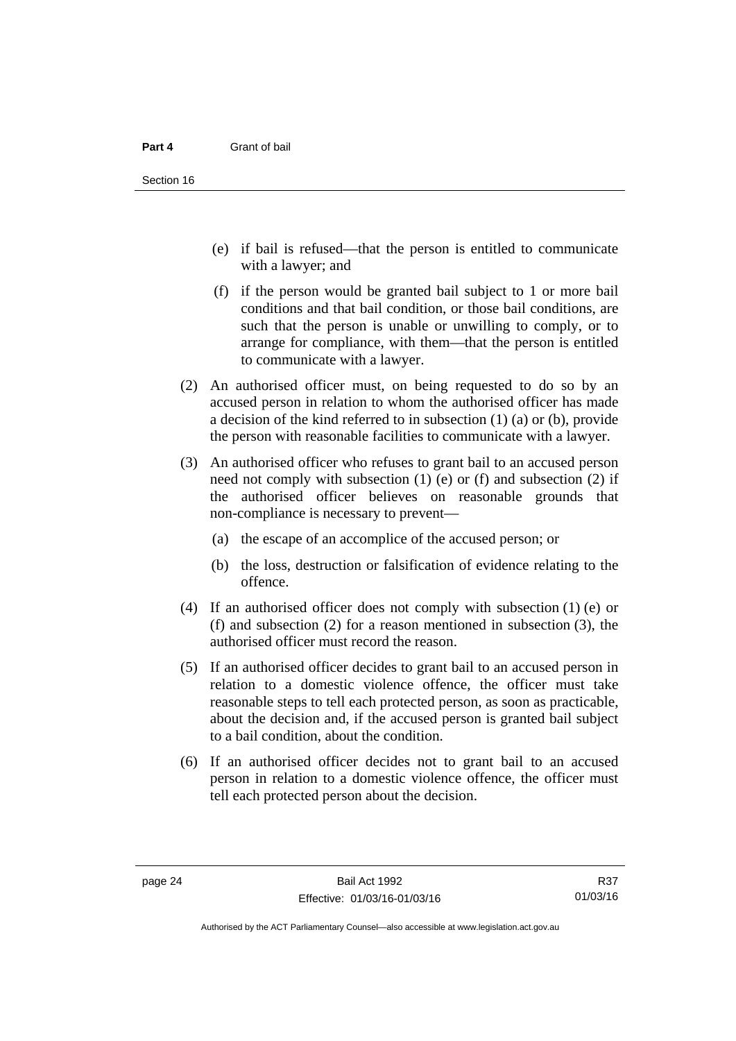(e) if bail is refused—that the person is entitled to communicate with a lawyer; and

(f) if the person would be granted bail subject to 1 or more bail conditions and that bail condition, or those bail conditions, are such that the person is unable or unwilling to comply, or to arrange for compliance, with them—that the person is entitled to communicate with a lawyer.

(2) An authorised officer must, on being requested to do so by an accused person in relation to whom the authorised officer has made a decision of the kind referred to in subsection (1) (a) or (b), provide the person with reasonable facilities to communicate with a lawyer.

(3) An authorised officer who refuses to grant bail to an accused person need not comply with subsection (1) (e) or (f) and subsection (2) if the authorised officer believes on reasonable grounds that non-compliance is necessary to prevent—

(a) the escape of an accomplice of the accused person; or

(b) the loss, destruction or falsification of evidence relating to the offence.

(4) If an authorised officer does not comply with subsection (1) (e) or (f) and subsection (2) for a reason mentioned in subsection (3), the authorised officer must record the reason.

(5) If an authorised officer decides to grant bail to an accused person in relation to a domestic violence offence, the officer must take reasonable steps to tell each protected person, as soon as practicable, about the decision and, if the accused person is granted bail subject to a bail condition, about the condition.

(6) If an authorised officer decides not to grant bail to an accused person in relation to a domestic violence offence, the officer must tell each protected person about the decision.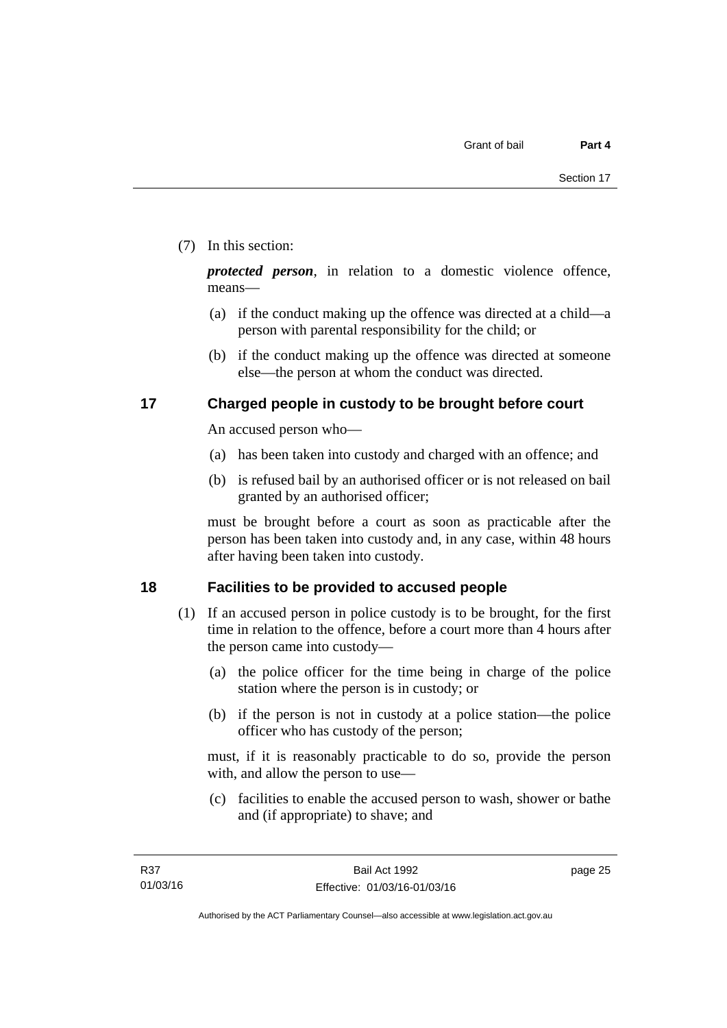(7) In this section:

***protected person***, in relation to a domestic violence offence, means—

(a) if the conduct making up the offence was directed at a child—a person with parental responsibility for the child; or

(b) if the conduct making up the offence was directed at someone else—the person at whom the conduct was directed.

## 17 Charged people in custody to be brought before court

An accused person who—

(a) has been taken into custody and charged with an offence; and

(b) is refused bail by an authorised officer or is not released on bail granted by an authorised officer;

must be brought before a court as soon as practicable after the person has been taken into custody and, in any case, within 48 hours after having been taken into custody.

## 18 Facilities to be provided to accused people

(1) If an accused person in police custody is to be brought, for the first time in relation to the offence, before a court more than 4 hours after the person came into custody—

(a) the police officer for the time being in charge of the police station where the person is in custody; or

(b) if the person is not in custody at a police station—the police officer who has custody of the person;

must, if it is reasonably practicable to do so, provide the person with, and allow the person to use—

(c) facilities to enable the accused person to wash, shower or bathe and (if appropriate) to shave; and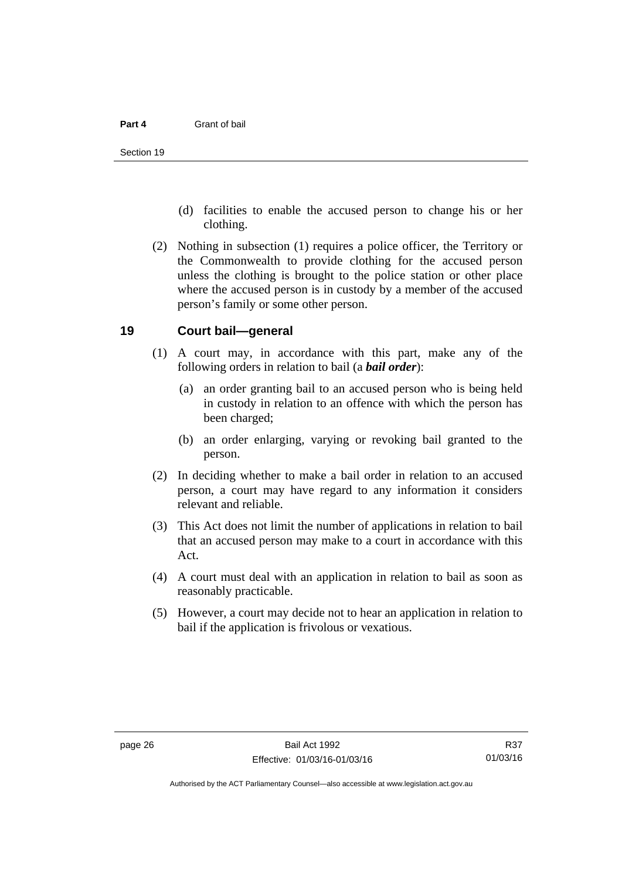(d) facilities to enable the accused person to change his or her clothing.

(2) Nothing in subsection (1) requires a police officer, the Territory or the Commonwealth to provide clothing for the accused person unless the clothing is brought to the police station or other place where the accused person is in custody by a member of the accused person's family or some other person.

## 19 Court bail—general

(1) A court may, in accordance with this part, make any of the following orders in relation to bail (a ***bail order***):

(a) an order granting bail to an accused person who is being held in custody in relation to an offence with which the person has been charged;

(b) an order enlarging, varying or revoking bail granted to the person.

(2) In deciding whether to make a bail order in relation to an accused person, a court may have regard to any information it considers relevant and reliable.

(3) This Act does not limit the number of applications in relation to bail that an accused person may make to a court in accordance with this Act.

(4) A court must deal with an application in relation to bail as soon as reasonably practicable.

(5) However, a court may decide not to hear an application in relation to bail if the application is frivolous or vexatious.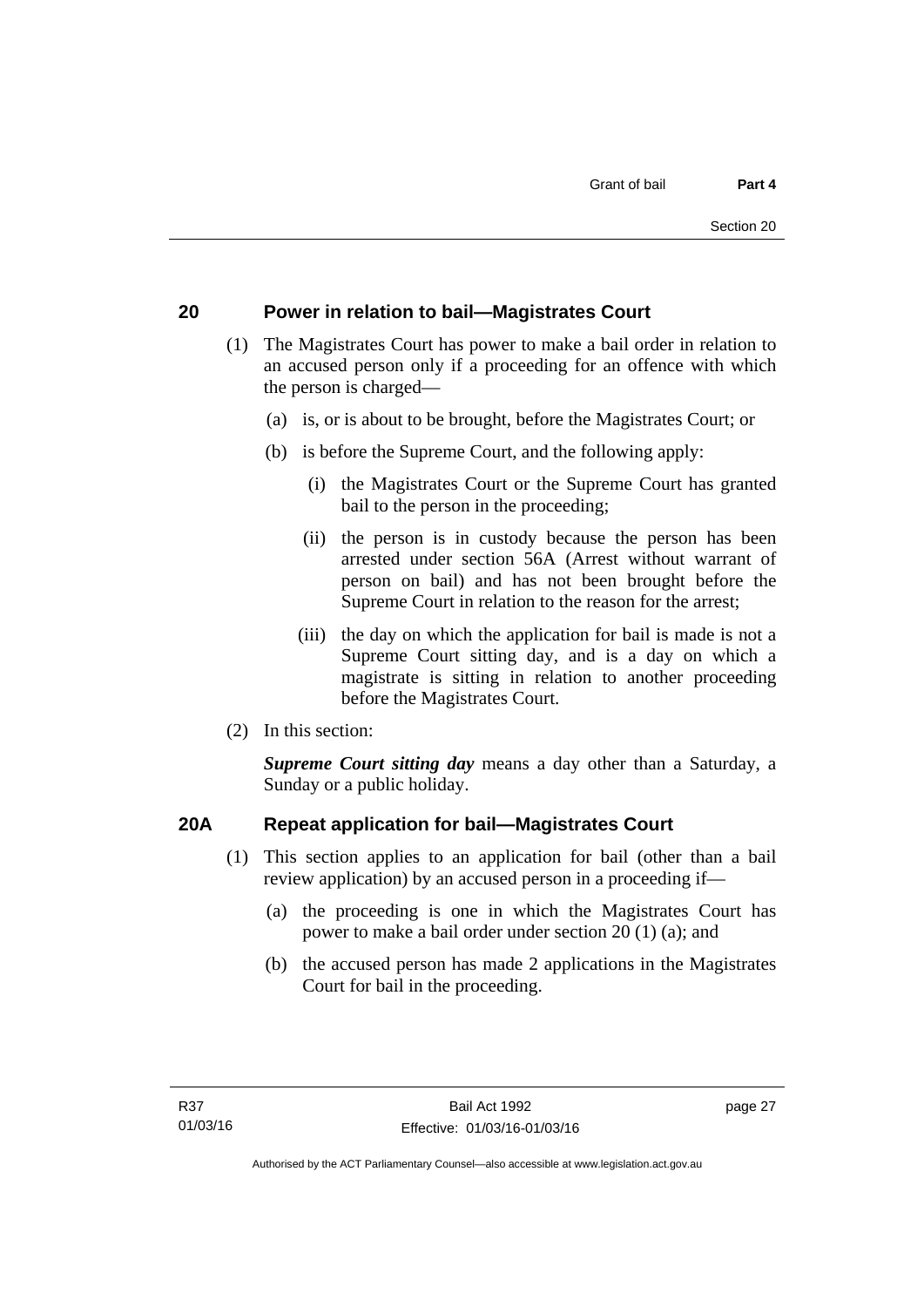## 20 Power in relation to bail—Magistrates Court

(1) The Magistrates Court has power to make a bail order in relation to an accused person only if a proceeding for an offence with which the person is charged—

(a) is, or is about to be brought, before the Magistrates Court; or

(b) is before the Supreme Court, and the following apply:

(i) the Magistrates Court or the Supreme Court has granted bail to the person in the proceeding;

(ii) the person is in custody because the person has been arrested under section 56A (Arrest without warrant of person on bail) and has not been brought before the Supreme Court in relation to the reason for the arrest;

(iii) the day on which the application for bail is made is not a Supreme Court sitting day, and is a day on which a magistrate is sitting in relation to another proceeding before the Magistrates Court.

(2) In this section:

***Supreme Court sitting day*** means a day other than a Saturday, a Sunday or a public holiday.

## 20A Repeat application for bail—Magistrates Court

(1) This section applies to an application for bail (other than a bail review application) by an accused person in a proceeding if—

(a) the proceeding is one in which the Magistrates Court has power to make a bail order under section 20 (1) (a); and

(b) the accused person has made 2 applications in the Magistrates Court for bail in the proceeding.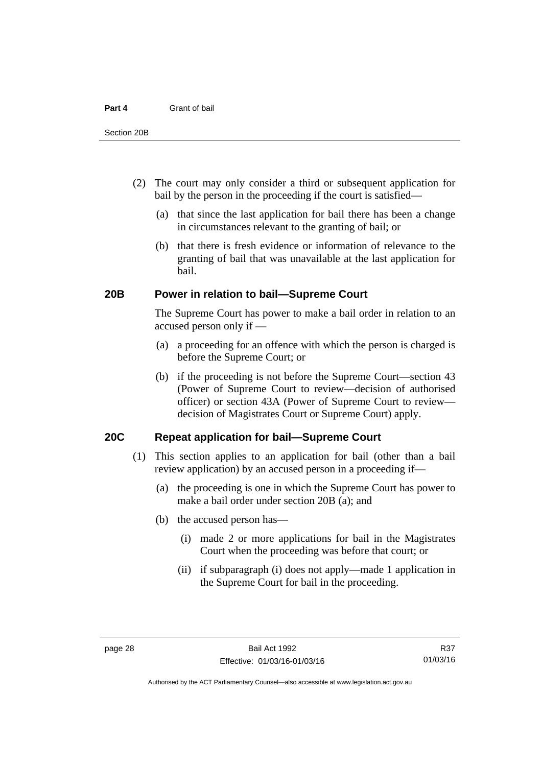(2) The court may only consider a third or subsequent application for bail by the person in the proceeding if the court is satisfied—

(a) that since the last application for bail there has been a change in circumstances relevant to the granting of bail; or

(b) that there is fresh evidence or information of relevance to the granting of bail that was unavailable at the last application for bail.

### 20B Power in relation to bail—Supreme Court

The Supreme Court has power to make a bail order in relation to an accused person only if —

(a) a proceeding for an offence with which the person is charged is before the Supreme Court; or

(b) if the proceeding is not before the Supreme Court—section 43 (Power of Supreme Court to review—decision of authorised officer) or section 43A (Power of Supreme Court to review—decision of Magistrates Court or Supreme Court) apply.

### 20C Repeat application for bail—Supreme Court

(1) This section applies to an application for bail (other than a bail review application) by an accused person in a proceeding if—

(a) the proceeding is one in which the Supreme Court has power to make a bail order under section 20B (a); and

(b) the accused person has—

(i) made 2 or more applications for bail in the Magistrates Court when the proceeding was before that court; or

(ii) if subparagraph (i) does not apply—made 1 application in the Supreme Court for bail in the proceeding.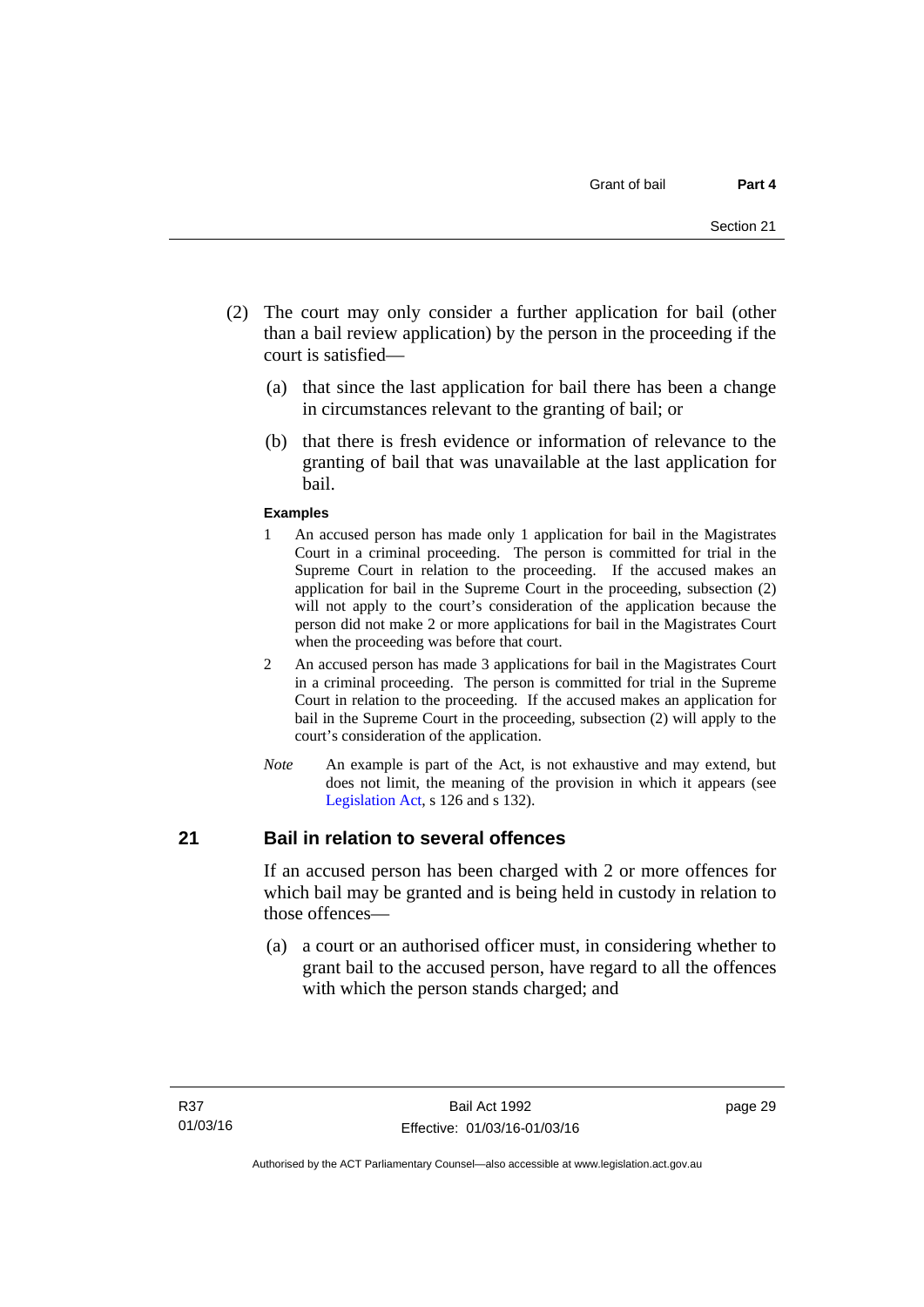(2) The court may only consider a further application for bail (other than a bail review application) by the person in the proceeding if the court is satisfied—

(a) that since the last application for bail there has been a change in circumstances relevant to the granting of bail; or

(b) that there is fresh evidence or information of relevance to the granting of bail that was unavailable at the last application for bail.

**Examples**

1 An accused person has made only 1 application for bail in the Magistrates Court in a criminal proceeding. The person is committed for trial in the Supreme Court in relation to the proceeding. If the accused makes an application for bail in the Supreme Court in the proceeding, subsection (2) will not apply to the court's consideration of the application because the person did not make 2 or more applications for bail in the Magistrates Court when the proceeding was before that court.

2 An accused person has made 3 applications for bail in the Magistrates Court in a criminal proceeding. The person is committed for trial in the Supreme Court in relation to the proceeding. If the accused makes an application for bail in the Supreme Court in the proceeding, subsection (2) will apply to the court's consideration of the application.

*Note* An example is part of the Act, is not exhaustive and may extend, but does not limit, the meaning of the provision in which it appears (see Legislation Act, s 126 and s 132).

## 21 Bail in relation to several offences

If an accused person has been charged with 2 or more offences for which bail may be granted and is being held in custody in relation to those offences—

(a) a court or an authorised officer must, in considering whether to grant bail to the accused person, have regard to all the offences with which the person stands charged; and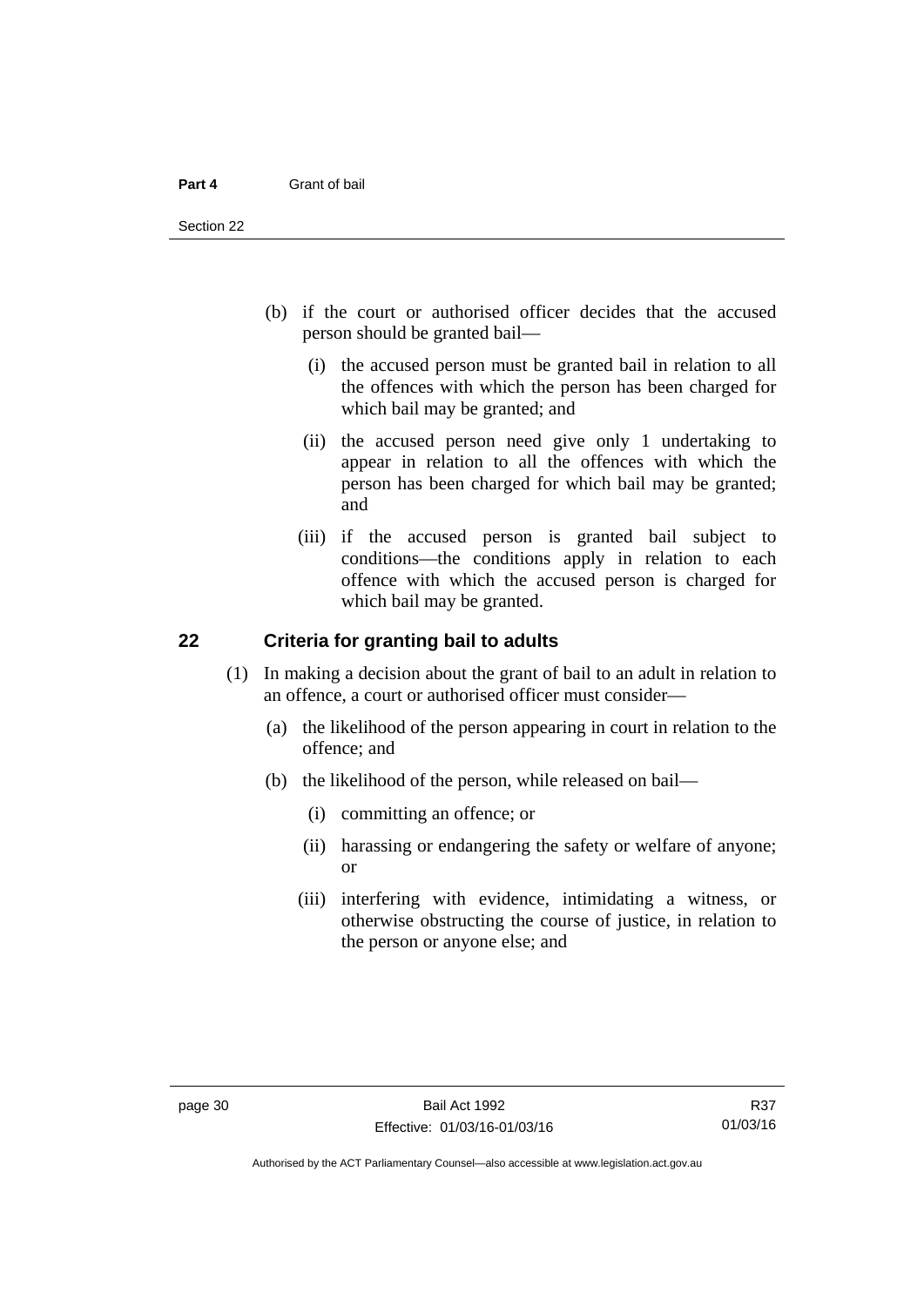(b) if the court or authorised officer decides that the accused person should be granted bail—

   (i) the accused person must be granted bail in relation to all the offences with which the person has been charged for which bail may be granted; and

   (ii) the accused person need give only 1 undertaking to appear in relation to all the offences with which the person has been charged for which bail may be granted; and

   (iii) if the accused person is granted bail subject to conditions—the conditions apply in relation to each offence with which the accused person is charged for which bail may be granted.

## 22 Criteria for granting bail to adults

(1) In making a decision about the grant of bail to an adult in relation to an offence, a court or authorised officer must consider—

   (a) the likelihood of the person appearing in court in relation to the offence; and

   (b) the likelihood of the person, while released on bail—

      (i) committing an offence; or

      (ii) harassing or endangering the safety or welfare of anyone; or

      (iii) interfering with evidence, intimidating a witness, or otherwise obstructing the course of justice, in relation to the person or anyone else; and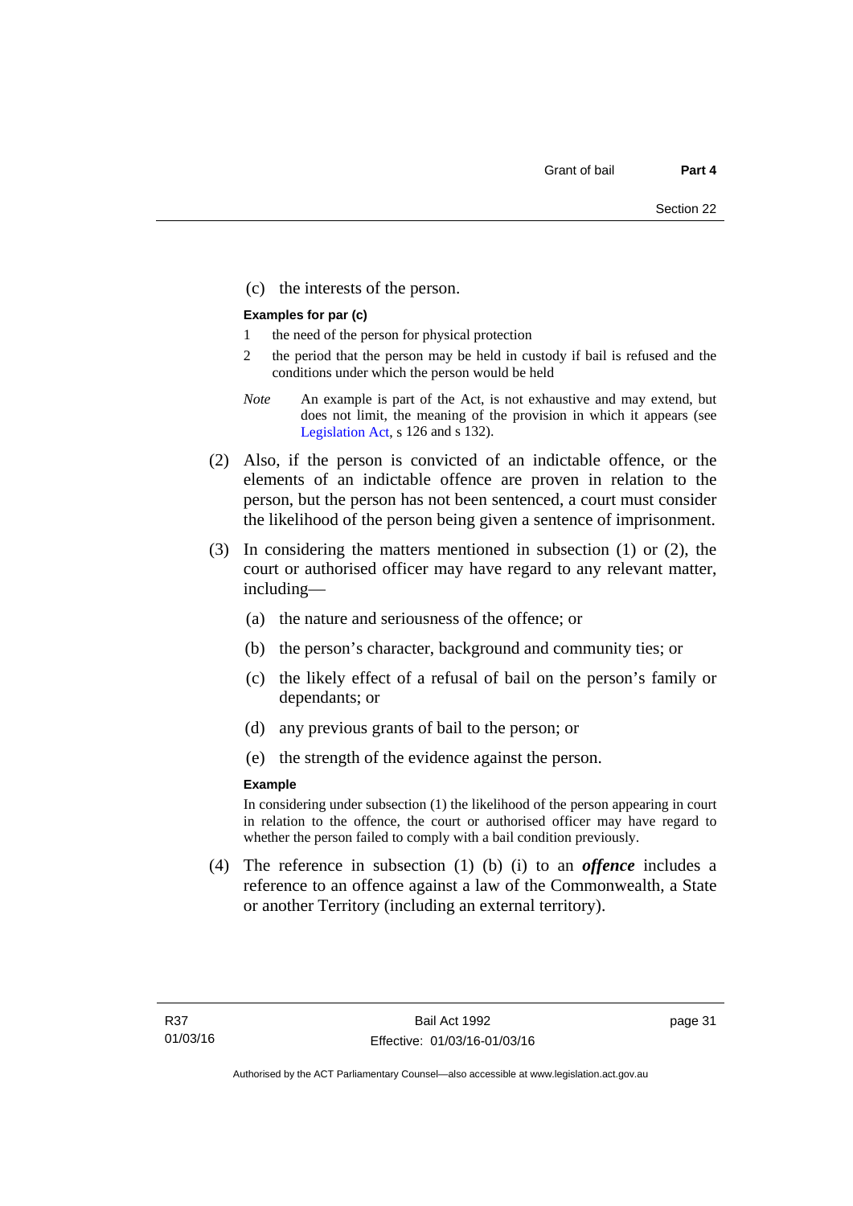(c) the interests of the person.

**Examples for par (c)**

1 the need of the person for physical protection

2 the period that the person may be held in custody if bail is refused and the conditions under which the person would be held

*Note* An example is part of the Act, is not exhaustive and may extend, but does not limit, the meaning of the provision in which it appears (see Legislation Act, s 126 and s 132).

(2) Also, if the person is convicted of an indictable offence, or the elements of an indictable offence are proven in relation to the person, but the person has not been sentenced, a court must consider the likelihood of the person being given a sentence of imprisonment.

(3) In considering the matters mentioned in subsection (1) or (2), the court or authorised officer may have regard to any relevant matter, including—

(a) the nature and seriousness of the offence; or

(b) the person's character, background and community ties; or

(c) the likely effect of a refusal of bail on the person's family or dependants; or

(d) any previous grants of bail to the person; or

(e) the strength of the evidence against the person.

**Example**

In considering under subsection (1) the likelihood of the person appearing in court in relation to the offence, the court or authorised officer may have regard to whether the person failed to comply with a bail condition previously.

(4) The reference in subsection (1) (b) (i) to an ***offence*** includes a reference to an offence against a law of the Commonwealth, a State or another Territory (including an external territory).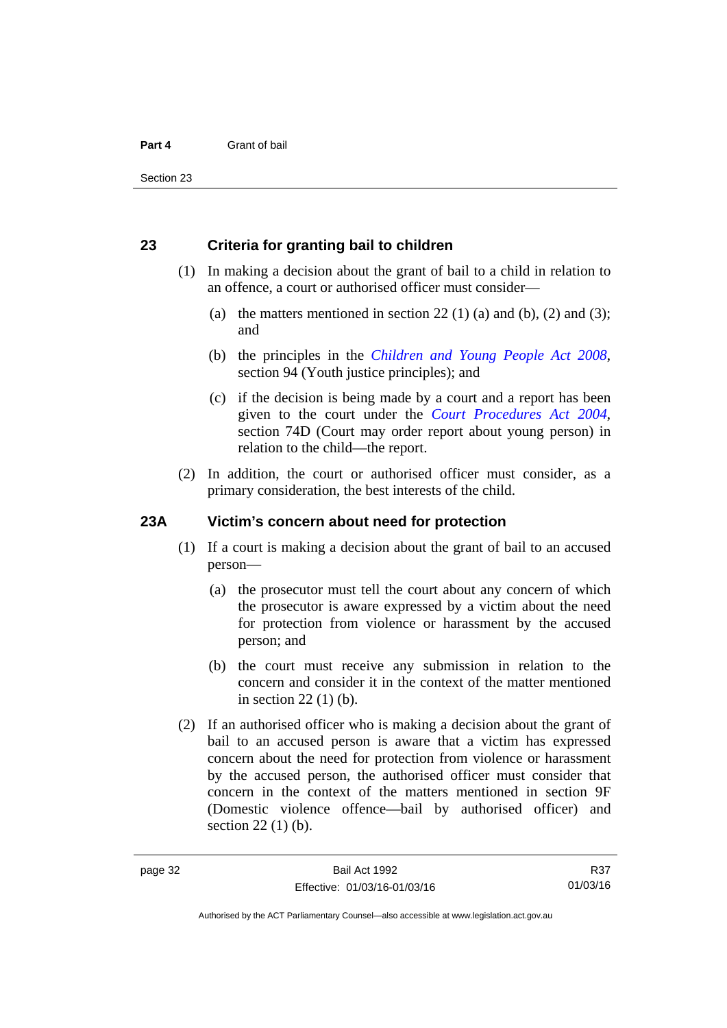## 23 Criteria for granting bail to children

(1) In making a decision about the grant of bail to a child in relation to an offence, a court or authorised officer must consider—

(a) the matters mentioned in section 22 (1) (a) and (b), (2) and (3); and

(b) the principles in the *Children and Young People Act 2008*, section 94 (Youth justice principles); and

(c) if the decision is being made by a court and a report has been given to the court under the *Court Procedures Act 2004*, section 74D (Court may order report about young person) in relation to the child—the report.

(2) In addition, the court or authorised officer must consider, as a primary consideration, the best interests of the child.

## 23A Victim's concern about need for protection

(1) If a court is making a decision about the grant of bail to an accused person—

(a) the prosecutor must tell the court about any concern of which the prosecutor is aware expressed by a victim about the need for protection from violence or harassment by the accused person; and

(b) the court must receive any submission in relation to the concern and consider it in the context of the matter mentioned in section 22 (1) (b).

(2) If an authorised officer who is making a decision about the grant of bail to an accused person is aware that a victim has expressed concern about the need for protection from violence or harassment by the accused person, the authorised officer must consider that concern in the context of the matters mentioned in section 9F (Domestic violence offence—bail by authorised officer) and section 22 (1) (b).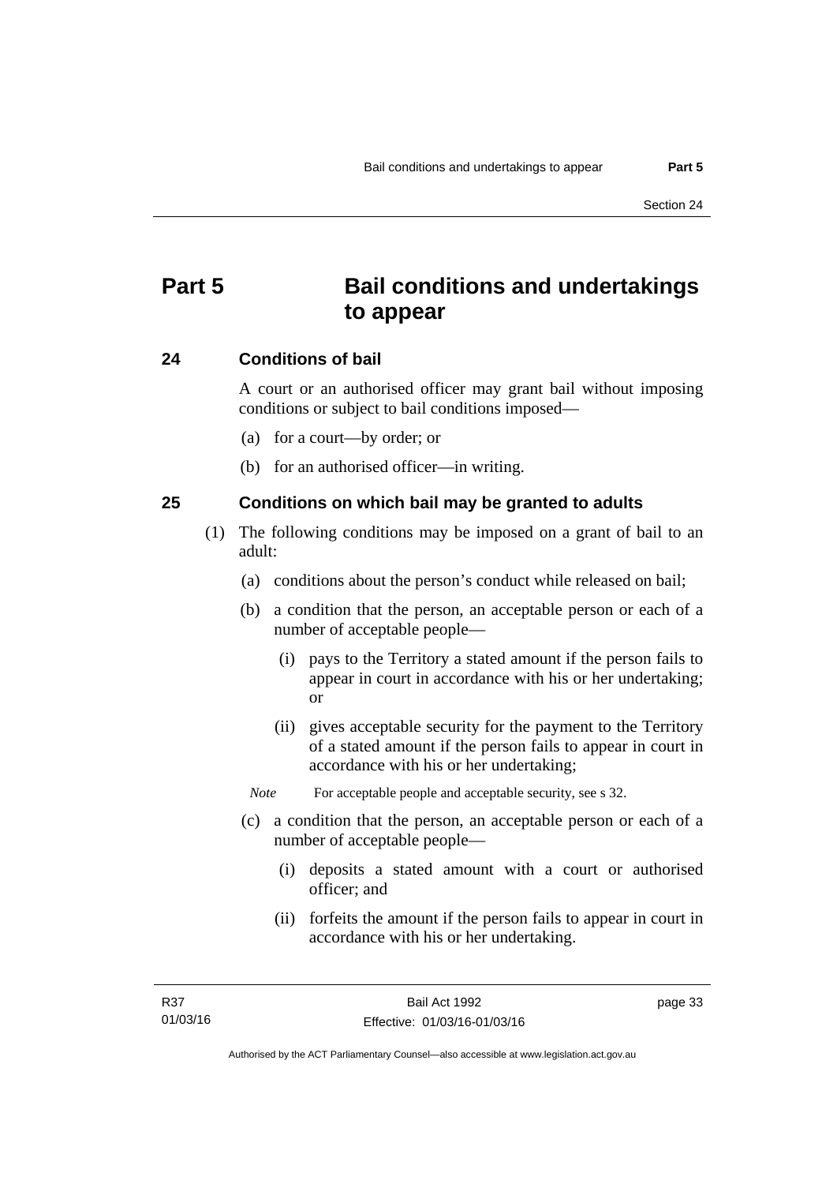# Part 5 Bail conditions and undertakings to appear

## 24 Conditions of bail

A court or an authorised officer may grant bail without imposing conditions or subject to bail conditions imposed—

(a) for a court—by order; or

(b) for an authorised officer—in writing.

## 25 Conditions on which bail may be granted to adults

(1) The following conditions may be imposed on a grant of bail to an adult:

(a) conditions about the person's conduct while released on bail;

(b) a condition that the person, an acceptable person or each of a number of acceptable people—

(i) pays to the Territory a stated amount if the person fails to appear in court in accordance with his or her undertaking; or

(ii) gives acceptable security for the payment to the Territory of a stated amount if the person fails to appear in court in accordance with his or her undertaking;

*Note* For acceptable people and acceptable security, see s 32.

(c) a condition that the person, an acceptable person or each of a number of acceptable people—

(i) deposits a stated amount with a court or authorised officer; and

(ii) forfeits the amount if the person fails to appear in court in accordance with his or her undertaking.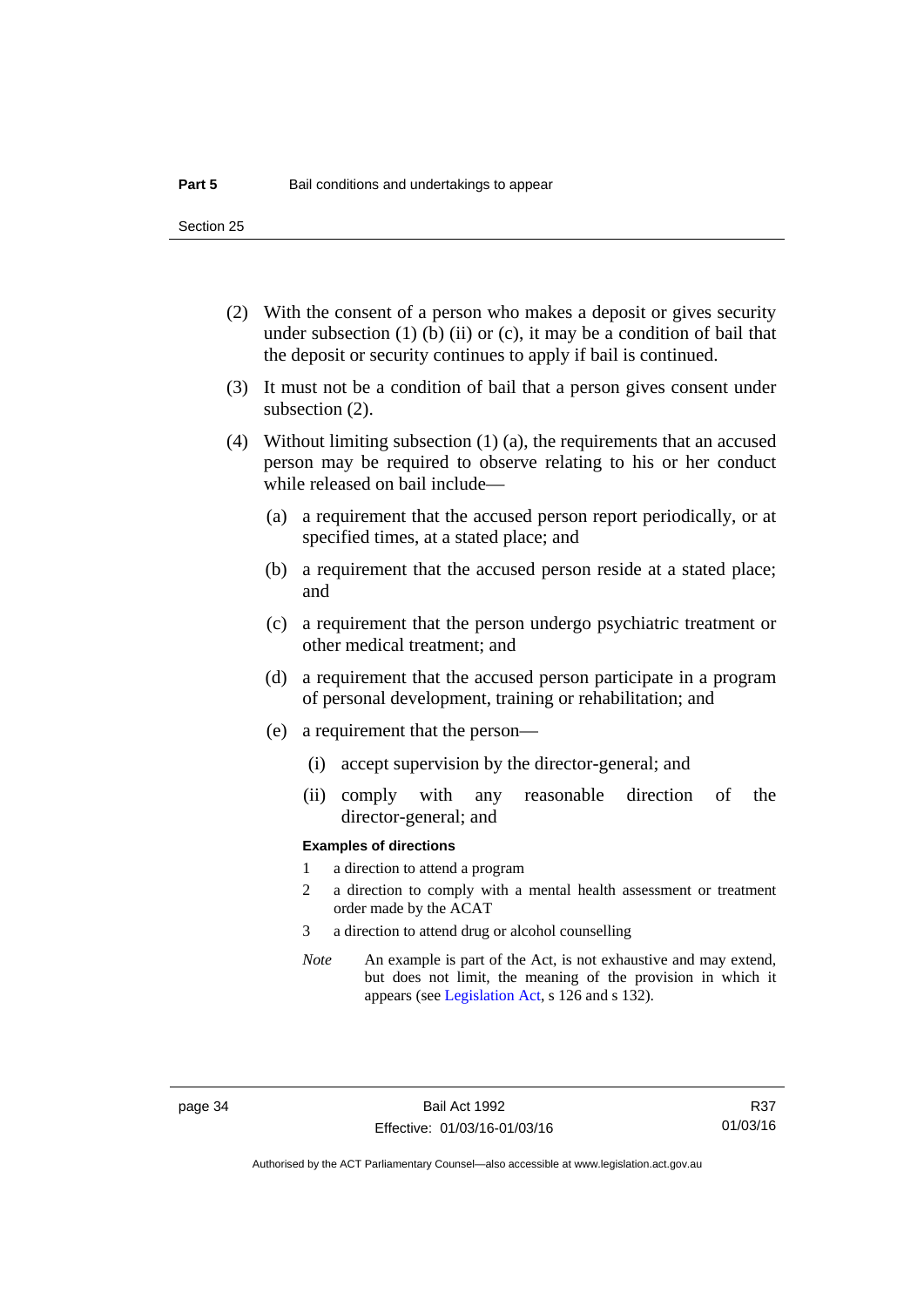(2) With the consent of a person who makes a deposit or gives security under subsection (1) (b) (ii) or (c), it may be a condition of bail that the deposit or security continues to apply if bail is continued.

(3) It must not be a condition of bail that a person gives consent under subsection (2).

(4) Without limiting subsection (1) (a), the requirements that an accused person may be required to observe relating to his or her conduct while released on bail include—

(a) a requirement that the accused person report periodically, or at specified times, at a stated place; and

(b) a requirement that the accused person reside at a stated place; and

(c) a requirement that the person undergo psychiatric treatment or other medical treatment; and

(d) a requirement that the accused person participate in a program of personal development, training or rehabilitation; and

(e) a requirement that the person—

(i) accept supervision by the director-general; and

(ii) comply with any reasonable direction of the director-general; and

**Examples of directions**

1 a direction to attend a program

2 a direction to comply with a mental health assessment or treatment order made by the ACAT

3 a direction to attend drug or alcohol counselling

*Note* An example is part of the Act, is not exhaustive and may extend, but does not limit, the meaning of the provision in which it appears (see Legislation Act, s 126 and s 132).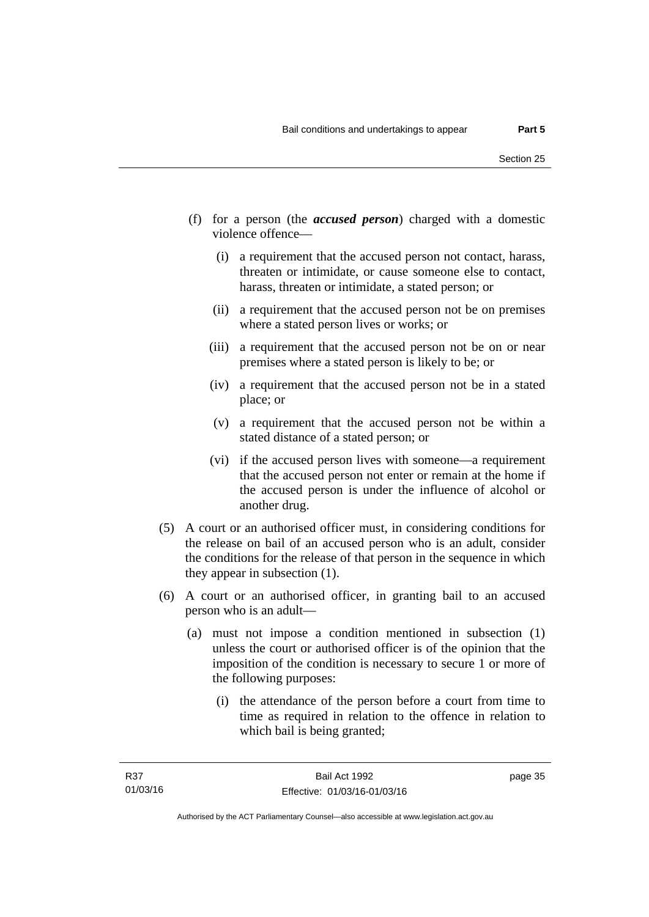(f) for a person (the ***accused person***) charged with a domestic violence offence—

 (i) a requirement that the accused person not contact, harass, threaten or intimidate, or cause someone else to contact, harass, threaten or intimidate, a stated person; or

 (ii) a requirement that the accused person not be on premises where a stated person lives or works; or

 (iii) a requirement that the accused person not be on or near premises where a stated person is likely to be; or

 (iv) a requirement that the accused person not be in a stated place; or

 (v) a requirement that the accused person not be within a stated distance of a stated person; or

 (vi) if the accused person lives with someone—a requirement that the accused person not enter or remain at the home if the accused person is under the influence of alcohol or another drug.

(5) A court or an authorised officer must, in considering conditions for the release on bail of an accused person who is an adult, consider the conditions for the release of that person in the sequence in which they appear in subsection (1).

(6) A court or an authorised officer, in granting bail to an accused person who is an adult—

 (a) must not impose a condition mentioned in subsection (1) unless the court or authorised officer is of the opinion that the imposition of the condition is necessary to secure 1 or more of the following purposes:

 (i) the attendance of the person before a court from time to time as required in relation to the offence in relation to which bail is being granted;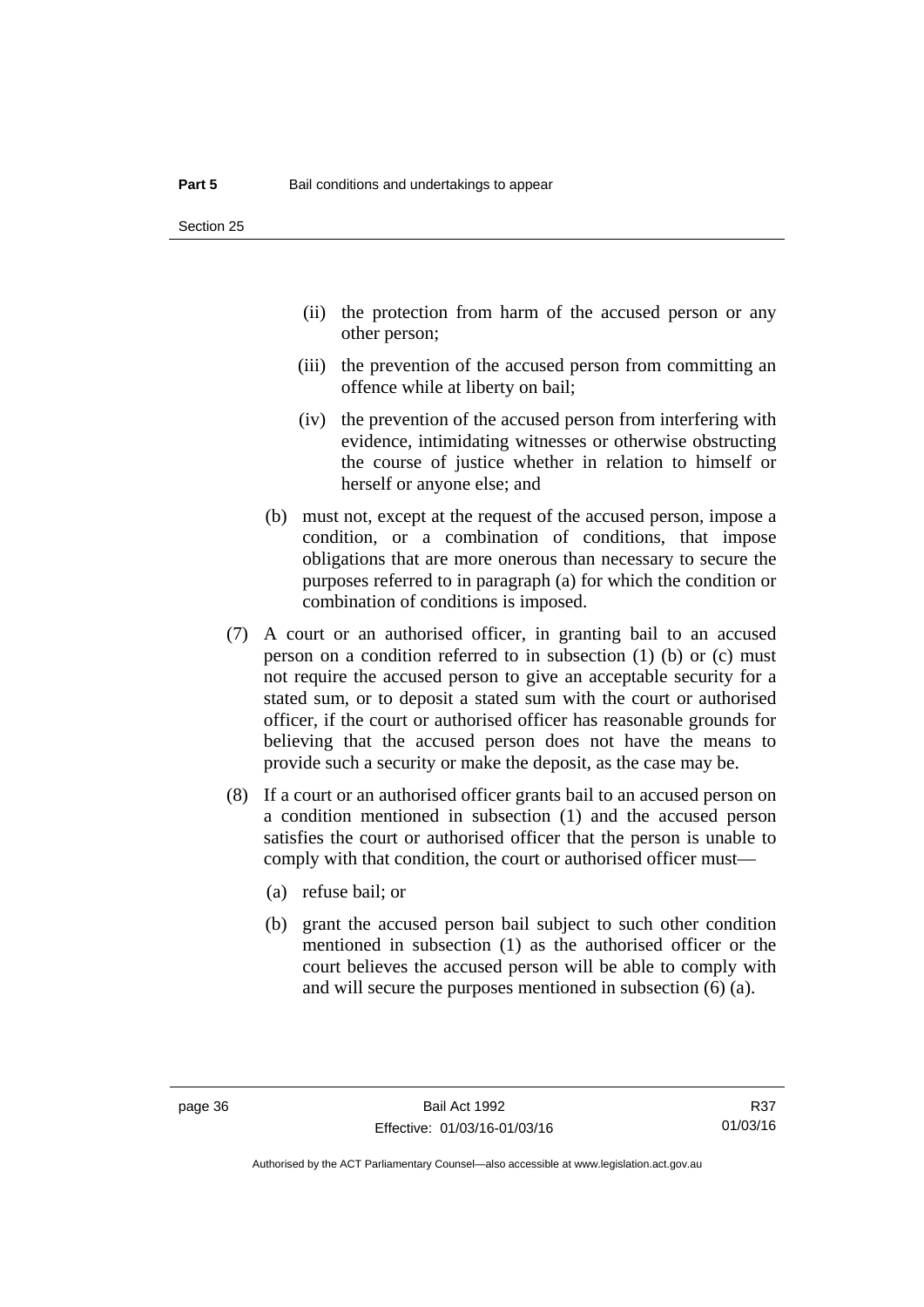(ii) the protection from harm of the accused person or any other person;

(iii) the prevention of the accused person from committing an offence while at liberty on bail;

(iv) the prevention of the accused person from interfering with evidence, intimidating witnesses or otherwise obstructing the course of justice whether in relation to himself or herself or anyone else; and

(b) must not, except at the request of the accused person, impose a condition, or a combination of conditions, that impose obligations that are more onerous than necessary to secure the purposes referred to in paragraph (a) for which the condition or combination of conditions is imposed.

(7) A court or an authorised officer, in granting bail to an accused person on a condition referred to in subsection (1) (b) or (c) must not require the accused person to give an acceptable security for a stated sum, or to deposit a stated sum with the court or authorised officer, if the court or authorised officer has reasonable grounds for believing that the accused person does not have the means to provide such a security or make the deposit, as the case may be.

(8) If a court or an authorised officer grants bail to an accused person on a condition mentioned in subsection (1) and the accused person satisfies the court or authorised officer that the person is unable to comply with that condition, the court or authorised officer must—

(a) refuse bail; or

(b) grant the accused person bail subject to such other condition mentioned in subsection (1) as the authorised officer or the court believes the accused person will be able to comply with and will secure the purposes mentioned in subsection (6) (a).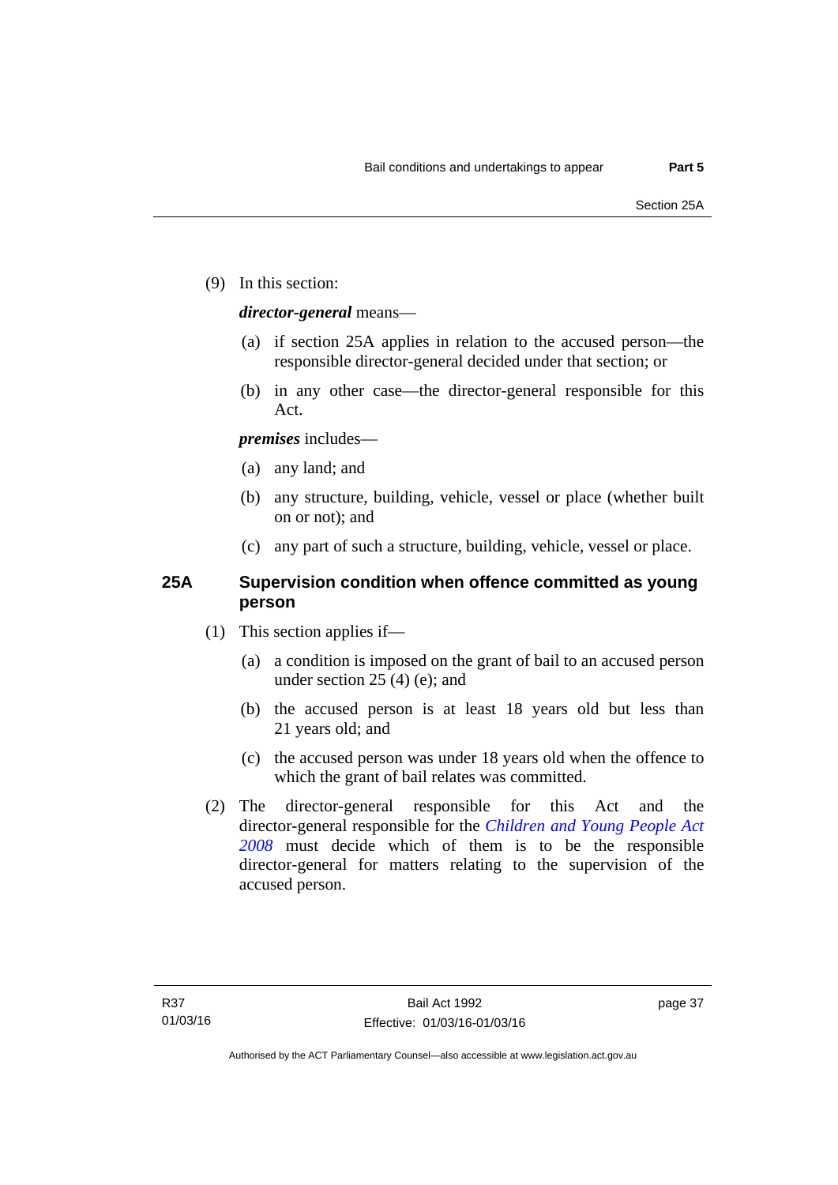(9) In this section:

***director-general*** means—

(a) if section 25A applies in relation to the accused person—the responsible director-general decided under that section; or

(b) in any other case—the director-general responsible for this Act.

***premises*** includes—

(a) any land; and

(b) any structure, building, vehicle, vessel or place (whether built on or not); and

(c) any part of such a structure, building, vehicle, vessel or place.

## 25A Supervision condition when offence committed as young person

(1) This section applies if—

(a) a condition is imposed on the grant of bail to an accused person under section 25 (4) (e); and

(b) the accused person is at least 18 years old but less than 21 years old; and

(c) the accused person was under 18 years old when the offence to which the grant of bail relates was committed.

(2) The director-general responsible for this Act and the director-general responsible for the *Children and Young People Act 2008* must decide which of them is to be the responsible director-general for matters relating to the supervision of the accused person.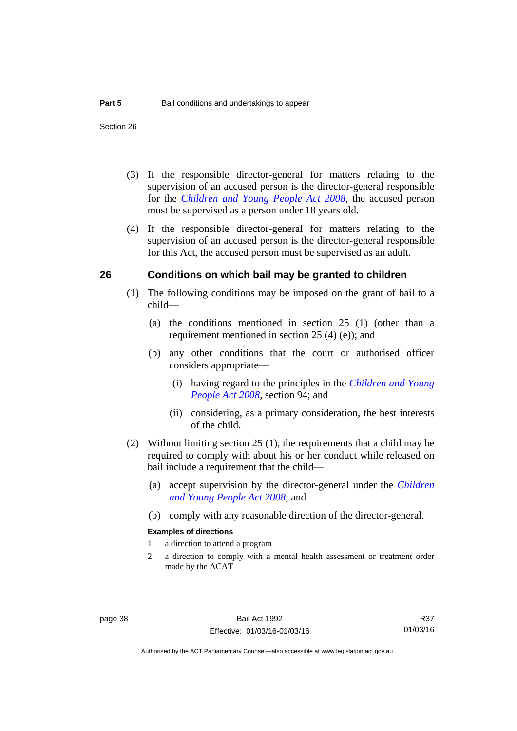(3) If the responsible director-general for matters relating to the supervision of an accused person is the director-general responsible for the *Children and Young People Act 2008*, the accused person must be supervised as a person under 18 years old.

(4) If the responsible director-general for matters relating to the supervision of an accused person is the director-general responsible for this Act, the accused person must be supervised as an adult.

## 26 Conditions on which bail may be granted to children

(1) The following conditions may be imposed on the grant of bail to a child—

(a) the conditions mentioned in section 25 (1) (other than a requirement mentioned in section 25 (4) (e)); and

(b) any other conditions that the court or authorised officer considers appropriate—

(i) having regard to the principles in the *Children and Young People Act 2008*, section 94; and

(ii) considering, as a primary consideration, the best interests of the child.

(2) Without limiting section 25 (1), the requirements that a child may be required to comply with about his or her conduct while released on bail include a requirement that the child—

(a) accept supervision by the director-general under the *Children and Young People Act 2008*; and

(b) comply with any reasonable direction of the director-general.

**Examples of directions**

1 a direction to attend a program

2 a direction to comply with a mental health assessment or treatment order made by the ACAT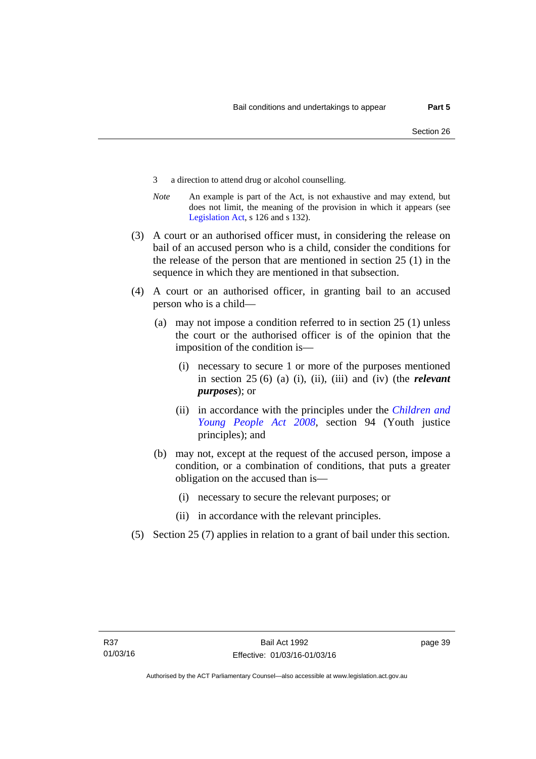3 a direction to attend drug or alcohol counselling.

*Note* An example is part of the Act, is not exhaustive and may extend, but does not limit, the meaning of the provision in which it appears (see Legislation Act, s 126 and s 132).

(3) A court or an authorised officer must, in considering the release on bail of an accused person who is a child, consider the conditions for the release of the person that are mentioned in section 25 (1) in the sequence in which they are mentioned in that subsection.

(4) A court or an authorised officer, in granting bail to an accused person who is a child—

(a) may not impose a condition referred to in section 25 (1) unless the court or the authorised officer is of the opinion that the imposition of the condition is—

(i) necessary to secure 1 or more of the purposes mentioned in section 25 (6) (a) (i), (ii), (iii) and (iv) (the ***relevant purposes***); or

(ii) in accordance with the principles under the *Children and Young People Act 2008*, section 94 (Youth justice principles); and

(b) may not, except at the request of the accused person, impose a condition, or a combination of conditions, that puts a greater obligation on the accused than is—

(i) necessary to secure the relevant purposes; or

(ii) in accordance with the relevant principles.

(5) Section 25 (7) applies in relation to a grant of bail under this section.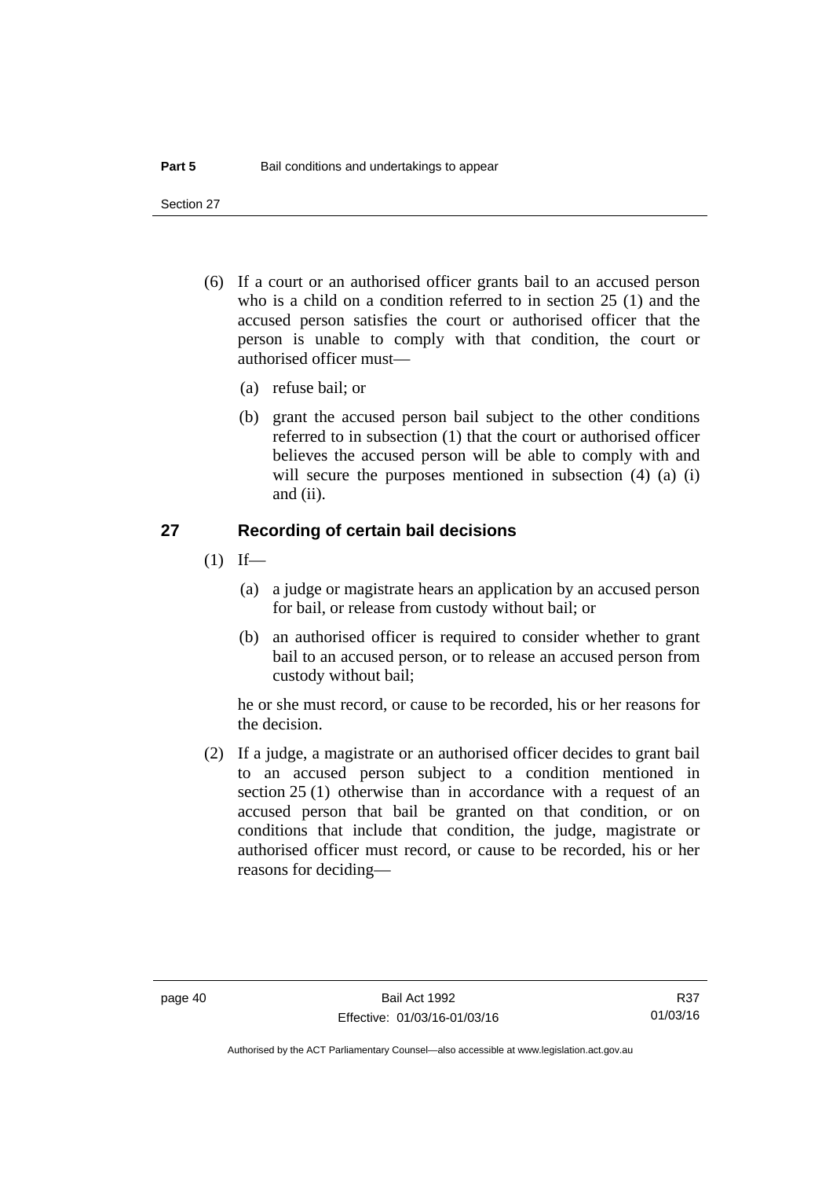(6) If a court or an authorised officer grants bail to an accused person who is a child on a condition referred to in section 25 (1) and the accused person satisfies the court or authorised officer that the person is unable to comply with that condition, the court or authorised officer must—

(a) refuse bail; or

(b) grant the accused person bail subject to the other conditions referred to in subsection (1) that the court or authorised officer believes the accused person will be able to comply with and will secure the purposes mentioned in subsection (4) (a) (i) and (ii).

## 27 Recording of certain bail decisions

(1) If—

(a) a judge or magistrate hears an application by an accused person for bail, or release from custody without bail; or

(b) an authorised officer is required to consider whether to grant bail to an accused person, or to release an accused person from custody without bail;

he or she must record, or cause to be recorded, his or her reasons for the decision.

(2) If a judge, a magistrate or an authorised officer decides to grant bail to an accused person subject to a condition mentioned in section 25 (1) otherwise than in accordance with a request of an accused person that bail be granted on that condition, or on conditions that include that condition, the judge, magistrate or authorised officer must record, or cause to be recorded, his or her reasons for deciding—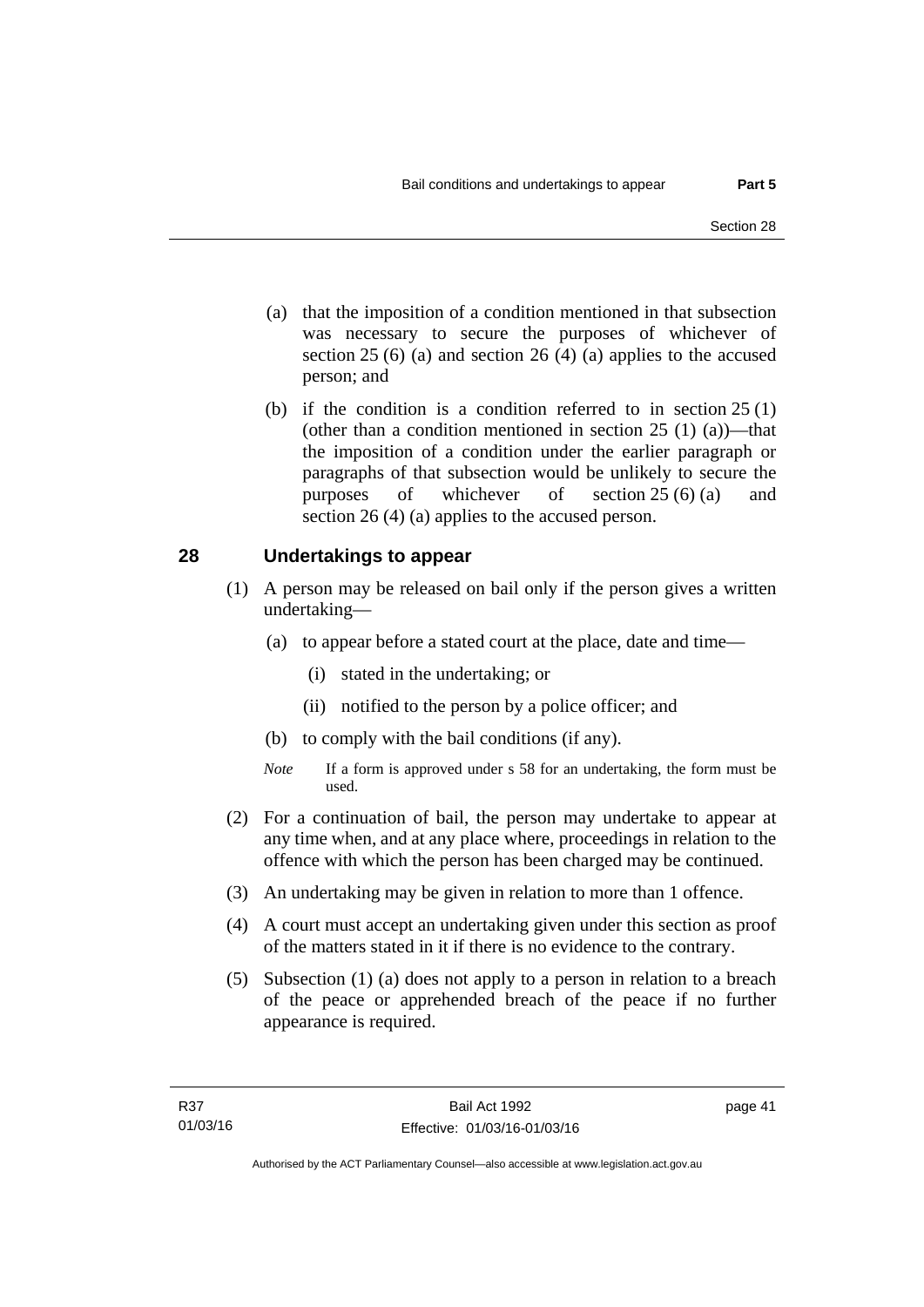(a) that the imposition of a condition mentioned in that subsection was necessary to secure the purposes of whichever of section 25 (6) (a) and section 26 (4) (a) applies to the accused person; and

(b) if the condition is a condition referred to in section 25 (1) (other than a condition mentioned in section 25 (1) (a))—that the imposition of a condition under the earlier paragraph or paragraphs of that subsection would be unlikely to secure the purposes of whichever of section 25 (6) (a) and section 26 (4) (a) applies to the accused person.

## 28 Undertakings to appear

(1) A person may be released on bail only if the person gives a written undertaking—

(a) to appear before a stated court at the place, date and time—

(i) stated in the undertaking; or

(ii) notified to the person by a police officer; and

(b) to comply with the bail conditions (if any).

*Note* If a form is approved under s 58 for an undertaking, the form must be used.

(2) For a continuation of bail, the person may undertake to appear at any time when, and at any place where, proceedings in relation to the offence with which the person has been charged may be continued.

(3) An undertaking may be given in relation to more than 1 offence.

(4) A court must accept an undertaking given under this section as proof of the matters stated in it if there is no evidence to the contrary.

(5) Subsection (1) (a) does not apply to a person in relation to a breach of the peace or apprehended breach of the peace if no further appearance is required.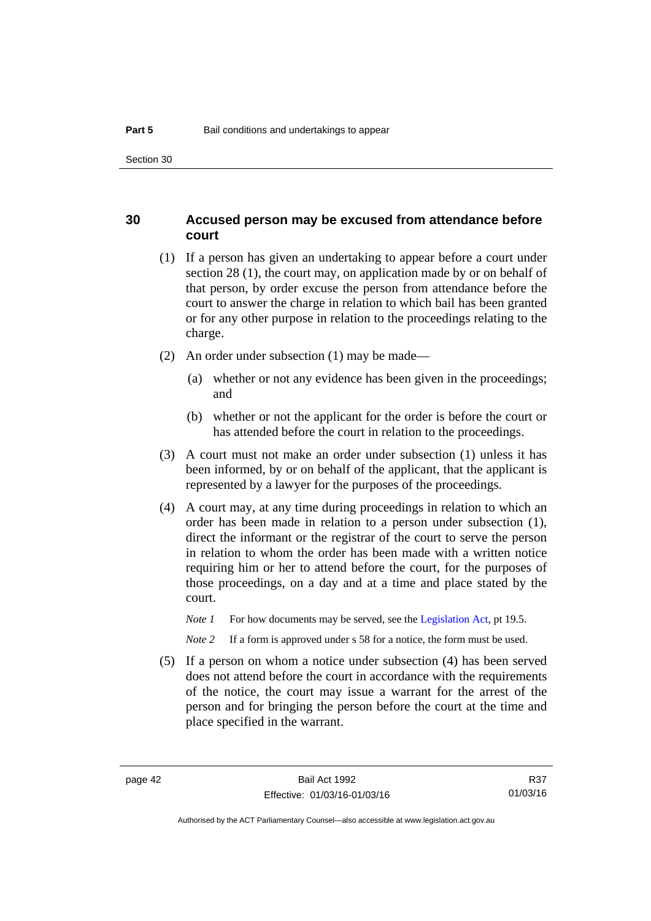## 30 Accused person may be excused from attendance before court

(1) If a person has given an undertaking to appear before a court under section 28 (1), the court may, on application made by or on behalf of that person, by order excuse the person from attendance before the court to answer the charge in relation to which bail has been granted or for any other purpose in relation to the proceedings relating to the charge.

(2) An order under subsection (1) may be made—

(a) whether or not any evidence has been given in the proceedings; and

(b) whether or not the applicant for the order is before the court or has attended before the court in relation to the proceedings.

(3) A court must not make an order under subsection (1) unless it has been informed, by or on behalf of the applicant, that the applicant is represented by a lawyer for the purposes of the proceedings.

(4) A court may, at any time during proceedings in relation to which an order has been made in relation to a person under subsection (1), direct the informant or the registrar of the court to serve the person in relation to whom the order has been made with a written notice requiring him or her to attend before the court, for the purposes of those proceedings, on a day and at a time and place stated by the court.

*Note 1* For how documents may be served, see the Legislation Act, pt 19.5.

*Note 2* If a form is approved under s 58 for a notice, the form must be used.

(5) If a person on whom a notice under subsection (4) has been served does not attend before the court in accordance with the requirements of the notice, the court may issue a warrant for the arrest of the person and for bringing the person before the court at the time and place specified in the warrant.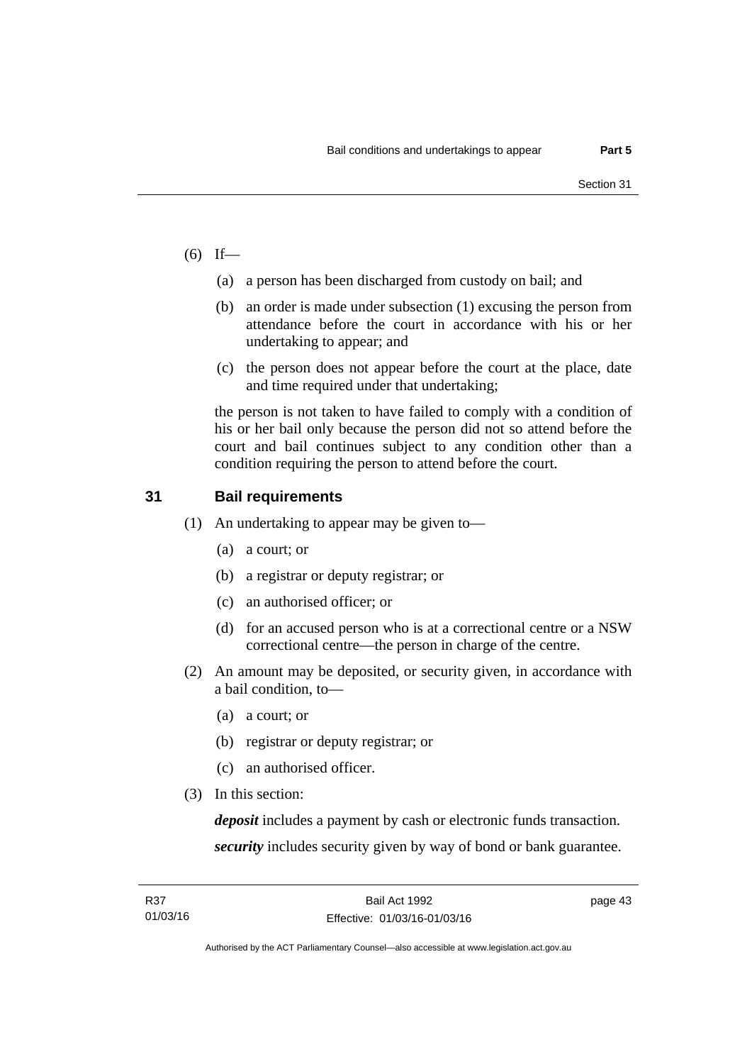(6) If—

(a) a person has been discharged from custody on bail; and

(b) an order is made under subsection (1) excusing the person from attendance before the court in accordance with his or her undertaking to appear; and

(c) the person does not appear before the court at the place, date and time required under that undertaking;

the person is not taken to have failed to comply with a condition of his or her bail only because the person did not so attend before the court and bail continues subject to any condition other than a condition requiring the person to attend before the court.

## 31 Bail requirements

(1) An undertaking to appear may be given to—

(a) a court; or

(b) a registrar or deputy registrar; or

(c) an authorised officer; or

(d) for an accused person who is at a correctional centre or a NSW correctional centre—the person in charge of the centre.

(2) An amount may be deposited, or security given, in accordance with a bail condition, to—

(a) a court; or

(b) registrar or deputy registrar; or

(c) an authorised officer.

(3) In this section:

***deposit*** includes a payment by cash or electronic funds transaction.

***security*** includes security given by way of bond or bank guarantee.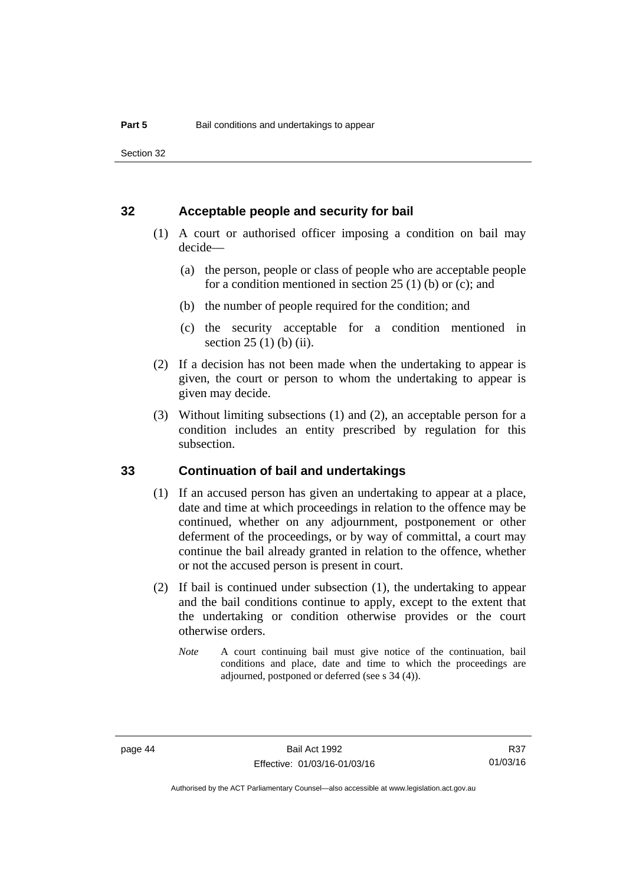## 32 Acceptable people and security for bail

(1) A court or authorised officer imposing a condition on bail may decide—

(a) the person, people or class of people who are acceptable people for a condition mentioned in section 25 (1) (b) or (c); and

(b) the number of people required for the condition; and

(c) the security acceptable for a condition mentioned in section 25 (1) (b) (ii).

(2) If a decision has not been made when the undertaking to appear is given, the court or person to whom the undertaking to appear is given may decide.

(3) Without limiting subsections (1) and (2), an acceptable person for a condition includes an entity prescribed by regulation for this subsection.

## 33 Continuation of bail and undertakings

(1) If an accused person has given an undertaking to appear at a place, date and time at which proceedings in relation to the offence may be continued, whether on any adjournment, postponement or other deferment of the proceedings, or by way of committal, a court may continue the bail already granted in relation to the offence, whether or not the accused person is present in court.

(2) If bail is continued under subsection (1), the undertaking to appear and the bail conditions continue to apply, except to the extent that the undertaking or condition otherwise provides or the court otherwise orders.

*Note* A court continuing bail must give notice of the continuation, bail conditions and place, date and time to which the proceedings are adjourned, postponed or deferred (see s 34 (4)).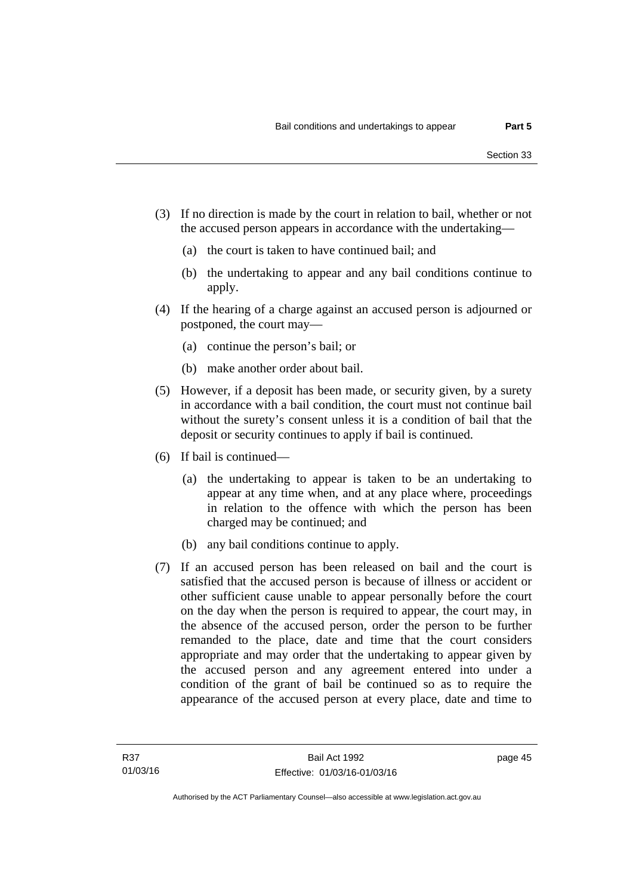(3) If no direction is made by the court in relation to bail, whether or not the accused person appears in accordance with the undertaking—

(a) the court is taken to have continued bail; and

(b) the undertaking to appear and any bail conditions continue to apply.

(4) If the hearing of a charge against an accused person is adjourned or postponed, the court may—

(a) continue the person's bail; or

(b) make another order about bail.

(5) However, if a deposit has been made, or security given, by a surety in accordance with a bail condition, the court must not continue bail without the surety's consent unless it is a condition of bail that the deposit or security continues to apply if bail is continued.

(6) If bail is continued—

(a) the undertaking to appear is taken to be an undertaking to appear at any time when, and at any place where, proceedings in relation to the offence with which the person has been charged may be continued; and

(b) any bail conditions continue to apply.

(7) If an accused person has been released on bail and the court is satisfied that the accused person is because of illness or accident or other sufficient cause unable to appear personally before the court on the day when the person is required to appear, the court may, in the absence of the accused person, order the person to be further remanded to the place, date and time that the court considers appropriate and may order that the undertaking to appear given by the accused person and any agreement entered into under a condition of the grant of bail be continued so as to require the appearance of the accused person at every place, date and time to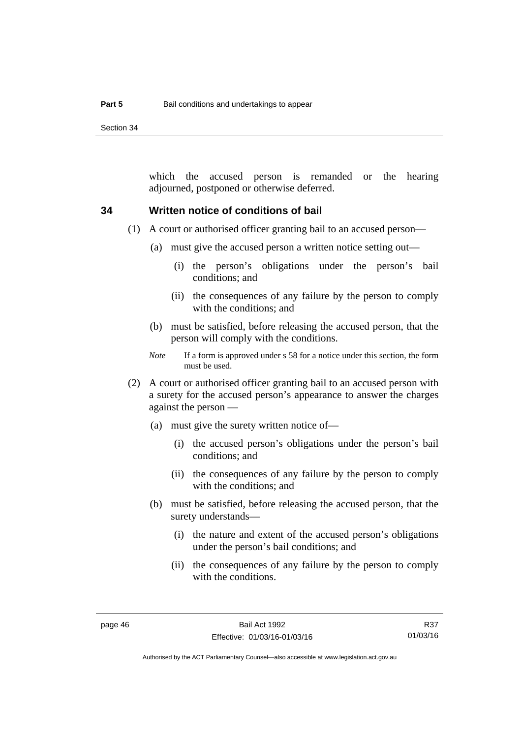which the accused person is remanded or the hearing adjourned, postponed or otherwise deferred.

## 34 Written notice of conditions of bail

(1) A court or authorised officer granting bail to an accused person—

(a) must give the accused person a written notice setting out—

(i) the person's obligations under the person's bail conditions; and

(ii) the consequences of any failure by the person to comply with the conditions; and

(b) must be satisfied, before releasing the accused person, that the person will comply with the conditions.

*Note* If a form is approved under s 58 for a notice under this section, the form must be used.

(2) A court or authorised officer granting bail to an accused person with a surety for the accused person's appearance to answer the charges against the person —

(a) must give the surety written notice of—

(i) the accused person's obligations under the person's bail conditions; and

(ii) the consequences of any failure by the person to comply with the conditions; and

(b) must be satisfied, before releasing the accused person, that the surety understands—

(i) the nature and extent of the accused person's obligations under the person's bail conditions; and

(ii) the consequences of any failure by the person to comply with the conditions.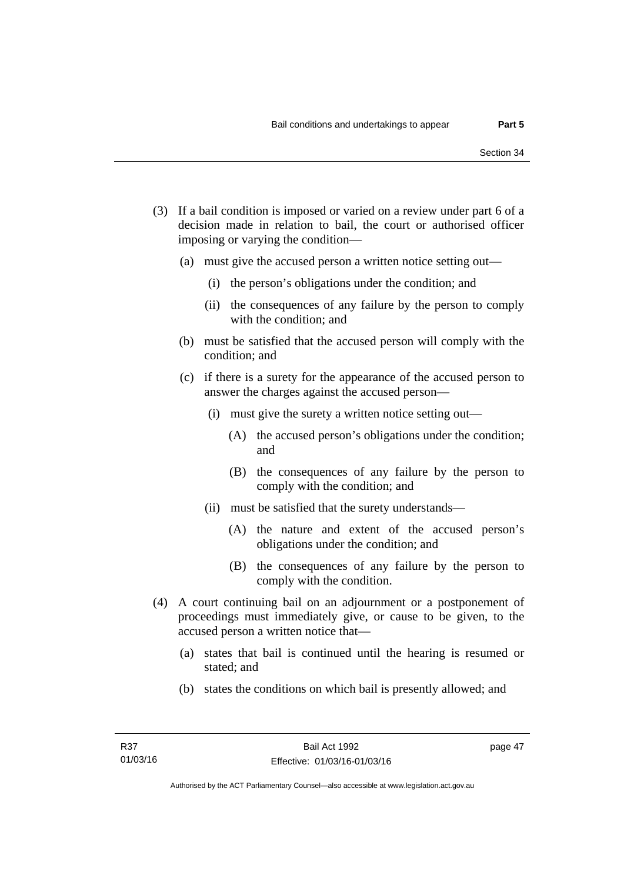(3) If a bail condition is imposed or varied on a review under part 6 of a decision made in relation to bail, the court or authorised officer imposing or varying the condition—

(a) must give the accused person a written notice setting out—

(i) the person's obligations under the condition; and

(ii) the consequences of any failure by the person to comply with the condition; and

(b) must be satisfied that the accused person will comply with the condition; and

(c) if there is a surety for the appearance of the accused person to answer the charges against the accused person—

(i) must give the surety a written notice setting out—

(A) the accused person's obligations under the condition; and

(B) the consequences of any failure by the person to comply with the condition; and

(ii) must be satisfied that the surety understands—

(A) the nature and extent of the accused person's obligations under the condition; and

(B) the consequences of any failure by the person to comply with the condition.

(4) A court continuing bail on an adjournment or a postponement of proceedings must immediately give, or cause to be given, to the accused person a written notice that—

(a) states that bail is continued until the hearing is resumed or stated; and

(b) states the conditions on which bail is presently allowed; and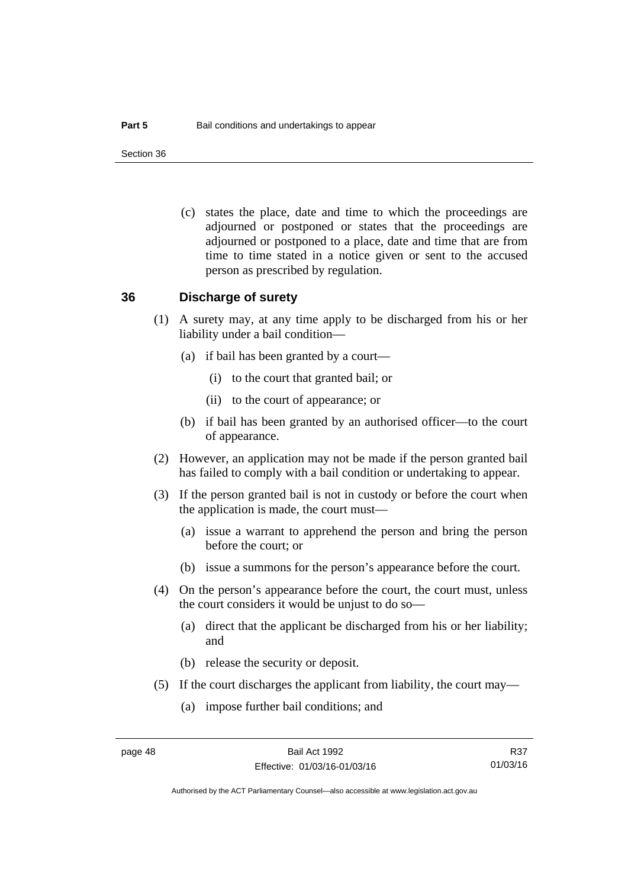(c) states the place, date and time to which the proceedings are adjourned or postponed or states that the proceedings are adjourned or postponed to a place, date and time that are from time to time stated in a notice given or sent to the accused person as prescribed by regulation.

## 36 Discharge of surety

(1) A surety may, at any time apply to be discharged from his or her liability under a bail condition—

(a) if bail has been granted by a court—

(i) to the court that granted bail; or

(ii) to the court of appearance; or

(b) if bail has been granted by an authorised officer—to the court of appearance.

(2) However, an application may not be made if the person granted bail has failed to comply with a bail condition or undertaking to appear.

(3) If the person granted bail is not in custody or before the court when the application is made, the court must—

(a) issue a warrant to apprehend the person and bring the person before the court; or

(b) issue a summons for the person's appearance before the court.

(4) On the person's appearance before the court, the court must, unless the court considers it would be unjust to do so—

(a) direct that the applicant be discharged from his or her liability; and

(b) release the security or deposit.

(5) If the court discharges the applicant from liability, the court may—

(a) impose further bail conditions; and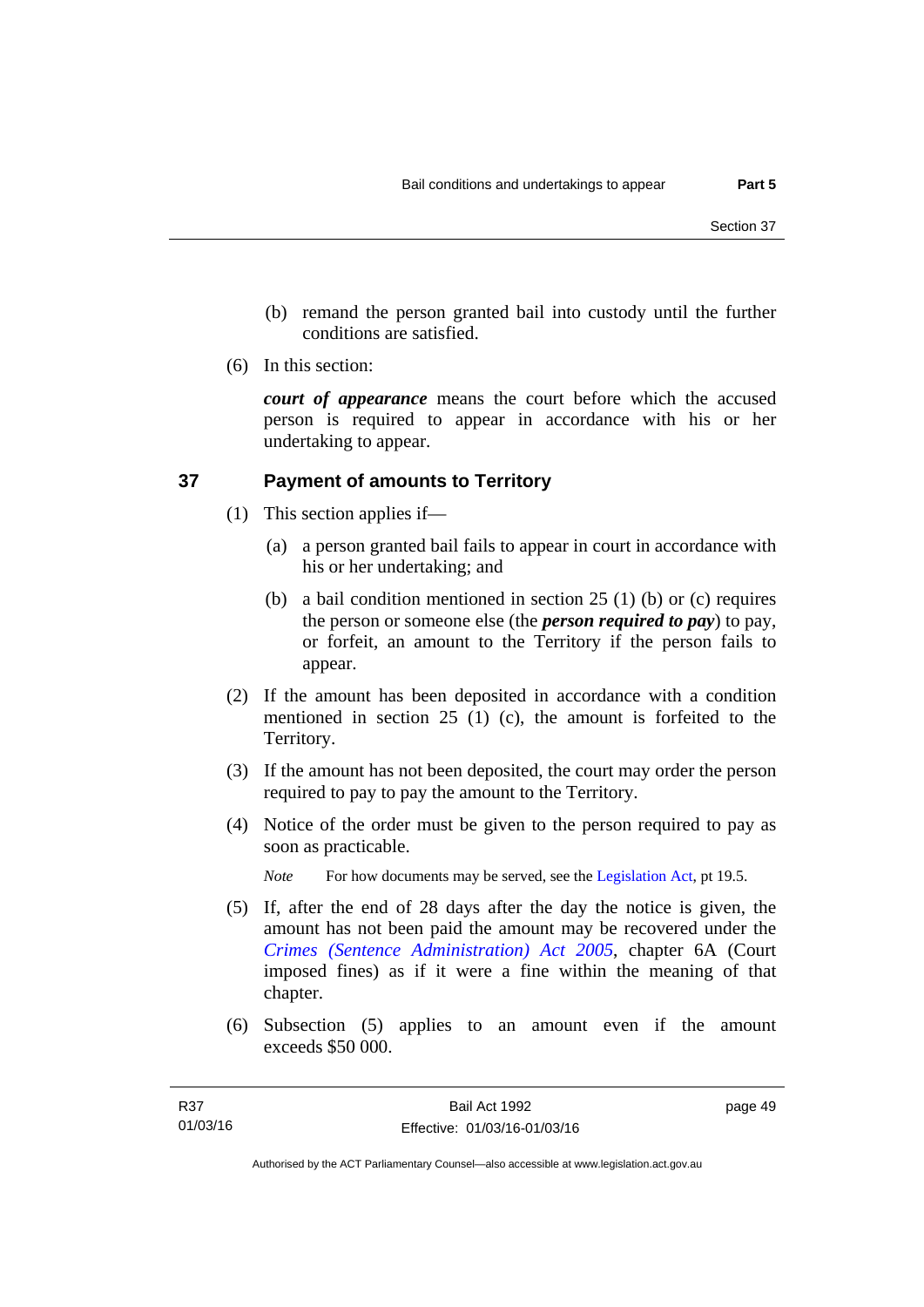(b) remand the person granted bail into custody until the further conditions are satisfied.

(6) In this section:

***court of appearance*** means the court before which the accused person is required to appear in accordance with his or her undertaking to appear.

## 37 Payment of amounts to Territory

(1) This section applies if—

(a) a person granted bail fails to appear in court in accordance with his or her undertaking; and

(b) a bail condition mentioned in section 25 (1) (b) or (c) requires the person or someone else (the ***person required to pay***) to pay, or forfeit, an amount to the Territory if the person fails to appear.

(2) If the amount has been deposited in accordance with a condition mentioned in section 25 (1) (c), the amount is forfeited to the Territory.

(3) If the amount has not been deposited, the court may order the person required to pay to pay the amount to the Territory.

(4) Notice of the order must be given to the person required to pay as soon as practicable.

*Note* For how documents may be served, see the Legislation Act, pt 19.5.

(5) If, after the end of 28 days after the day the notice is given, the amount has not been paid the amount may be recovered under the *Crimes (Sentence Administration) Act 2005*, chapter 6A (Court imposed fines) as if it were a fine within the meaning of that chapter.

(6) Subsection (5) applies to an amount even if the amount exceeds $50 000.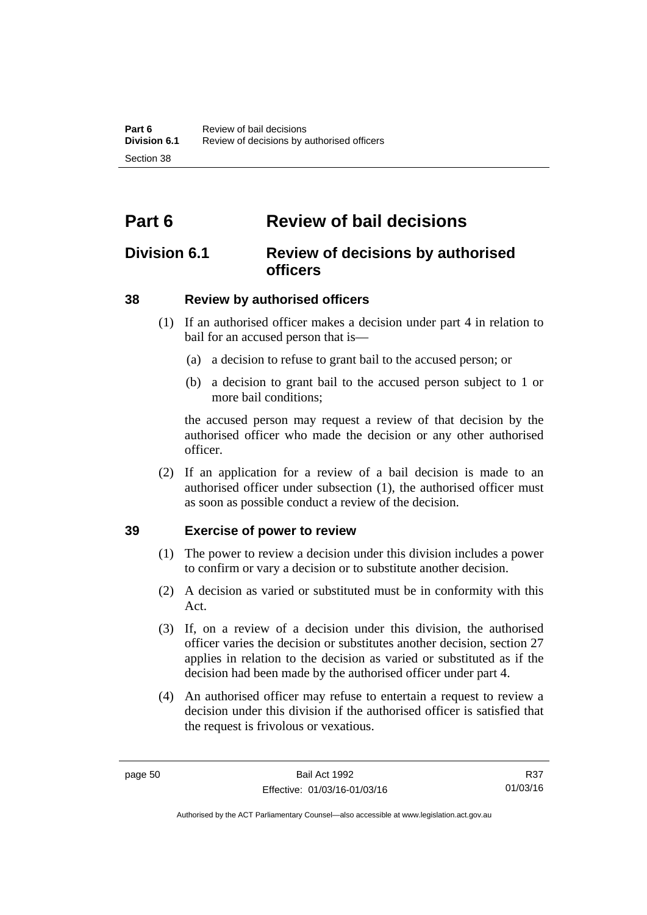# Part 6 Review of bail decisions

## Division 6.1 Review of decisions by authorised officers

### 38 Review by authorised officers

(1) If an authorised officer makes a decision under part 4 in relation to bail for an accused person that is—

(a) a decision to refuse to grant bail to the accused person; or

(b) a decision to grant bail to the accused person subject to 1 or more bail conditions;

the accused person may request a review of that decision by the authorised officer who made the decision or any other authorised officer.

(2) If an application for a review of a bail decision is made to an authorised officer under subsection (1), the authorised officer must as soon as possible conduct a review of the decision.

### 39 Exercise of power to review

(1) The power to review a decision under this division includes a power to confirm or vary a decision or to substitute another decision.

(2) A decision as varied or substituted must be in conformity with this Act.

(3) If, on a review of a decision under this division, the authorised officer varies the decision or substitutes another decision, section 27 applies in relation to the decision as varied or substituted as if the decision had been made by the authorised officer under part 4.

(4) An authorised officer may refuse to entertain a request to review a decision under this division if the authorised officer is satisfied that the request is frivolous or vexatious.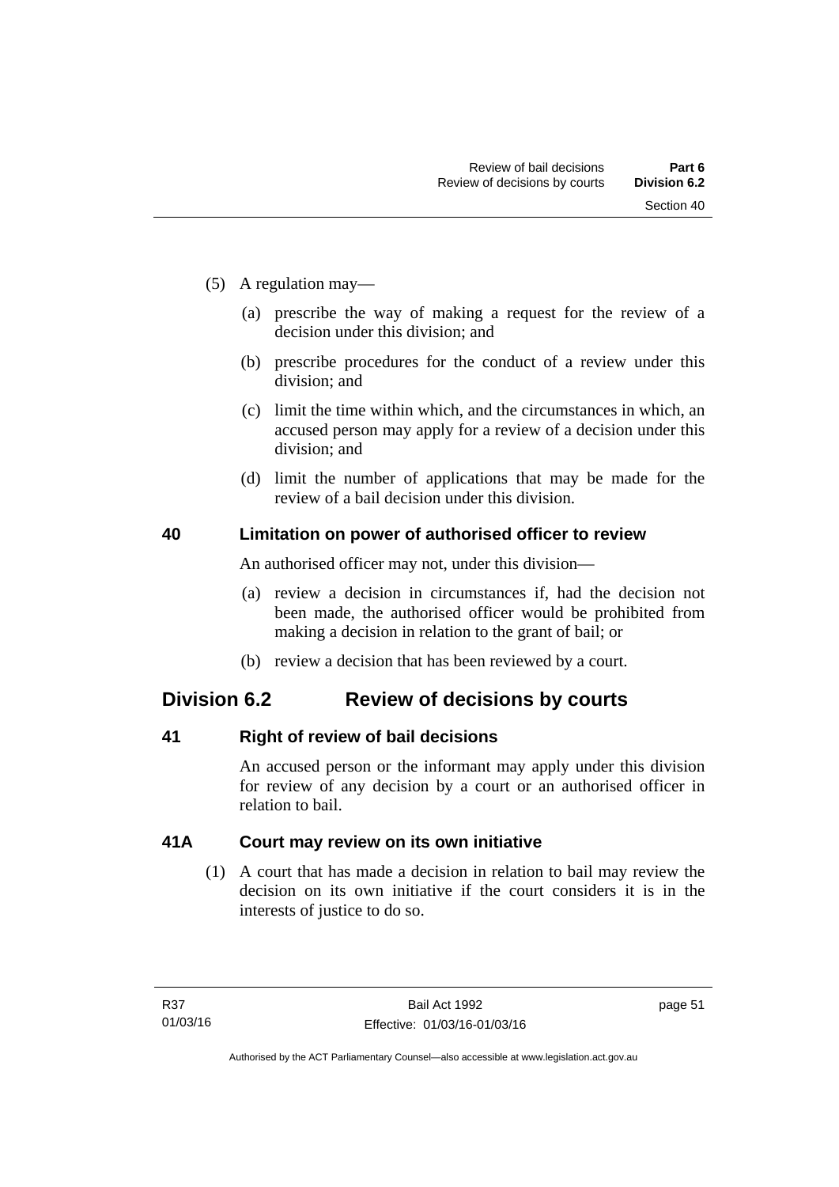(5) A regulation may—

(a) prescribe the way of making a request for the review of a decision under this division; and

(b) prescribe procedures for the conduct of a review under this division; and

(c) limit the time within which, and the circumstances in which, an accused person may apply for a review of a decision under this division; and

(d) limit the number of applications that may be made for the review of a bail decision under this division.

### 40 Limitation on power of authorised officer to review

An authorised officer may not, under this division—

(a) review a decision in circumstances if, had the decision not been made, the authorised officer would be prohibited from making a decision in relation to the grant of bail; or

(b) review a decision that has been reviewed by a court.

## Division 6.2 Review of decisions by courts

### 41 Right of review of bail decisions

An accused person or the informant may apply under this division for review of any decision by a court or an authorised officer in relation to bail.

### 41A Court may review on its own initiative

(1) A court that has made a decision in relation to bail may review the decision on its own initiative if the court considers it is in the interests of justice to do so.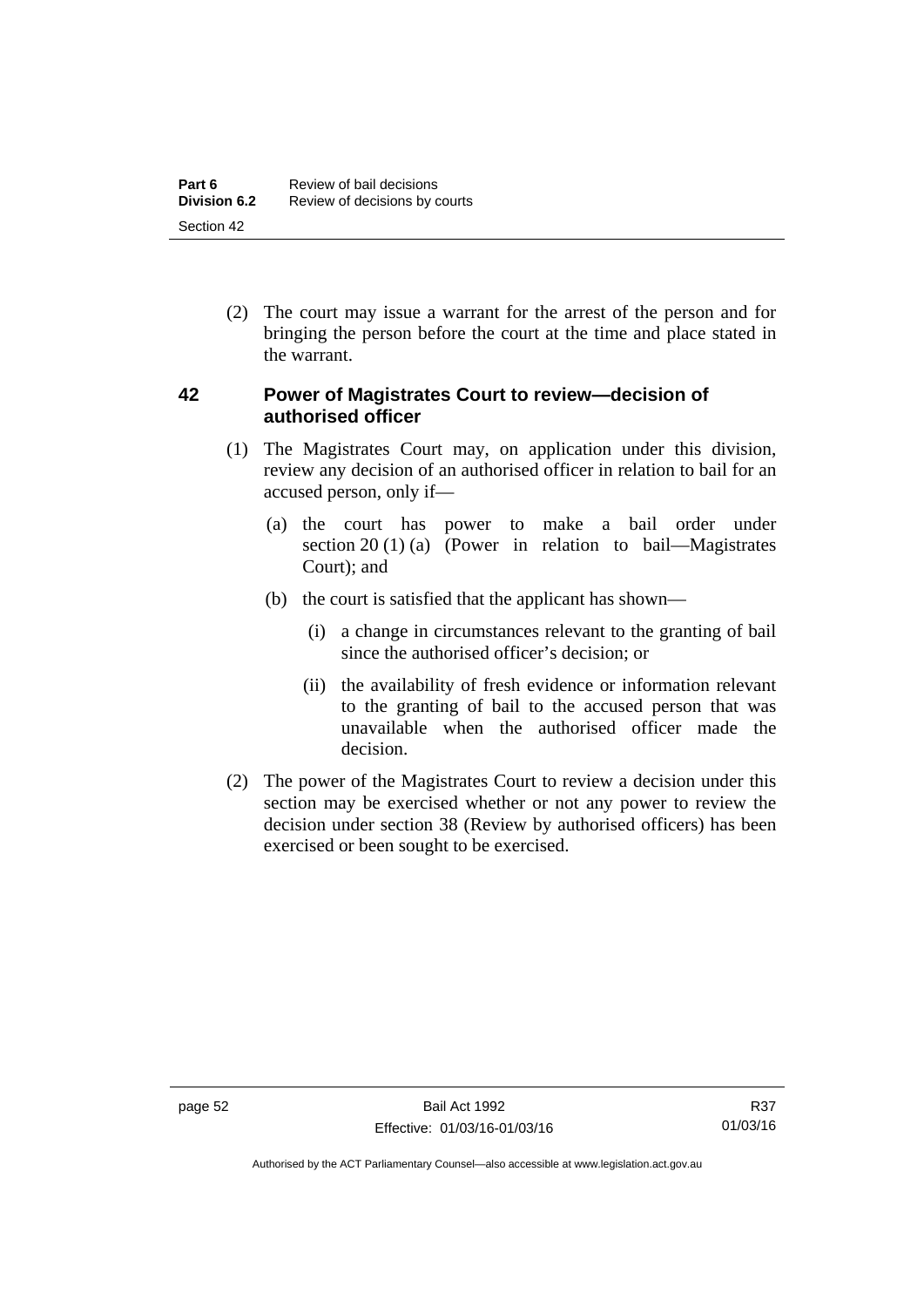(2) The court may issue a warrant for the arrest of the person and for bringing the person before the court at the time and place stated in the warrant.

## 42 Power of Magistrates Court to review—decision of authorised officer

(1) The Magistrates Court may, on application under this division, review any decision of an authorised officer in relation to bail for an accused person, only if—

(a) the court has power to make a bail order under section 20 (1) (a) (Power in relation to bail—Magistrates Court); and

(b) the court is satisfied that the applicant has shown—

(i) a change in circumstances relevant to the granting of bail since the authorised officer's decision; or

(ii) the availability of fresh evidence or information relevant to the granting of bail to the accused person that was unavailable when the authorised officer made the decision.

(2) The power of the Magistrates Court to review a decision under this section may be exercised whether or not any power to review the decision under section 38 (Review by authorised officers) has been exercised or been sought to be exercised.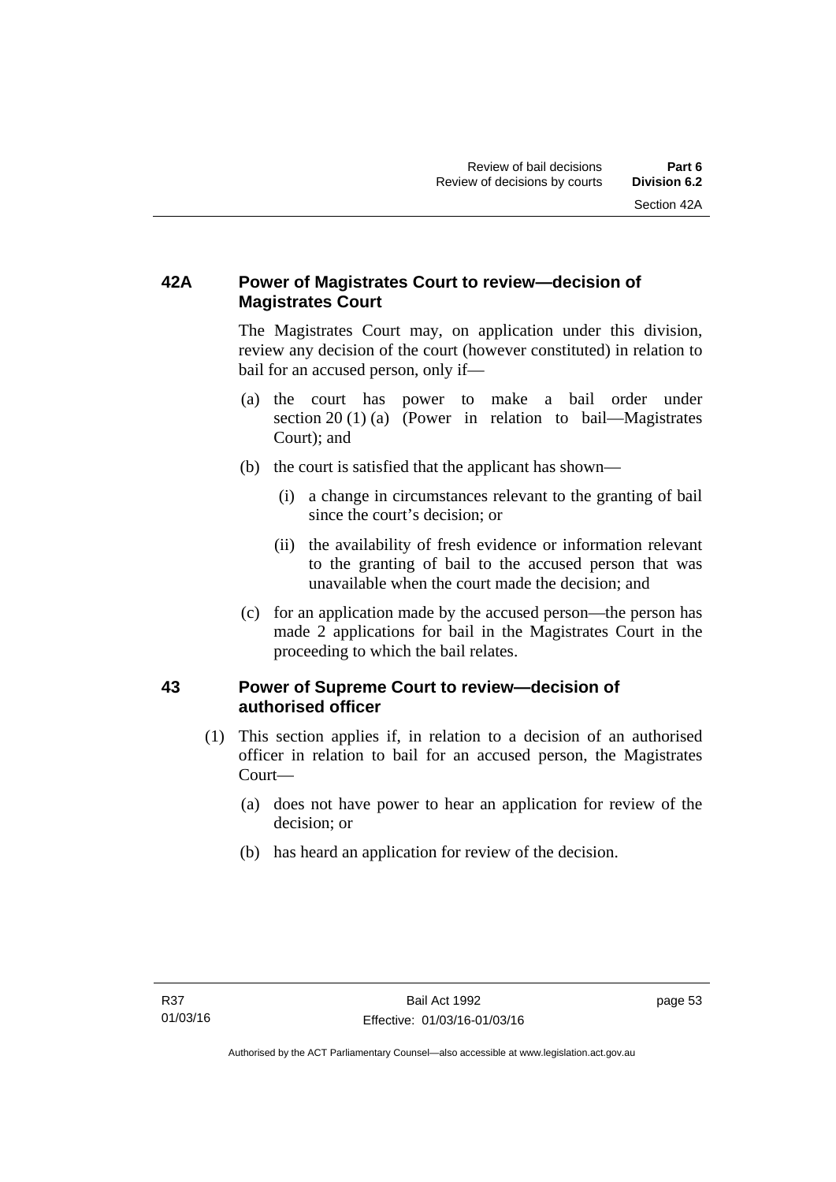### 42A Power of Magistrates Court to review—decision of Magistrates Court

The Magistrates Court may, on application under this division, review any decision of the court (however constituted) in relation to bail for an accused person, only if—

- (a) the court has power to make a bail order under section 20 (1) (a) (Power in relation to bail—Magistrates Court); and
- (b) the court is satisfied that the applicant has shown—
  - (i) a change in circumstances relevant to the granting of bail since the court's decision; or
  - (ii) the availability of fresh evidence or information relevant to the granting of bail to the accused person that was unavailable when the court made the decision; and
- (c) for an application made by the accused person—the person has made 2 applications for bail in the Magistrates Court in the proceeding to which the bail relates.

### 43 Power of Supreme Court to review—decision of authorised officer

(1) This section applies if, in relation to a decision of an authorised officer in relation to bail for an accused person, the Magistrates Court—

- (a) does not have power to hear an application for review of the decision; or
- (b) has heard an application for review of the decision.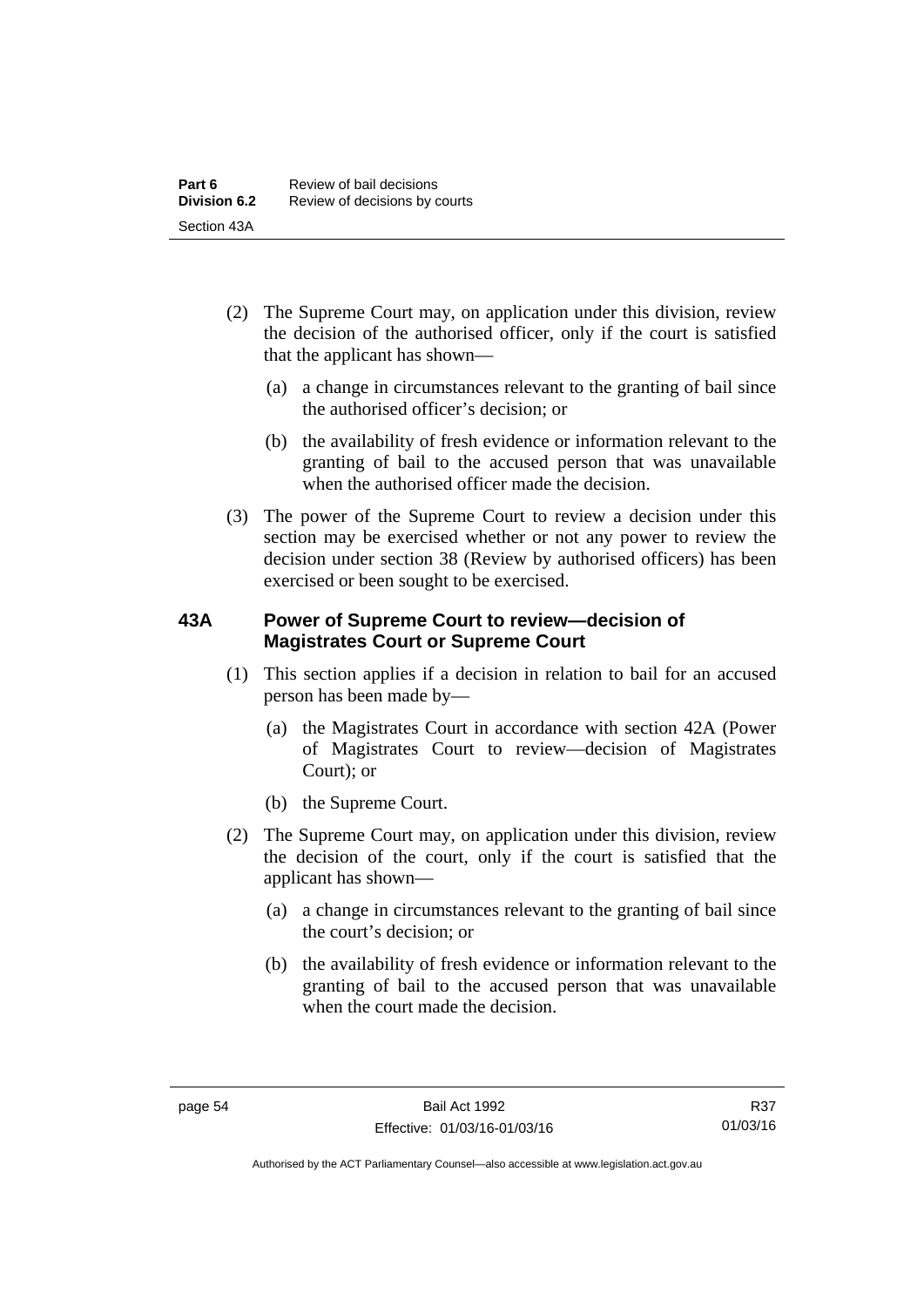(2) The Supreme Court may, on application under this division, review the decision of the authorised officer, only if the court is satisfied that the applicant has shown—

(a) a change in circumstances relevant to the granting of bail since the authorised officer's decision; or

(b) the availability of fresh evidence or information relevant to the granting of bail to the accused person that was unavailable when the authorised officer made the decision.

(3) The power of the Supreme Court to review a decision under this section may be exercised whether or not any power to review the decision under section 38 (Review by authorised officers) has been exercised or been sought to be exercised.

### 43A Power of Supreme Court to review—decision of Magistrates Court or Supreme Court

(1) This section applies if a decision in relation to bail for an accused person has been made by—

(a) the Magistrates Court in accordance with section 42A (Power of Magistrates Court to review—decision of Magistrates Court); or

(b) the Supreme Court.

(2) The Supreme Court may, on application under this division, review the decision of the court, only if the court is satisfied that the applicant has shown—

(a) a change in circumstances relevant to the granting of bail since the court's decision; or

(b) the availability of fresh evidence or information relevant to the granting of bail to the accused person that was unavailable when the court made the decision.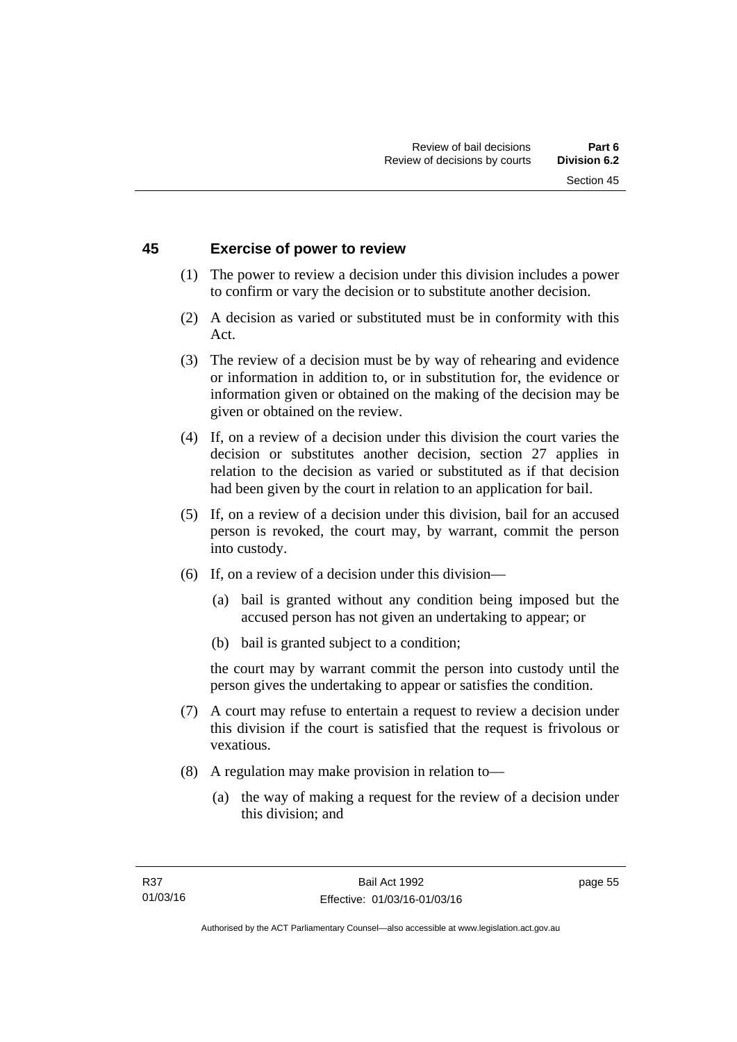## 45 Exercise of power to review

(1) The power to review a decision under this division includes a power to confirm or vary the decision or to substitute another decision.

(2) A decision as varied or substituted must be in conformity with this Act.

(3) The review of a decision must be by way of rehearing and evidence or information in addition to, or in substitution for, the evidence or information given or obtained on the making of the decision may be given or obtained on the review.

(4) If, on a review of a decision under this division the court varies the decision or substitutes another decision, section 27 applies in relation to the decision as varied or substituted as if that decision had been given by the court in relation to an application for bail.

(5) If, on a review of a decision under this division, bail for an accused person is revoked, the court may, by warrant, commit the person into custody.

(6) If, on a review of a decision under this division—

(a) bail is granted without any condition being imposed but the accused person has not given an undertaking to appear; or

(b) bail is granted subject to a condition;

the court may by warrant commit the person into custody until the person gives the undertaking to appear or satisfies the condition.

(7) A court may refuse to entertain a request to review a decision under this division if the court is satisfied that the request is frivolous or vexatious.

(8) A regulation may make provision in relation to—

(a) the way of making a request for the review of a decision under this division; and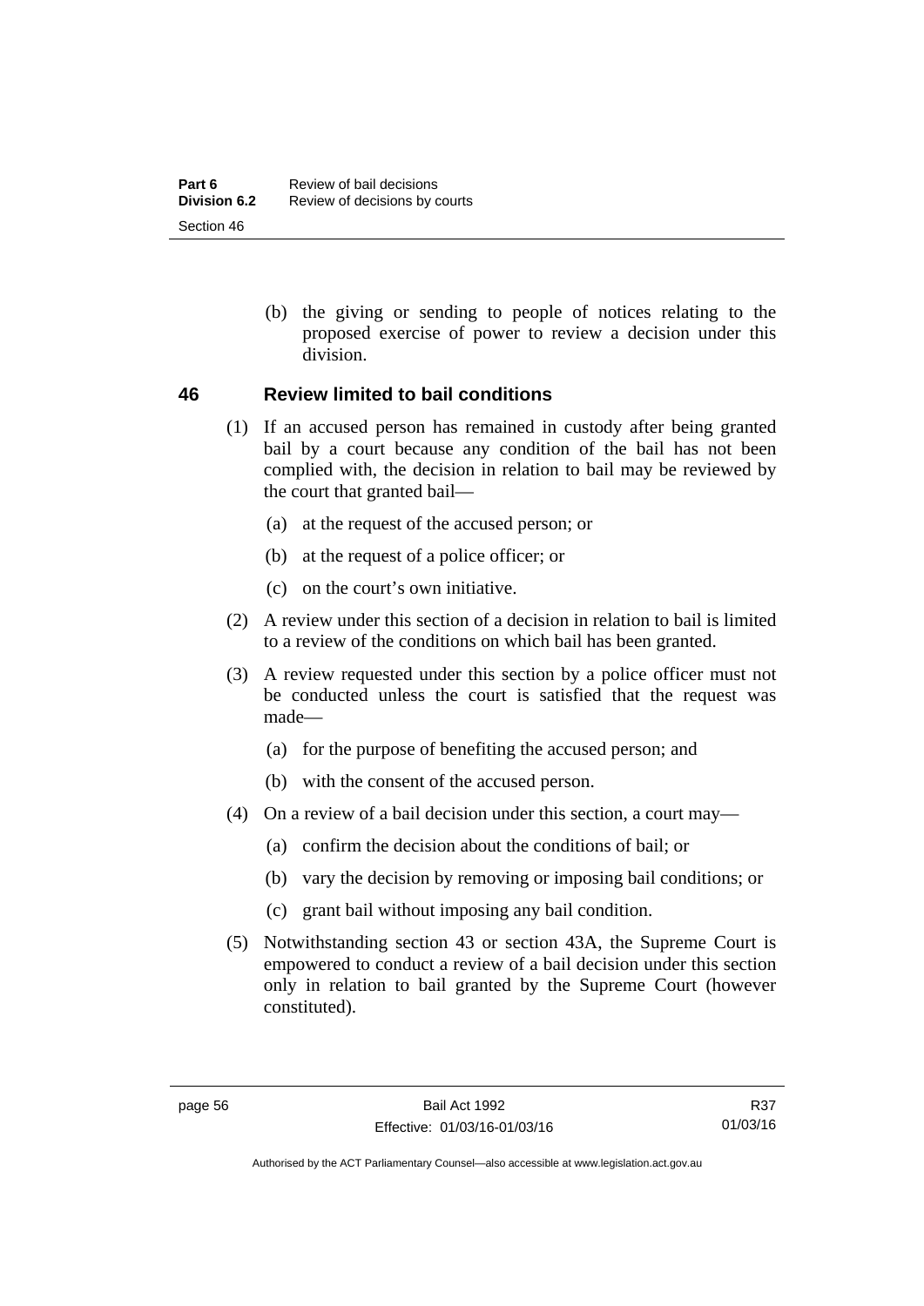(b) the giving or sending to people of notices relating to the proposed exercise of power to review a decision under this division.

## 46 Review limited to bail conditions

(1) If an accused person has remained in custody after being granted bail by a court because any condition of the bail has not been complied with, the decision in relation to bail may be reviewed by the court that granted bail—

(a) at the request of the accused person; or

(b) at the request of a police officer; or

(c) on the court's own initiative.

(2) A review under this section of a decision in relation to bail is limited to a review of the conditions on which bail has been granted.

(3) A review requested under this section by a police officer must not be conducted unless the court is satisfied that the request was made—

(a) for the purpose of benefiting the accused person; and

(b) with the consent of the accused person.

(4) On a review of a bail decision under this section, a court may—

(a) confirm the decision about the conditions of bail; or

(b) vary the decision by removing or imposing bail conditions; or

(c) grant bail without imposing any bail condition.

(5) Notwithstanding section 43 or section 43A, the Supreme Court is empowered to conduct a review of a bail decision under this section only in relation to bail granted by the Supreme Court (however constituted).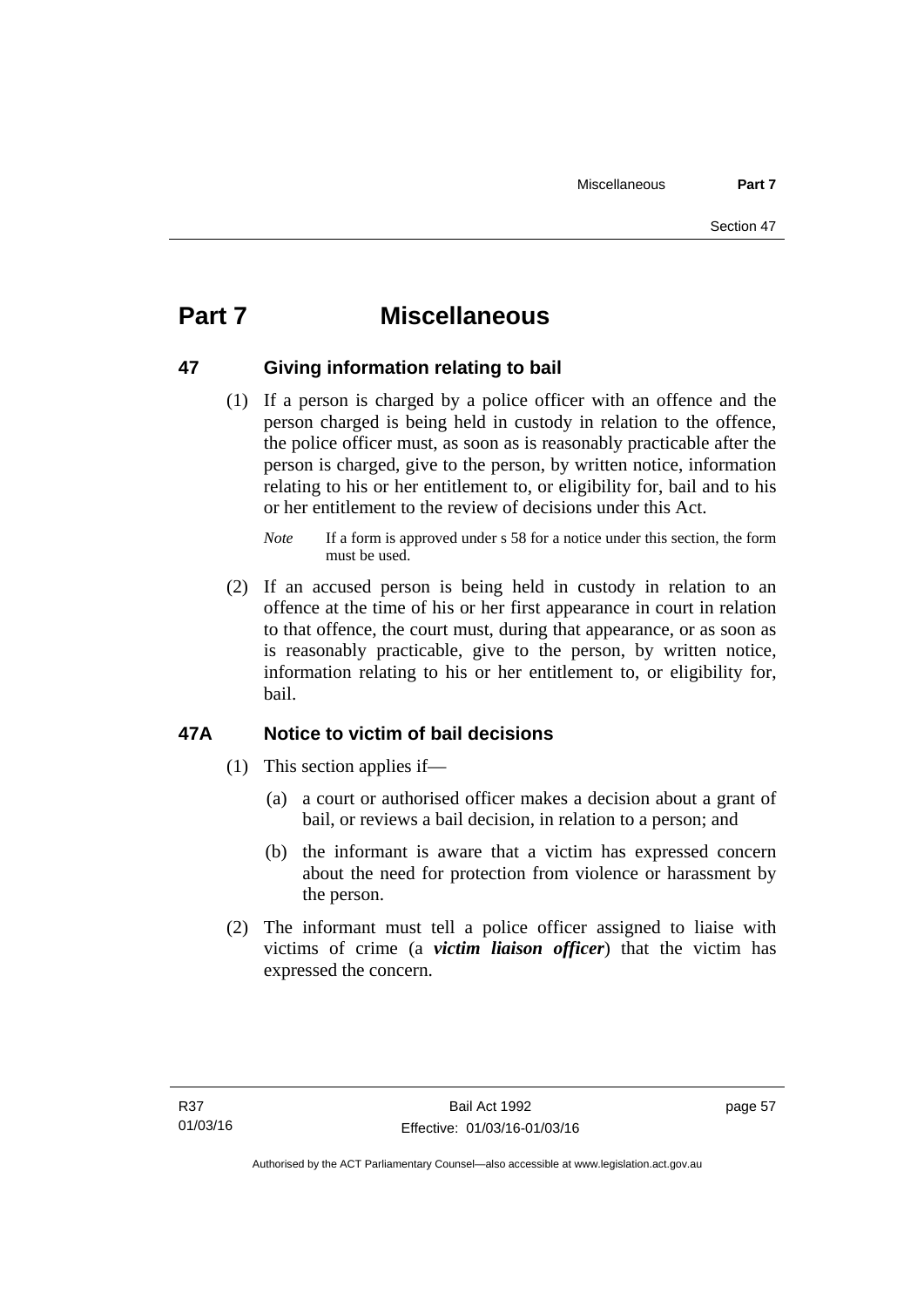# Part 7 Miscellaneous

## 47 Giving information relating to bail

(1) If a person is charged by a police officer with an offence and the person charged is being held in custody in relation to the offence, the police officer must, as soon as is reasonably practicable after the person is charged, give to the person, by written notice, information relating to his or her entitlement to, or eligibility for, bail and to his or her entitlement to the review of decisions under this Act.

*Note* If a form is approved under s 58 for a notice under this section, the form must be used.

(2) If an accused person is being held in custody in relation to an offence at the time of his or her first appearance in court in relation to that offence, the court must, during that appearance, or as soon as is reasonably practicable, give to the person, by written notice, information relating to his or her entitlement to, or eligibility for, bail.

## 47A Notice to victim of bail decisions

(1) This section applies if—

(a) a court or authorised officer makes a decision about a grant of bail, or reviews a bail decision, in relation to a person; and

(b) the informant is aware that a victim has expressed concern about the need for protection from violence or harassment by the person.

(2) The informant must tell a police officer assigned to liaise with victims of crime (a ***victim liaison officer***) that the victim has expressed the concern.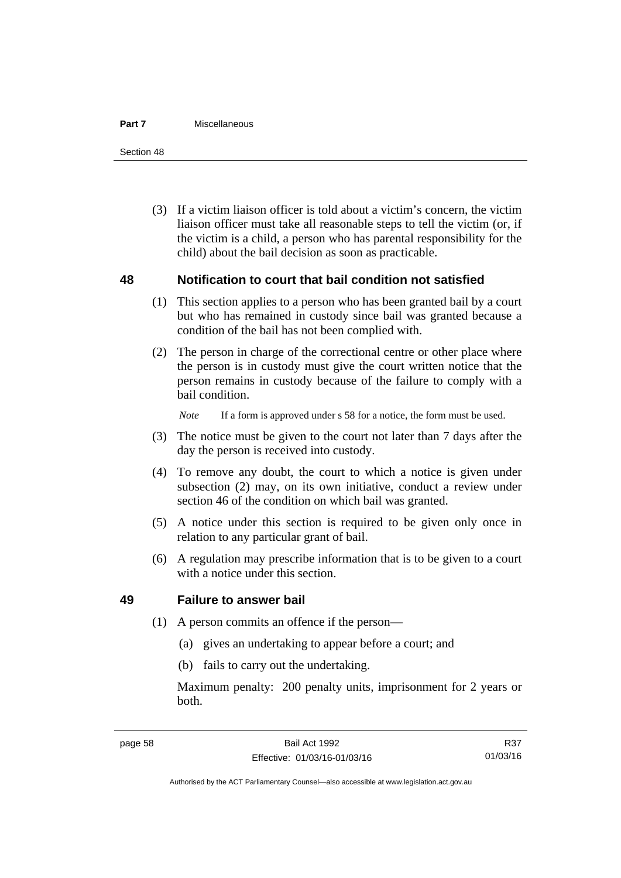(3) If a victim liaison officer is told about a victim's concern, the victim liaison officer must take all reasonable steps to tell the victim (or, if the victim is a child, a person who has parental responsibility for the child) about the bail decision as soon as practicable.

## 48 Notification to court that bail condition not satisfied

(1) This section applies to a person who has been granted bail by a court but who has remained in custody since bail was granted because a condition of the bail has not been complied with.

(2) The person in charge of the correctional centre or other place where the person is in custody must give the court written notice that the person remains in custody because of the failure to comply with a bail condition.

*Note* If a form is approved under s 58 for a notice, the form must be used.

(3) The notice must be given to the court not later than 7 days after the day the person is received into custody.

(4) To remove any doubt, the court to which a notice is given under subsection (2) may, on its own initiative, conduct a review under section 46 of the condition on which bail was granted.

(5) A notice under this section is required to be given only once in relation to any particular grant of bail.

(6) A regulation may prescribe information that is to be given to a court with a notice under this section.

## 49 Failure to answer bail

(1) A person commits an offence if the person—

(a) gives an undertaking to appear before a court; and

(b) fails to carry out the undertaking.

Maximum penalty: 200 penalty units, imprisonment for 2 years or both.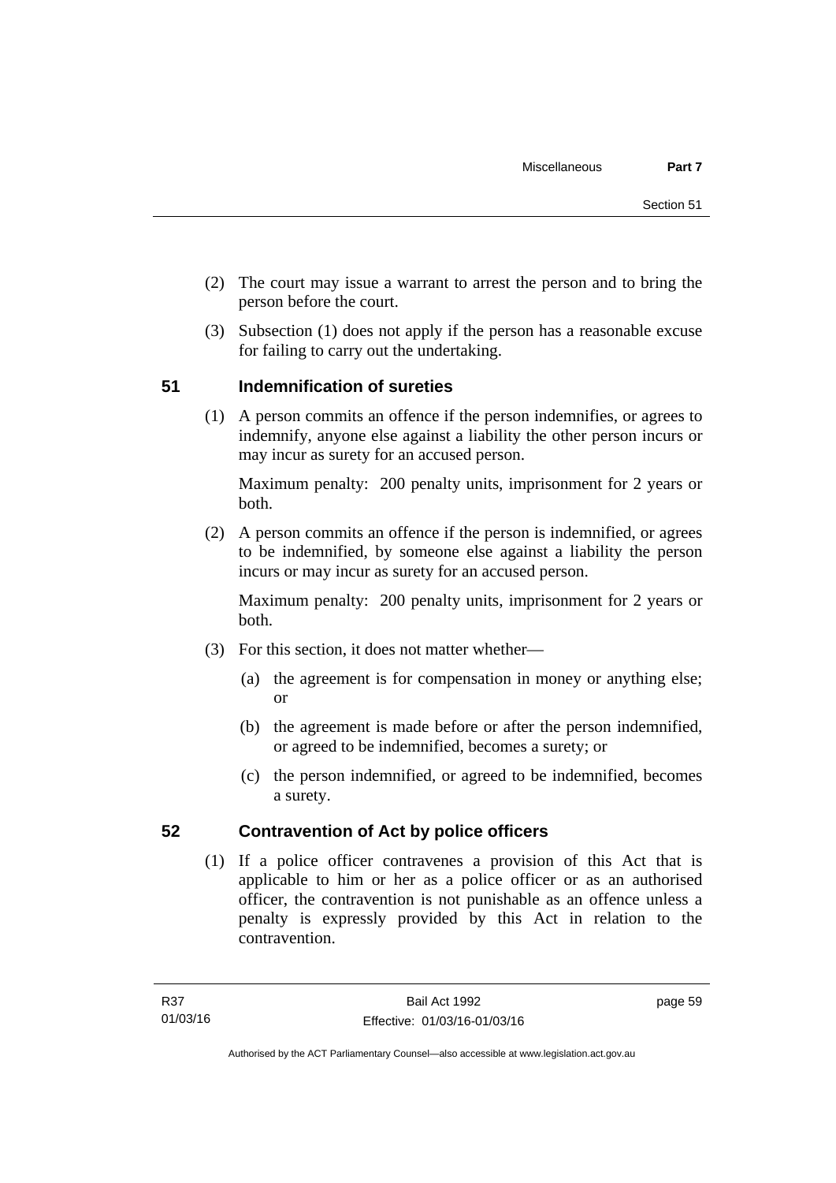(2) The court may issue a warrant to arrest the person and to bring the person before the court.

(3) Subsection (1) does not apply if the person has a reasonable excuse for failing to carry out the undertaking.

## 51 Indemnification of sureties

(1) A person commits an offence if the person indemnifies, or agrees to indemnify, anyone else against a liability the other person incurs or may incur as surety for an accused person.

Maximum penalty: 200 penalty units, imprisonment for 2 years or both.

(2) A person commits an offence if the person is indemnified, or agrees to be indemnified, by someone else against a liability the person incurs or may incur as surety for an accused person.

Maximum penalty: 200 penalty units, imprisonment for 2 years or both.

(3) For this section, it does not matter whether—

(a) the agreement is for compensation in money or anything else; or

(b) the agreement is made before or after the person indemnified, or agreed to be indemnified, becomes a surety; or

(c) the person indemnified, or agreed to be indemnified, becomes a surety.

## 52 Contravention of Act by police officers

(1) If a police officer contravenes a provision of this Act that is applicable to him or her as a police officer or as an authorised officer, the contravention is not punishable as an offence unless a penalty is expressly provided by this Act in relation to the contravention.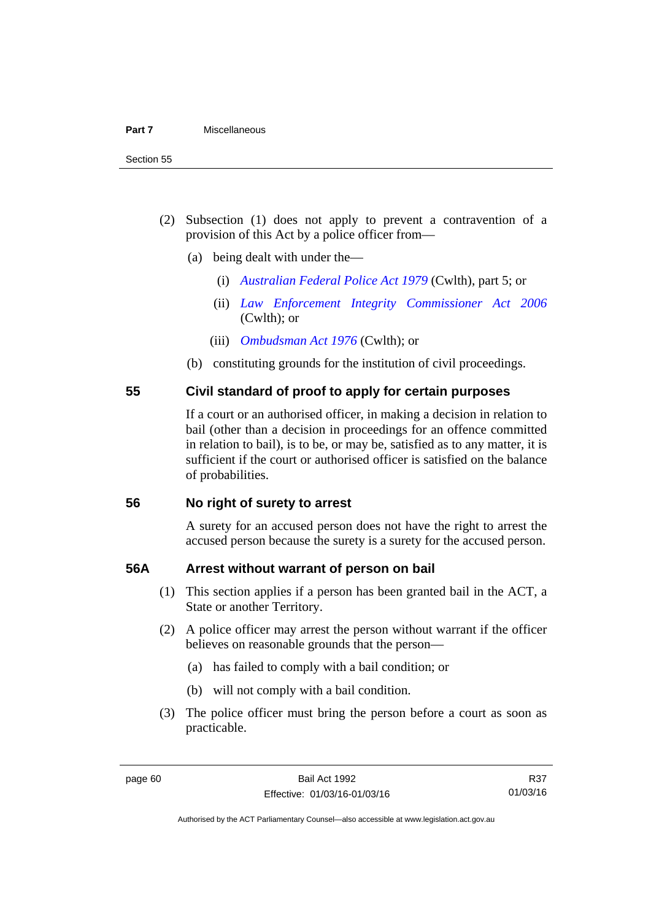(2) Subsection (1) does not apply to prevent a contravention of a provision of this Act by a police officer from—

(a) being dealt with under the—

(i) *Australian Federal Police Act 1979* (Cwlth), part 5; or

(ii) *Law Enforcement Integrity Commissioner Act 2006* (Cwlth); or

(iii) *Ombudsman Act 1976* (Cwlth); or

(b) constituting grounds for the institution of civil proceedings.

## 55 Civil standard of proof to apply for certain purposes

If a court or an authorised officer, in making a decision in relation to bail (other than a decision in proceedings for an offence committed in relation to bail), is to be, or may be, satisfied as to any matter, it is sufficient if the court or authorised officer is satisfied on the balance of probabilities.

## 56 No right of surety to arrest

A surety for an accused person does not have the right to arrest the accused person because the surety is a surety for the accused person.

## 56A Arrest without warrant of person on bail

(1) This section applies if a person has been granted bail in the ACT, a State or another Territory.

(2) A police officer may arrest the person without warrant if the officer believes on reasonable grounds that the person—

(a) has failed to comply with a bail condition; or

(b) will not comply with a bail condition.

(3) The police officer must bring the person before a court as soon as practicable.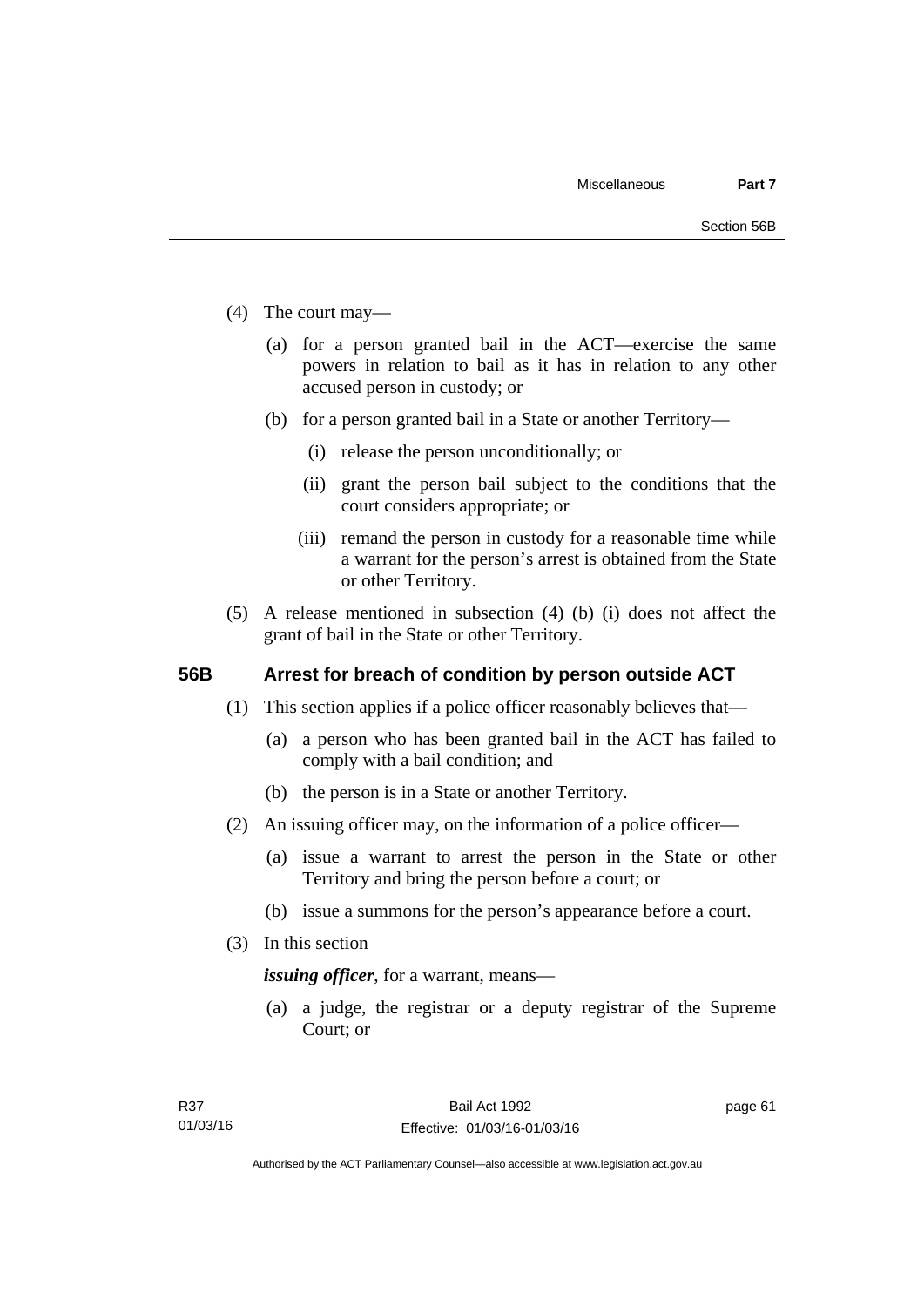(4) The court may—

(a) for a person granted bail in the ACT—exercise the same powers in relation to bail as it has in relation to any other accused person in custody; or

(b) for a person granted bail in a State or another Territory—

(i) release the person unconditionally; or

(ii) grant the person bail subject to the conditions that the court considers appropriate; or

(iii) remand the person in custody for a reasonable time while a warrant for the person's arrest is obtained from the State or other Territory.

(5) A release mentioned in subsection (4) (b) (i) does not affect the grant of bail in the State or other Territory.

### 56B Arrest for breach of condition by person outside ACT

(1) This section applies if a police officer reasonably believes that—

(a) a person who has been granted bail in the ACT has failed to comply with a bail condition; and

(b) the person is in a State or another Territory.

(2) An issuing officer may, on the information of a police officer—

(a) issue a warrant to arrest the person in the State or other Territory and bring the person before a court; or

(b) issue a summons for the person's appearance before a court.

(3) In this section

***issuing officer***, for a warrant, means—

(a) a judge, the registrar or a deputy registrar of the Supreme Court; or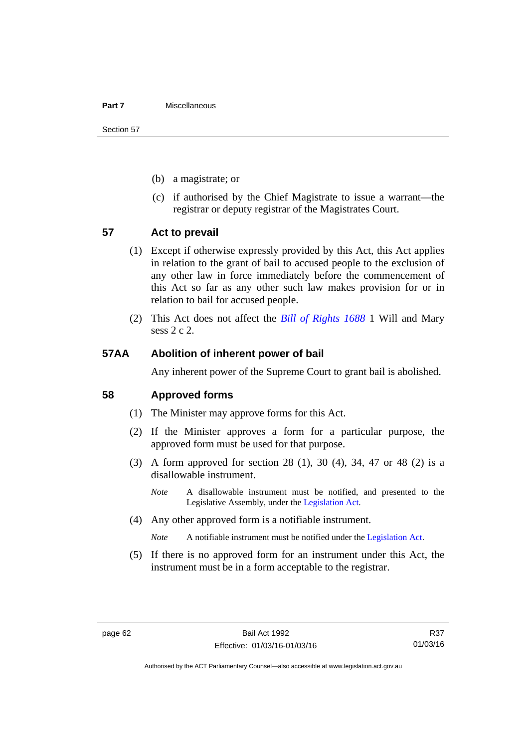(b) a magistrate; or

(c) if authorised by the Chief Magistrate to issue a warrant—the registrar or deputy registrar of the Magistrates Court.

## 57 Act to prevail

(1) Except if otherwise expressly provided by this Act, this Act applies in relation to the grant of bail to accused people to the exclusion of any other law in force immediately before the commencement of this Act so far as any other such law makes provision for or in relation to bail for accused people.

(2) This Act does not affect the *Bill of Rights 1688* 1 Will and Mary sess 2 c 2.

## 57AA Abolition of inherent power of bail

Any inherent power of the Supreme Court to grant bail is abolished.

## 58 Approved forms

(1) The Minister may approve forms for this Act.

(2) If the Minister approves a form for a particular purpose, the approved form must be used for that purpose.

(3) A form approved for section 28 (1), 30 (4), 34, 47 or 48 (2) is a disallowable instrument.

*Note* A disallowable instrument must be notified, and presented to the Legislative Assembly, under the Legislation Act.

(4) Any other approved form is a notifiable instrument.

*Note* A notifiable instrument must be notified under the Legislation Act.

(5) If there is no approved form for an instrument under this Act, the instrument must be in a form acceptable to the registrar.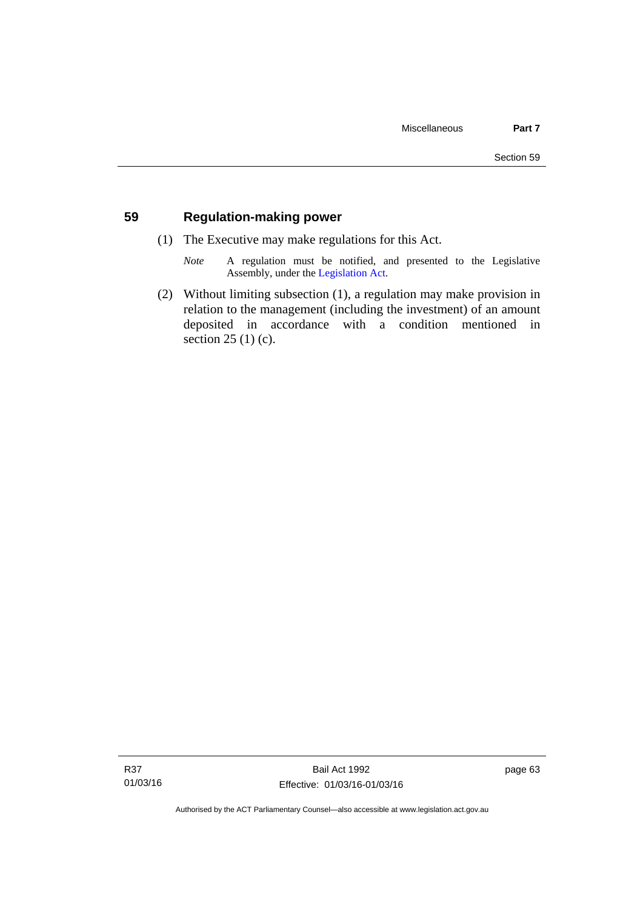## 59 Regulation-making power

(1) The Executive may make regulations for this Act.

*Note* A regulation must be notified, and presented to the Legislative Assembly, under the Legislation Act.

(2) Without limiting subsection (1), a regulation may make provision in relation to the management (including the investment) of an amount deposited in accordance with a condition mentioned in section 25 (1) (c).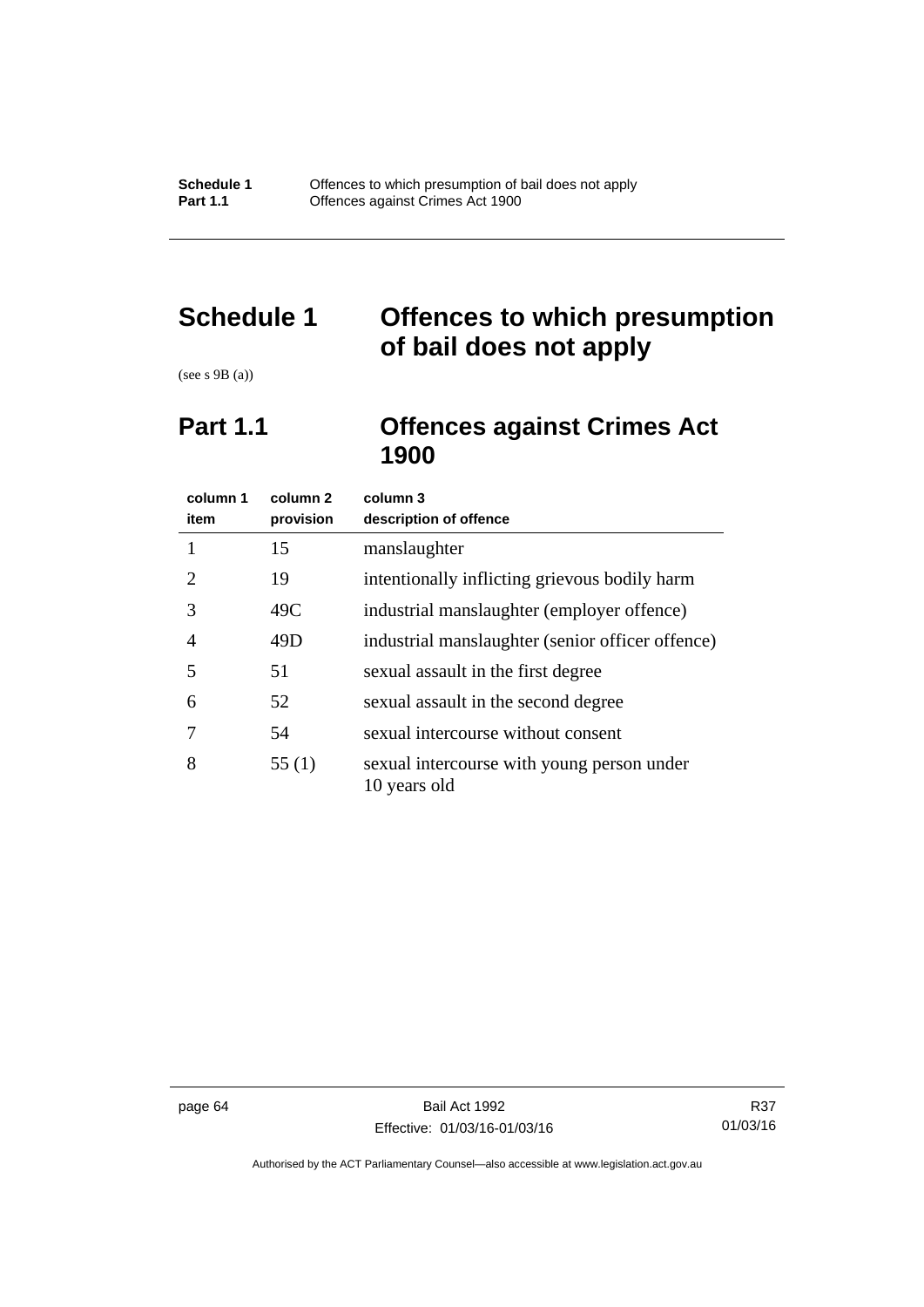# Schedule 1 Offences to which presumption of bail does not apply

(see s 9B (a))

## Part 1.1 Offences against Crimes Act 1900

| column 1 item | column 2 provision | column 3 description of offence |
|---|---|---|
| 1 | 15 | manslaughter |
| 2 | 19 | intentionally inflicting grievous bodily harm |
| 3 | 49C | industrial manslaughter (employer offence) |
| 4 | 49D | industrial manslaughter (senior officer offence) |
| 5 | 51 | sexual assault in the first degree |
| 6 | 52 | sexual assault in the second degree |
| 7 | 54 | sexual intercourse without consent |
| 8 | 55 (1) | sexual intercourse with young person under 10 years old |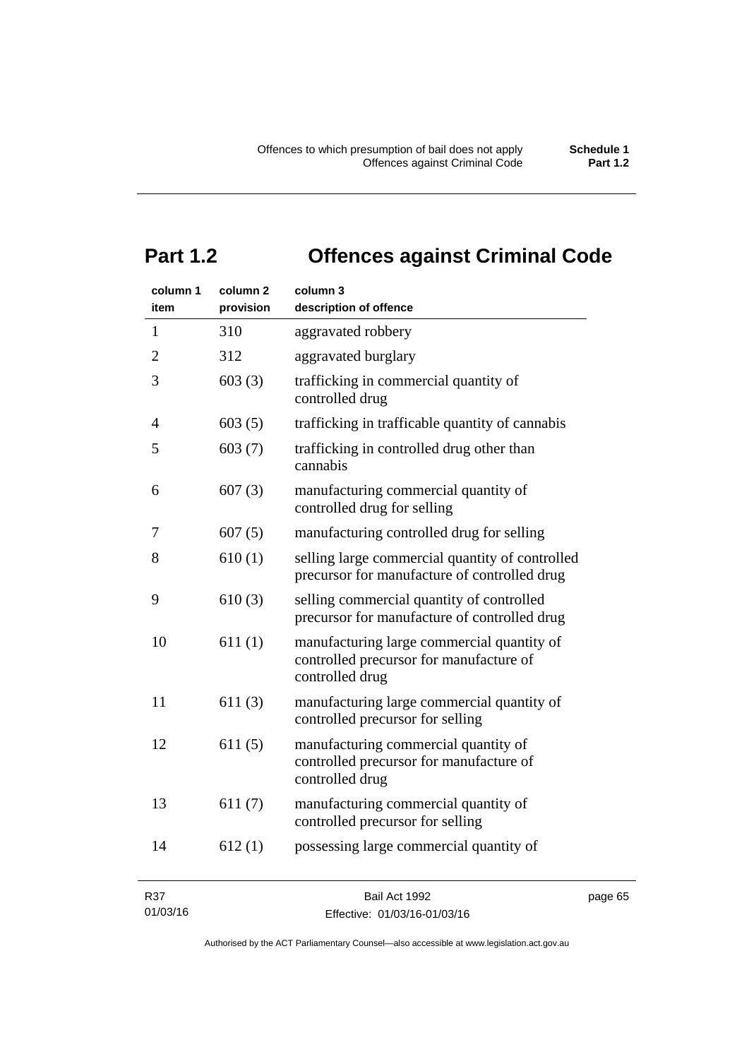## Part 1.2 Offences against Criminal Code

| column 1<br>item | column 2<br>provision | column 3<br>description of offence |
|---|---|---|
| 1 | 310 | aggravated robbery |
| 2 | 312 | aggravated burglary |
| 3 | 603 (3) | trafficking in commercial quantity of controlled drug |
| 4 | 603 (5) | trafficking in trafficable quantity of cannabis |
| 5 | 603 (7) | trafficking in controlled drug other than cannabis |
| 6 | 607 (3) | manufacturing commercial quantity of controlled drug for selling |
| 7 | 607 (5) | manufacturing controlled drug for selling |
| 8 | 610 (1) | selling large commercial quantity of controlled precursor for manufacture of controlled drug |
| 9 | 610 (3) | selling commercial quantity of controlled precursor for manufacture of controlled drug |
| 10 | 611 (1) | manufacturing large commercial quantity of controlled precursor for manufacture of controlled drug |
| 11 | 611 (3) | manufacturing large commercial quantity of controlled precursor for selling |
| 12 | 611 (5) | manufacturing commercial quantity of controlled precursor for manufacture of controlled drug |
| 13 | 611 (7) | manufacturing commercial quantity of controlled precursor for selling |
| 14 | 612 (1) | possessing large commercial quantity of |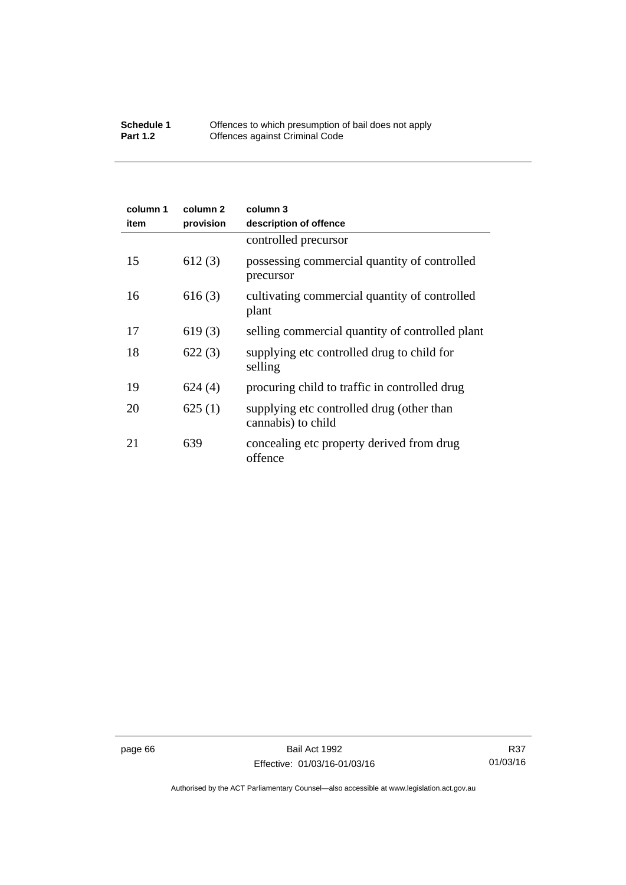| column 1 item | column 2 provision | column 3 description of offence |
|---|---|---|
| | | controlled precursor |
| 15 | 612 (3) | possessing commercial quantity of controlled precursor |
| 16 | 616 (3) | cultivating commercial quantity of controlled plant |
| 17 | 619 (3) | selling commercial quantity of controlled plant |
| 18 | 622 (3) | supplying etc controlled drug to child for selling |
| 19 | 624 (4) | procuring child to traffic in controlled drug |
| 20 | 625 (1) | supplying etc controlled drug (other than cannabis) to child |
| 21 | 639 | concealing etc property derived from drug offence |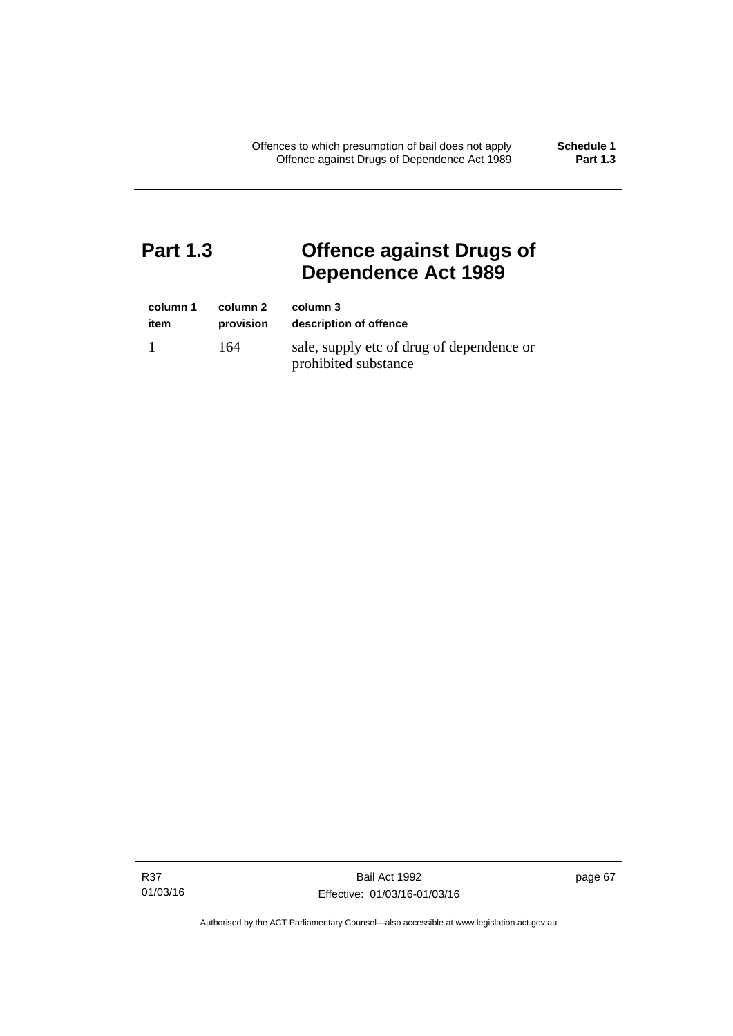# Part 1.3 Offence against Drugs of Dependence Act 1989

| column 1<br>item | column 2<br>provision | column 3<br>description of offence |
|---|---|---|
| 1 | 164 | sale, supply etc of drug of dependence or prohibited substance |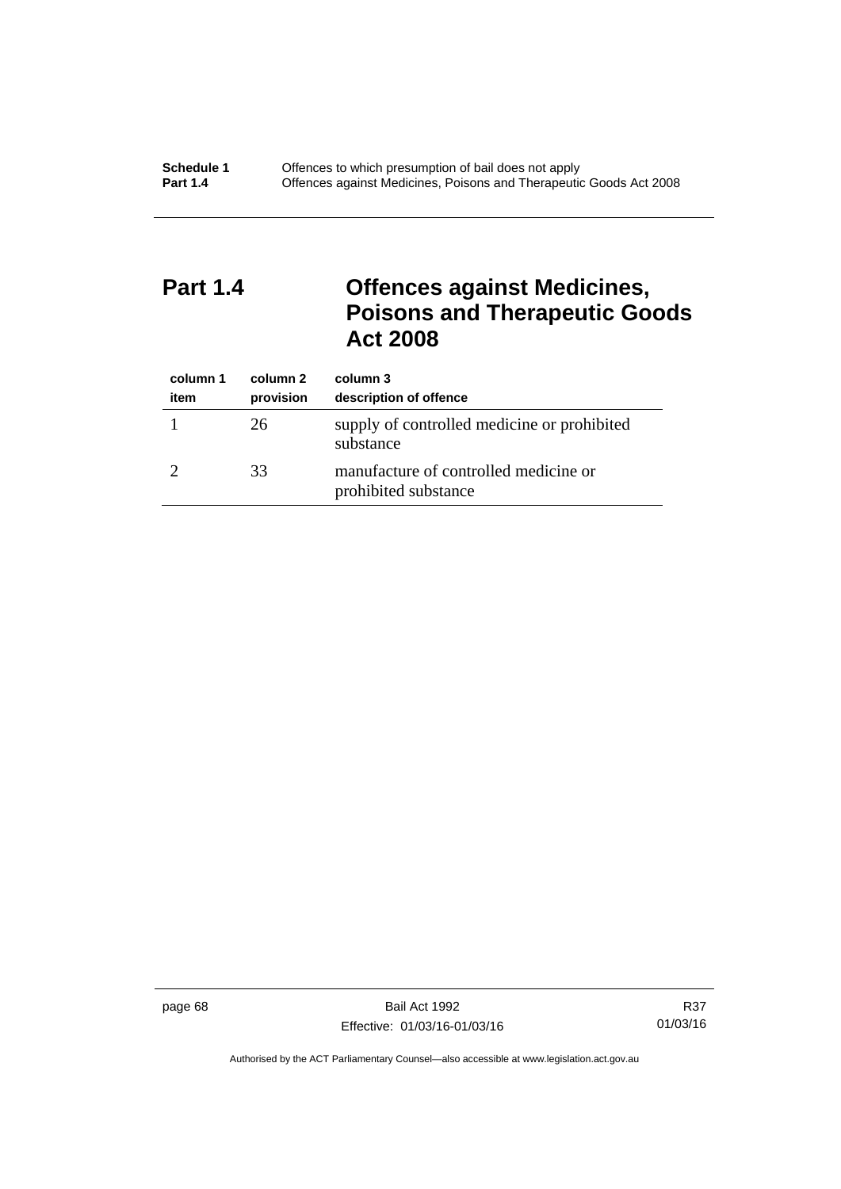## Part 1.4 Offences against Medicines, Poisons and Therapeutic Goods Act 2008

| column 1<br>item | column 2<br>provision | column 3<br>description of offence |
|---|---|---|
| 1 | 26 | supply of controlled medicine or prohibited substance |
| 2 | 33 | manufacture of controlled medicine or prohibited substance |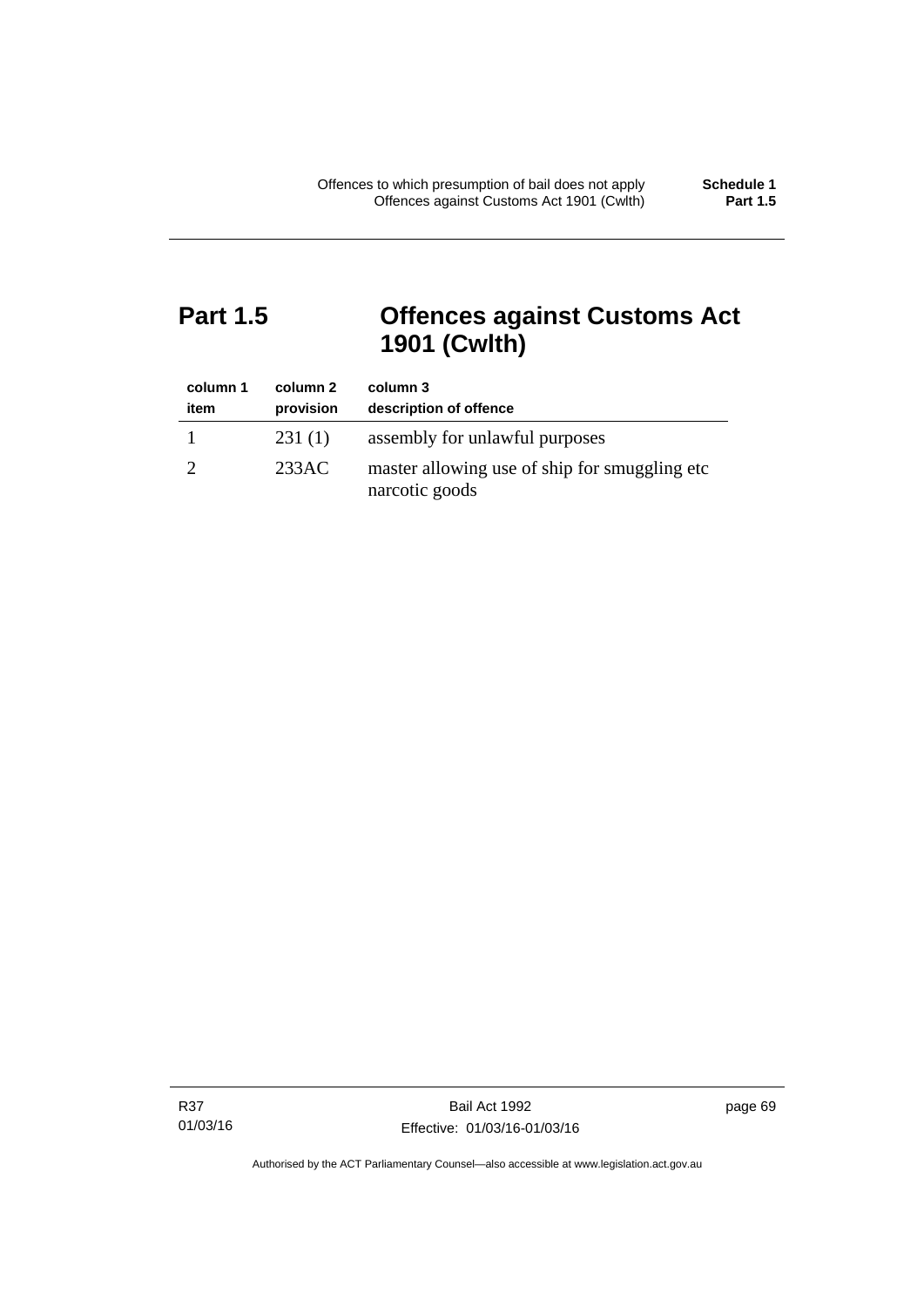## Part 1.5 Offences against Customs Act 1901 (Cwlth)

| column 1<br>item | column 2<br>provision | column 3<br>description of offence |
|---|---|---|
| 1 | 231 (1) | assembly for unlawful purposes |
| 2 | 233AC | master allowing use of ship for smuggling etc narcotic goods |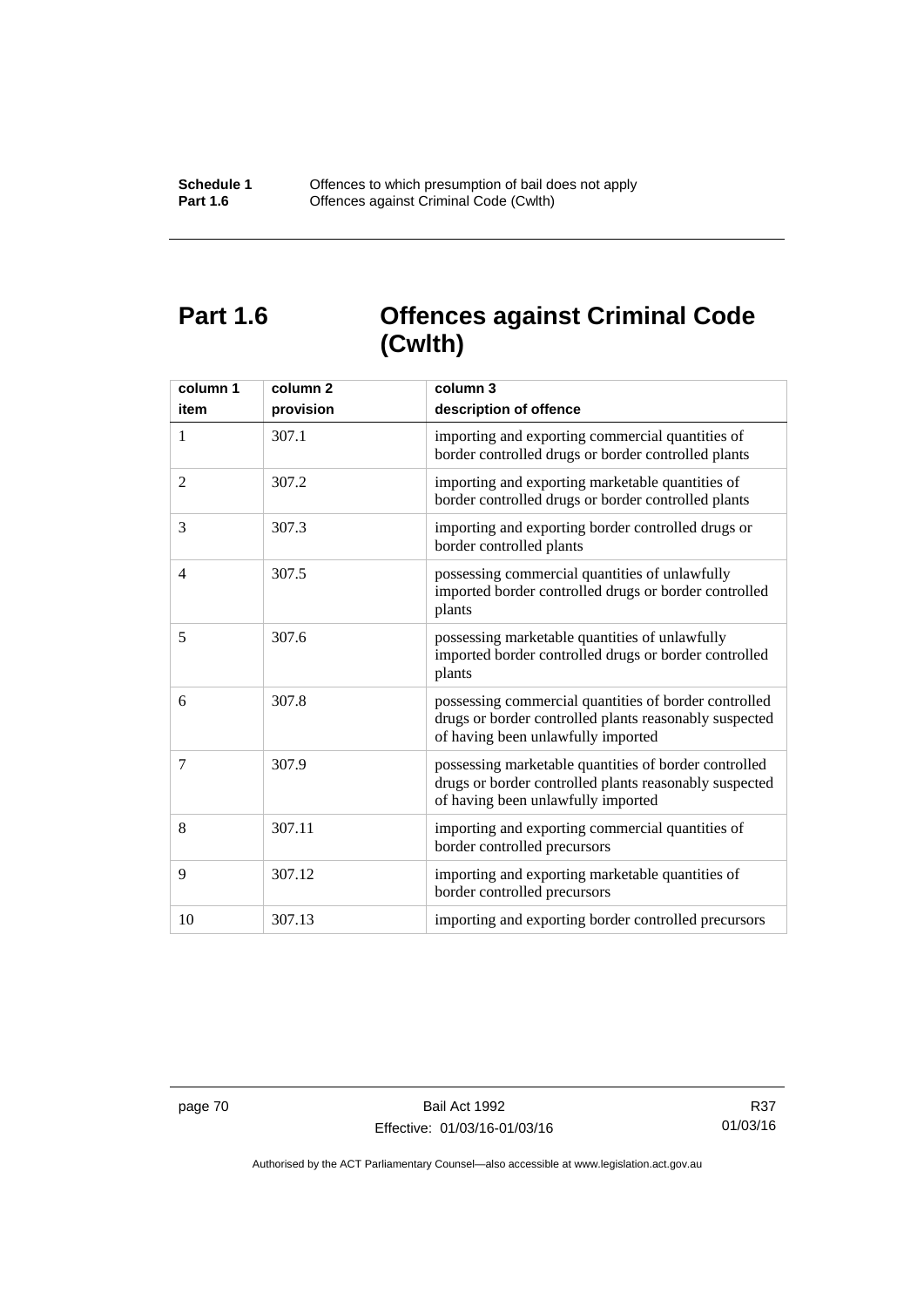# Part 1.6 Offences against Criminal Code (Cwlth)

| column 1<br>item | column 2<br>provision | column 3<br>description of offence |
|---|---|---|
| 1 | 307.1 | importing and exporting commercial quantities of border controlled drugs or border controlled plants |
| 2 | 307.2 | importing and exporting marketable quantities of border controlled drugs or border controlled plants |
| 3 | 307.3 | importing and exporting border controlled drugs or border controlled plants |
| 4 | 307.5 | possessing commercial quantities of unlawfully imported border controlled drugs or border controlled plants |
| 5 | 307.6 | possessing marketable quantities of unlawfully imported border controlled drugs or border controlled plants |
| 6 | 307.8 | possessing commercial quantities of border controlled drugs or border controlled plants reasonably suspected of having been unlawfully imported |
| 7 | 307.9 | possessing marketable quantities of border controlled drugs or border controlled plants reasonably suspected of having been unlawfully imported |
| 8 | 307.11 | importing and exporting commercial quantities of border controlled precursors |
| 9 | 307.12 | importing and exporting marketable quantities of border controlled precursors |
| 10 | 307.13 | importing and exporting border controlled precursors |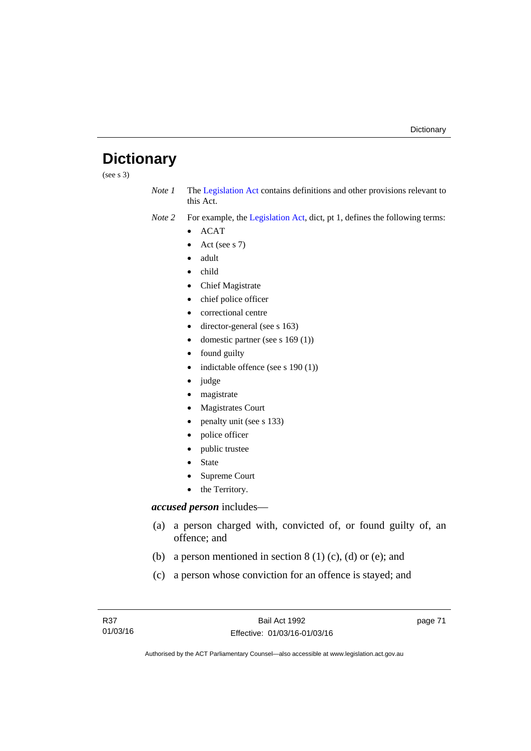# Dictionary

(see s 3)

*Note 1* The Legislation Act contains definitions and other provisions relevant to this Act.

*Note 2* For example, the Legislation Act, dict, pt 1, defines the following terms:

- ACAT
- Act (see s 7)
- adult
- child
- Chief Magistrate
- chief police officer
- correctional centre
- director-general (see s 163)
- domestic partner (see s 169 (1))
- found guilty
- indictable offence (see s 190 (1))
- judge
- magistrate
- Magistrates Court
- penalty unit (see s 133)
- police officer
- public trustee
- State
- Supreme Court
- the Territory.

***accused person*** includes—

(a) a person charged with, convicted of, or found guilty of, an offence; and

(b) a person mentioned in section 8 (1) (c), (d) or (e); and

(c) a person whose conviction for an offence is stayed; and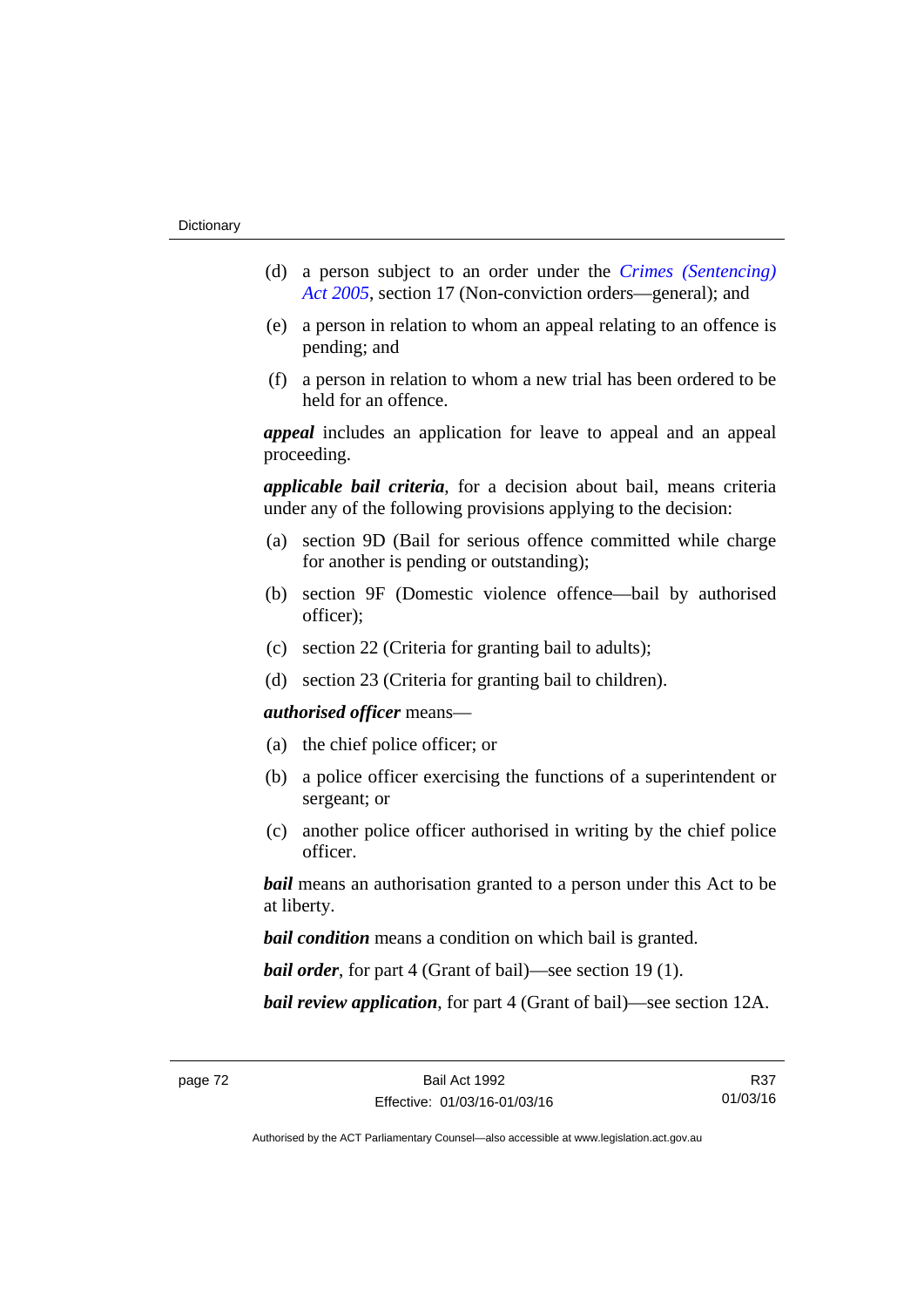(d) a person subject to an order under the *Crimes (Sentencing) Act 2005*, section 17 (Non-conviction orders—general); and

(e) a person in relation to whom an appeal relating to an offence is pending; and

(f) a person in relation to whom a new trial has been ordered to be held for an offence.

***appeal*** includes an application for leave to appeal and an appeal proceeding.

***applicable bail criteria***, for a decision about bail, means criteria under any of the following provisions applying to the decision:

(a) section 9D (Bail for serious offence committed while charge for another is pending or outstanding);

(b) section 9F (Domestic violence offence—bail by authorised officer);

(c) section 22 (Criteria for granting bail to adults);

(d) section 23 (Criteria for granting bail to children).

***authorised officer*** means—

(a) the chief police officer; or

(b) a police officer exercising the functions of a superintendent or sergeant; or

(c) another police officer authorised in writing by the chief police officer.

***bail*** means an authorisation granted to a person under this Act to be at liberty.

***bail condition*** means a condition on which bail is granted.

***bail order***, for part 4 (Grant of bail)—see section 19 (1).

***bail review application***, for part 4 (Grant of bail)—see section 12A.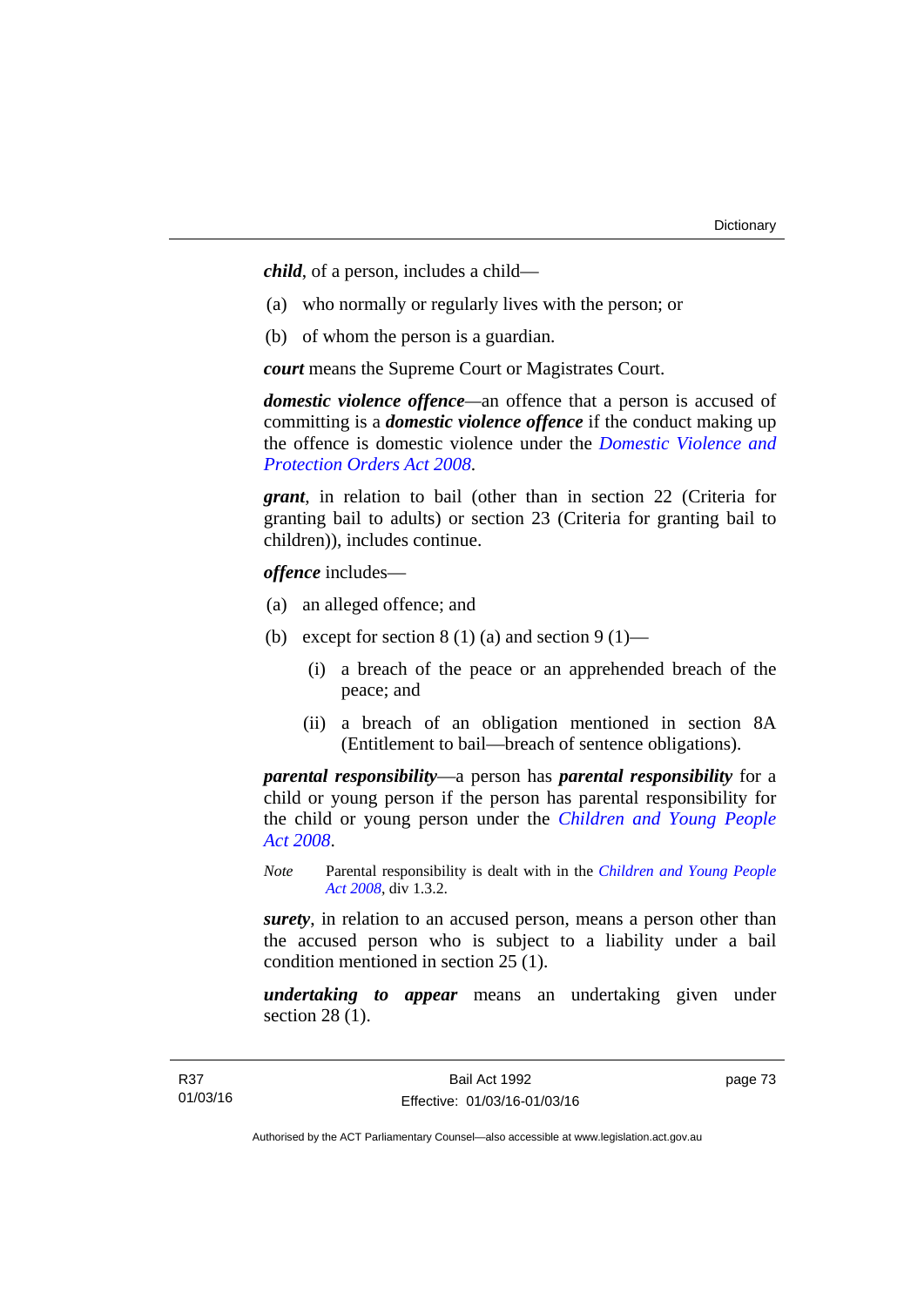***child***, of a person, includes a child—

(a) who normally or regularly lives with the person; or

(b) of whom the person is a guardian.

***court*** means the Supreme Court or Magistrates Court.

***domestic violence offence***—an offence that a person is accused of committing is a ***domestic violence offence*** if the conduct making up the offence is domestic violence under the *Domestic Violence and Protection Orders Act 2008*.

***grant***, in relation to bail (other than in section 22 (Criteria for granting bail to adults) or section 23 (Criteria for granting bail to children)), includes continue.

***offence*** includes—

(a) an alleged offence; and

(b) except for section 8 (1) (a) and section 9 (1)—

  (i) a breach of the peace or an apprehended breach of the peace; and

  (ii) a breach of an obligation mentioned in section 8A (Entitlement to bail—breach of sentence obligations).

***parental responsibility***—a person has ***parental responsibility*** for a child or young person if the person has parental responsibility for the child or young person under the *Children and Young People Act 2008*.

*Note* Parental responsibility is dealt with in the *Children and Young People Act 2008*, div 1.3.2.

***surety***, in relation to an accused person, means a person other than the accused person who is subject to a liability under a bail condition mentioned in section 25 (1).

***undertaking to appear*** means an undertaking given under section 28 (1).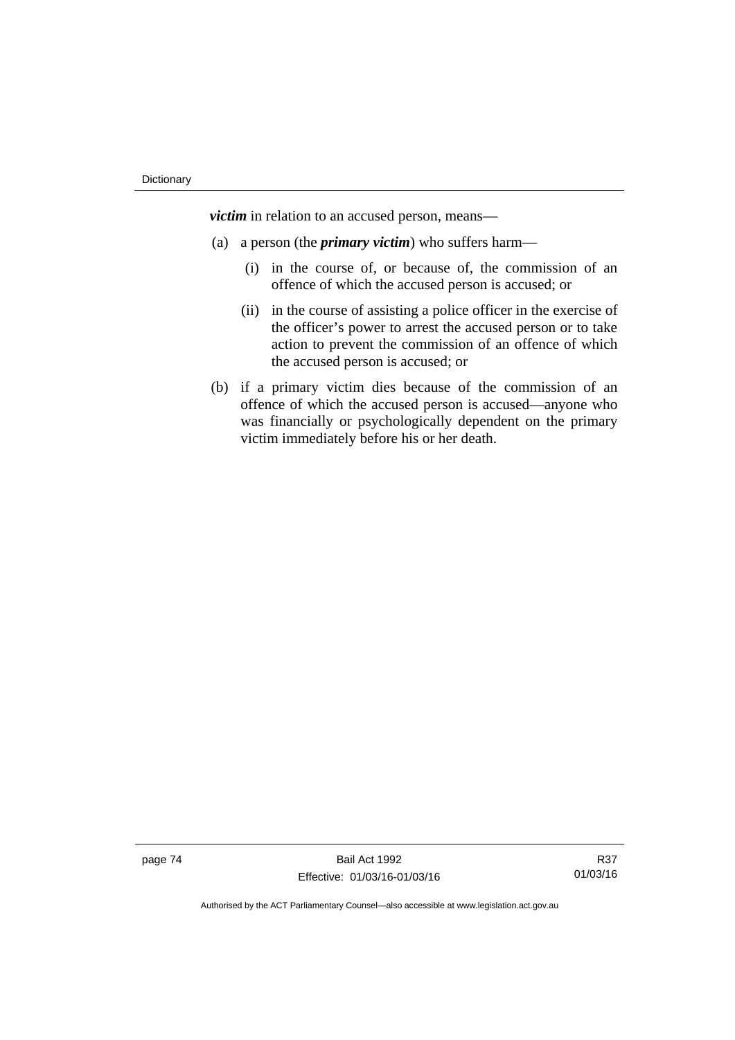***victim*** in relation to an accused person, means—

(a) a person (the ***primary victim***) who suffers harm—

  (i) in the course of, or because of, the commission of an offence of which the accused person is accused; or

  (ii) in the course of assisting a police officer in the exercise of the officer's power to arrest the accused person or to take action to prevent the commission of an offence of which the accused person is accused; or

(b) if a primary victim dies because of the commission of an offence of which the accused person is accused—anyone who was financially or psychologically dependent on the primary victim immediately before his or her death.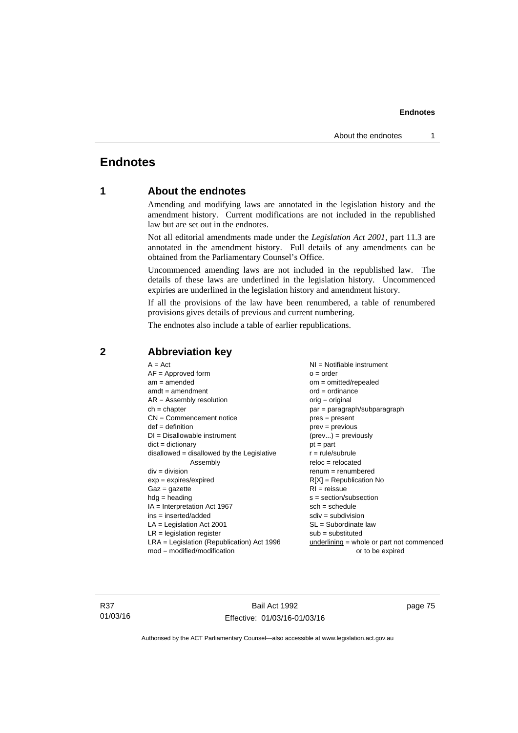# Endnotes

## 1 About the endnotes

Amending and modifying laws are annotated in the legislation history and the amendment history. Current modifications are not included in the republished law but are set out in the endnotes.

Not all editorial amendments made under the *Legislation Act 2001*, part 11.3 are annotated in the amendment history. Full details of any amendments can be obtained from the Parliamentary Counsel's Office.

Uncommenced amending laws are not included in the republished law. The details of these laws are underlined in the legislation history. Uncommenced expiries are underlined in the legislation history and amendment history.

If all the provisions of the law have been renumbered, a table of renumbered provisions gives details of previous and current numbering.

The endnotes also include a table of earlier republications.

## 2 Abbreviation key

| | |
|---|---|
| A = Act | NI = Notifiable instrument |
| AF = Approved form | o = order |
| am = amended | om = omitted/repealed |
| amdt = amendment | ord = ordinance |
| AR = Assembly resolution | orig = original |
| ch = chapter | par = paragraph/subparagraph |
| CN = Commencement notice | pres = present |
| def = definition | prev = previous |
| DI = Disallowable instrument | (prev...) = previously |
| dict = dictionary | pt = part |
| disallowed = disallowed by the Legislative Assembly | r = rule/subrule |
| div = division | reloc = relocated |
| exp = expires/expired | renum = renumbered |
| Gaz = gazette | R[X] = Republication No |
| hdg = heading | RI = reissue |
| IA = Interpretation Act 1967 | s = section/subsection |
| ins = inserted/added | sch = schedule |
| LA = Legislation Act 2001 | sdiv = subdivision |
| LR = legislation register | SL = Subordinate law |
| LRA = Legislation (Republication) Act 1996 | sub = substituted |
| mod = modified/modification | underlining = whole or part not commenced or to be expired |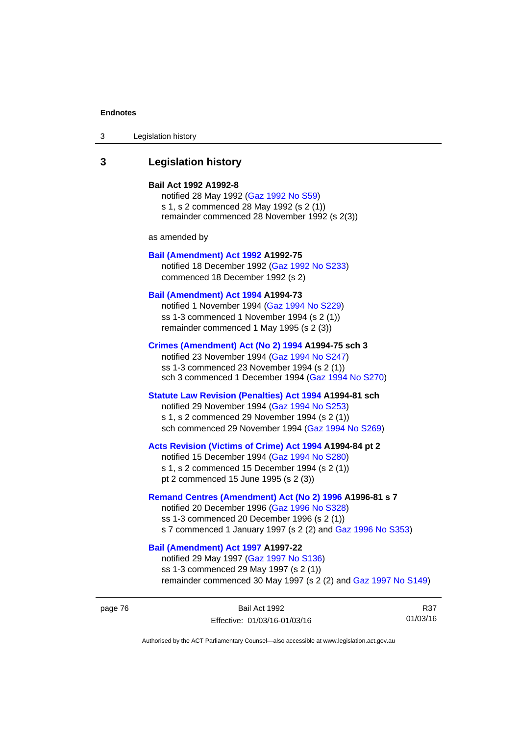## 3 Legislation history

**Bail Act 1992 A1992-8**

notified 28 May 1992 (Gaz 1992 No S59)
s 1, s 2 commenced 28 May 1992 (s 2 (1))
remainder commenced 28 November 1992 (s 2(3))

as amended by

**Bail (Amendment) Act 1992 A1992-75**

notified 18 December 1992 (Gaz 1992 No S233)
commenced 18 December 1992 (s 2)

**Bail (Amendment) Act 1994 A1994-73**

notified 1 November 1994 (Gaz 1994 No S229)
ss 1-3 commenced 1 November 1994 (s 2 (1))
remainder commenced 1 May 1995 (s 2 (3))

**Crimes (Amendment) Act (No 2) 1994 A1994-75 sch 3**

notified 23 November 1994 (Gaz 1994 No S247)
ss 1-3 commenced 23 November 1994 (s 2 (1))
sch 3 commenced 1 December 1994 (Gaz 1994 No S270)

**Statute Law Revision (Penalties) Act 1994 A1994-81 sch**

notified 29 November 1994 (Gaz 1994 No S253)
s 1, s 2 commenced 29 November 1994 (s 2 (1))
sch commenced 29 November 1994 (Gaz 1994 No S269)

**Acts Revision (Victims of Crime) Act 1994 A1994-84 pt 2**

notified 15 December 1994 (Gaz 1994 No S280)
s 1, s 2 commenced 15 December 1994 (s 2 (1))
pt 2 commenced 15 June 1995 (s 2 (3))

**Remand Centres (Amendment) Act (No 2) 1996 A1996-81 s 7**

notified 20 December 1996 (Gaz 1996 No S328)
ss 1-3 commenced 20 December 1996 (s 2 (1))
s 7 commenced 1 January 1997 (s 2 (2) and Gaz 1996 No S353)

**Bail (Amendment) Act 1997 A1997-22**

notified 29 May 1997 (Gaz 1997 No S136)
ss 1-3 commenced 29 May 1997 (s 2 (1))
remainder commenced 30 May 1997 (s 2 (2) and Gaz 1997 No S149)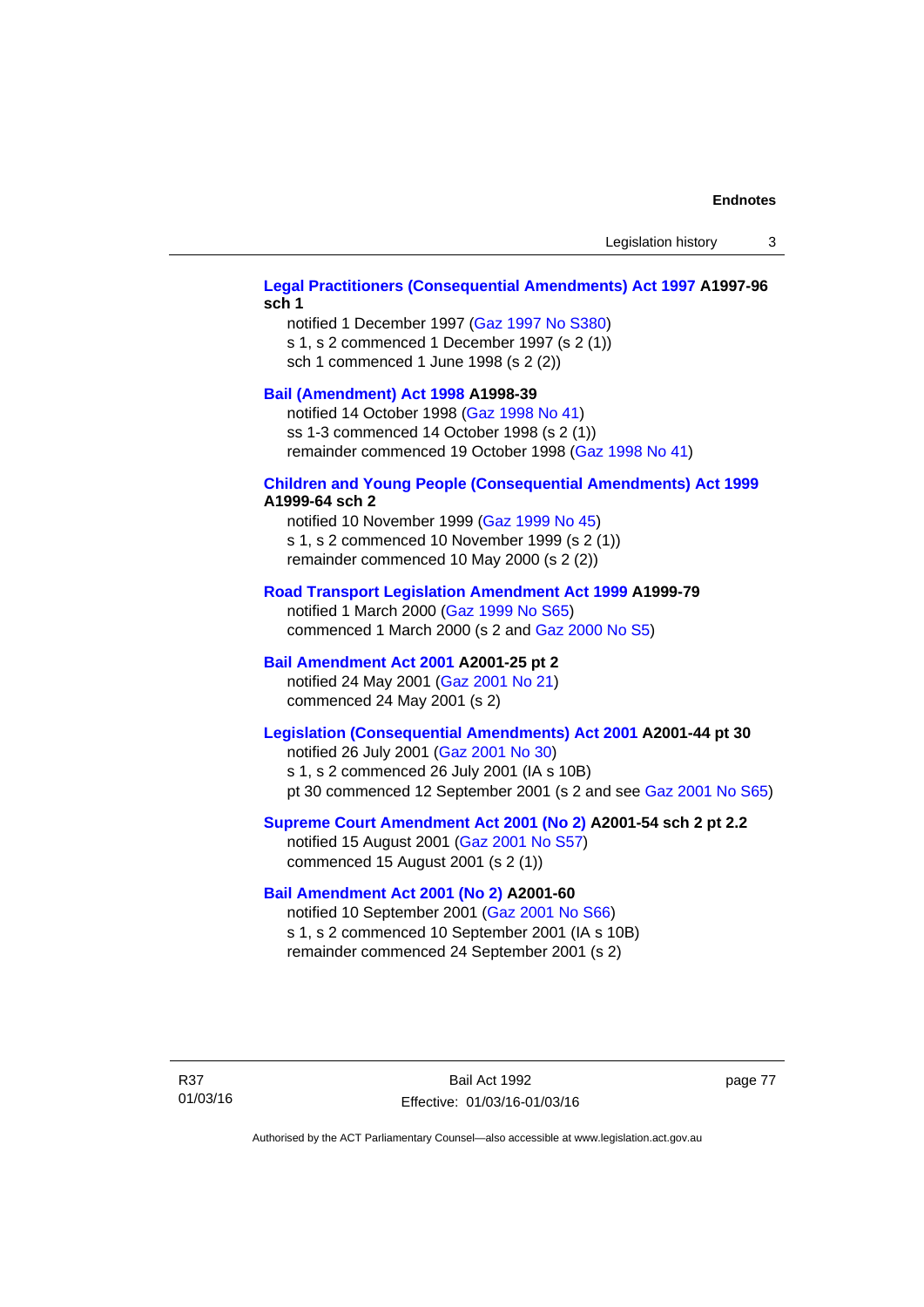**Legal Practitioners (Consequential Amendments) Act 1997 A1997-96 sch 1**

notified 1 December 1997 (Gaz 1997 No S380)
s 1, s 2 commenced 1 December 1997 (s 2 (1))
sch 1 commenced 1 June 1998 (s 2 (2))

**Bail (Amendment) Act 1998 A1998-39**

notified 14 October 1998 (Gaz 1998 No 41)
ss 1-3 commenced 14 October 1998 (s 2 (1))
remainder commenced 19 October 1998 (Gaz 1998 No 41)

**Children and Young People (Consequential Amendments) Act 1999 A1999-64 sch 2**

notified 10 November 1999 (Gaz 1999 No 45)
s 1, s 2 commenced 10 November 1999 (s 2 (1))
remainder commenced 10 May 2000 (s 2 (2))

**Road Transport Legislation Amendment Act 1999 A1999-79**

notified 1 March 2000 (Gaz 1999 No S65)
commenced 1 March 2000 (s 2 and Gaz 2000 No S5)

**Bail Amendment Act 2001 A2001-25 pt 2**

notified 24 May 2001 (Gaz 2001 No 21)
commenced 24 May 2001 (s 2)

**Legislation (Consequential Amendments) Act 2001 A2001-44 pt 30**

notified 26 July 2001 (Gaz 2001 No 30)
s 1, s 2 commenced 26 July 2001 (IA s 10B)
pt 30 commenced 12 September 2001 (s 2 and see Gaz 2001 No S65)

**Supreme Court Amendment Act 2001 (No 2) A2001-54 sch 2 pt 2.2**

notified 15 August 2001 (Gaz 2001 No S57)
commenced 15 August 2001 (s 2 (1))

**Bail Amendment Act 2001 (No 2) A2001-60**

notified 10 September 2001 (Gaz 2001 No S66)
s 1, s 2 commenced 10 September 2001 (IA s 10B)
remainder commenced 24 September 2001 (s 2)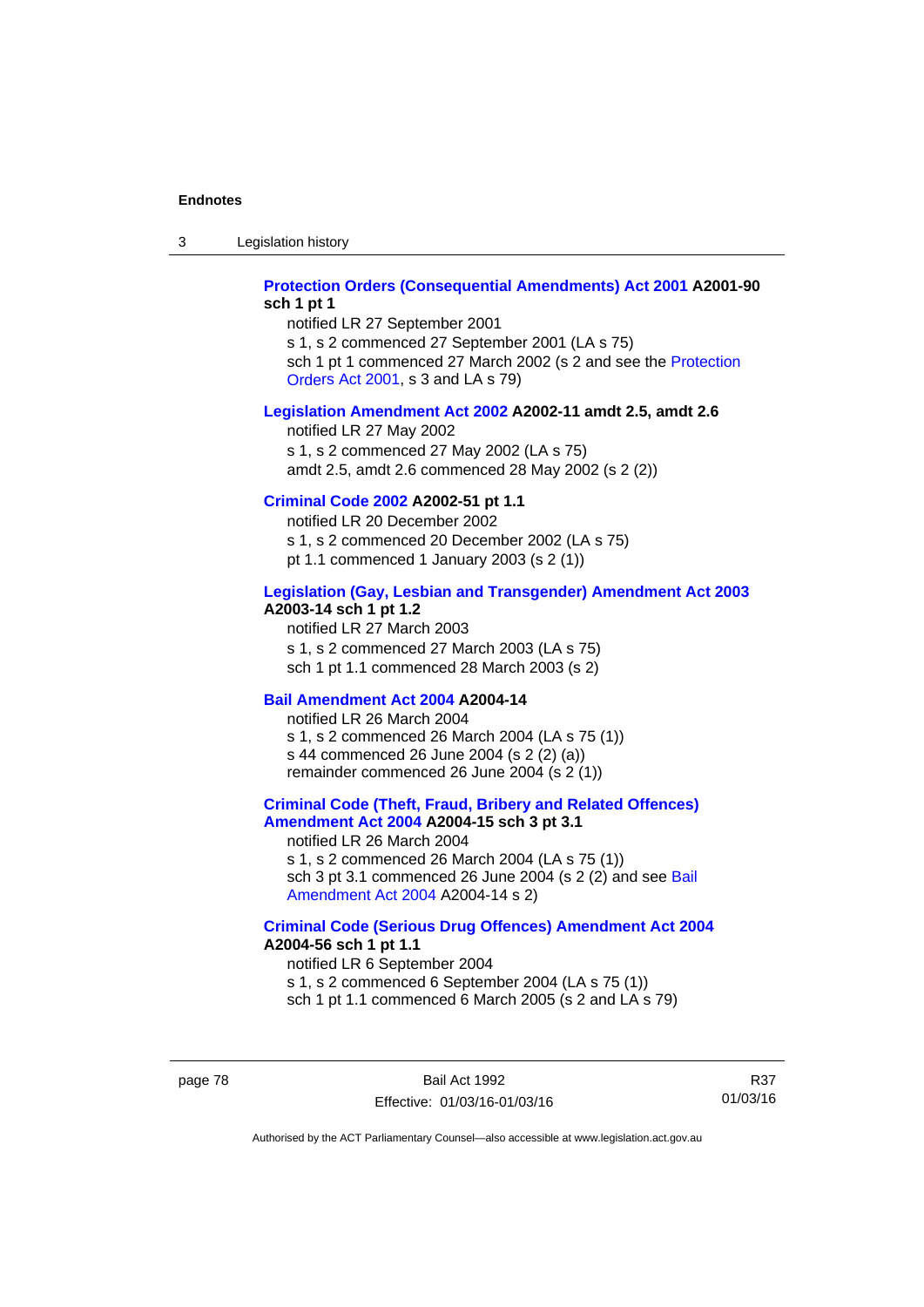**Protection Orders (Consequential Amendments) Act 2001 A2001-90 sch 1 pt 1**

notified LR 27 September 2001

s 1, s 2 commenced 27 September 2001 (LA s 75)

sch 1 pt 1 commenced 27 March 2002 (s 2 and see the Protection Orders Act 2001, s 3 and LA s 79)

**Legislation Amendment Act 2002 A2002-11 amdt 2.5, amdt 2.6**

notified LR 27 May 2002

s 1, s 2 commenced 27 May 2002 (LA s 75)

amdt 2.5, amdt 2.6 commenced 28 May 2002 (s 2 (2))

**Criminal Code 2002 A2002-51 pt 1.1**

notified LR 20 December 2002

s 1, s 2 commenced 20 December 2002 (LA s 75)

pt 1.1 commenced 1 January 2003 (s 2 (1))

**Legislation (Gay, Lesbian and Transgender) Amendment Act 2003 A2003-14 sch 1 pt 1.2**

notified LR 27 March 2003

s 1, s 2 commenced 27 March 2003 (LA s 75)

sch 1 pt 1.1 commenced 28 March 2003 (s 2)

**Bail Amendment Act 2004 A2004-14**

notified LR 26 March 2004

s 1, s 2 commenced 26 March 2004 (LA s 75 (1))

s 44 commenced 26 June 2004 (s 2 (2) (a))

remainder commenced 26 June 2004 (s 2 (1))

**Criminal Code (Theft, Fraud, Bribery and Related Offences) Amendment Act 2004 A2004-15 sch 3 pt 3.1**

notified LR 26 March 2004

s 1, s 2 commenced 26 March 2004 (LA s 75 (1))

sch 3 pt 3.1 commenced 26 June 2004 (s 2 (2) and see Bail Amendment Act 2004 A2004-14 s 2)

**Criminal Code (Serious Drug Offences) Amendment Act 2004 A2004-56 sch 1 pt 1.1**

notified LR 6 September 2004

s 1, s 2 commenced 6 September 2004 (LA s 75 (1))

sch 1 pt 1.1 commenced 6 March 2005 (s 2 and LA s 79)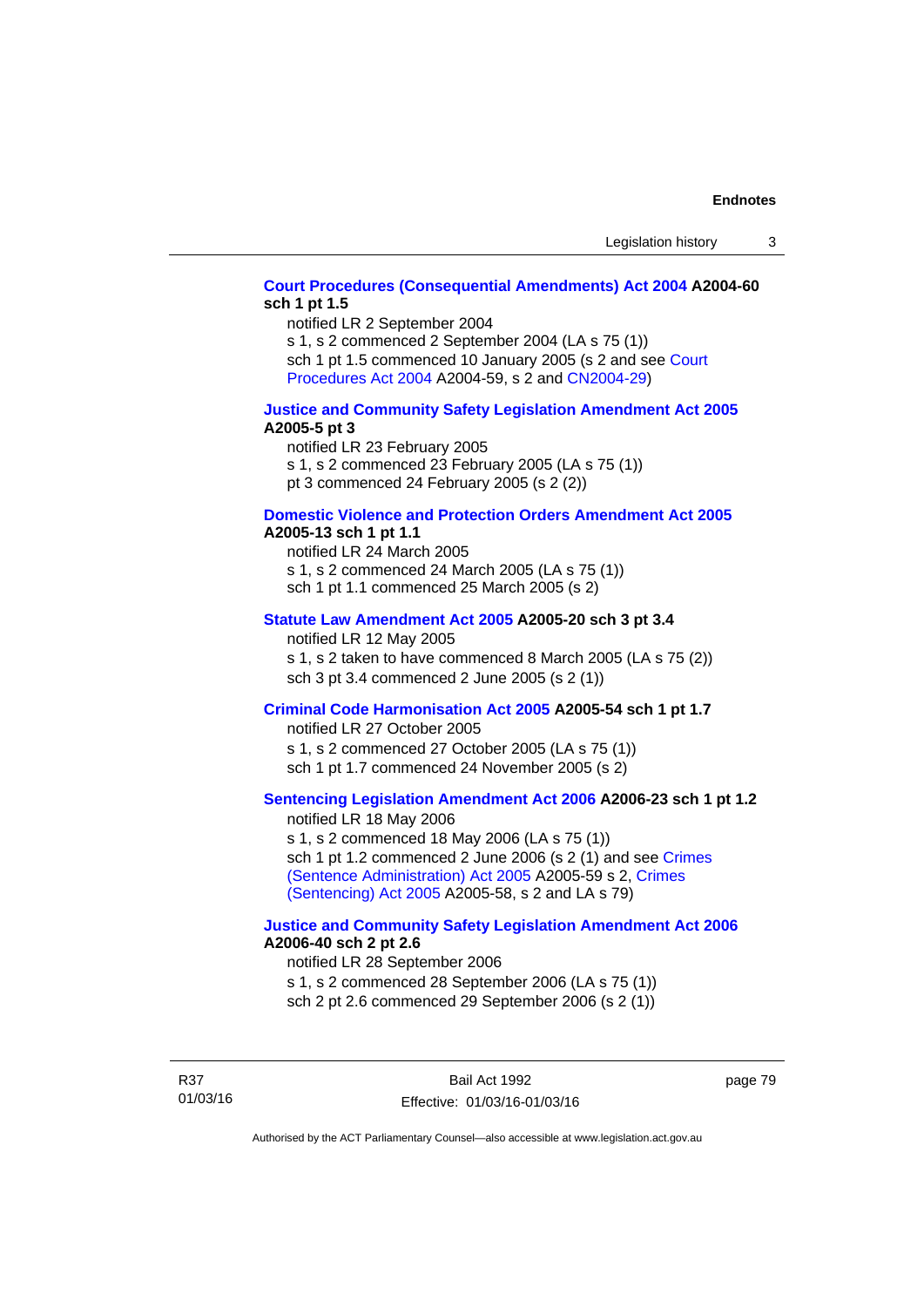**Court Procedures (Consequential Amendments) Act 2004 A2004-60 sch 1 pt 1.5**

notified LR 2 September 2004
s 1, s 2 commenced 2 September 2004 (LA s 75 (1))
sch 1 pt 1.5 commenced 10 January 2005 (s 2 and see Court Procedures Act 2004 A2004-59, s 2 and CN2004-29)

**Justice and Community Safety Legislation Amendment Act 2005 A2005-5 pt 3**

notified LR 23 February 2005
s 1, s 2 commenced 23 February 2005 (LA s 75 (1))
pt 3 commenced 24 February 2005 (s 2 (2))

**Domestic Violence and Protection Orders Amendment Act 2005 A2005-13 sch 1 pt 1.1**

notified LR 24 March 2005
s 1, s 2 commenced 24 March 2005 (LA s 75 (1))
sch 1 pt 1.1 commenced 25 March 2005 (s 2)

**Statute Law Amendment Act 2005 A2005-20 sch 3 pt 3.4**

notified LR 12 May 2005
s 1, s 2 taken to have commenced 8 March 2005 (LA s 75 (2))
sch 3 pt 3.4 commenced 2 June 2005 (s 2 (1))

**Criminal Code Harmonisation Act 2005 A2005-54 sch 1 pt 1.7**

notified LR 27 October 2005
s 1, s 2 commenced 27 October 2005 (LA s 75 (1))
sch 1 pt 1.7 commenced 24 November 2005 (s 2)

**Sentencing Legislation Amendment Act 2006 A2006-23 sch 1 pt 1.2**

notified LR 18 May 2006
s 1, s 2 commenced 18 May 2006 (LA s 75 (1))
sch 1 pt 1.2 commenced 2 June 2006 (s 2 (1) and see Crimes (Sentence Administration) Act 2005 A2005-59 s 2, Crimes (Sentencing) Act 2005 A2005-58, s 2 and LA s 79)

**Justice and Community Safety Legislation Amendment Act 2006 A2006-40 sch 2 pt 2.6**

notified LR 28 September 2006
s 1, s 2 commenced 28 September 2006 (LA s 75 (1))
sch 2 pt 2.6 commenced 29 September 2006 (s 2 (1))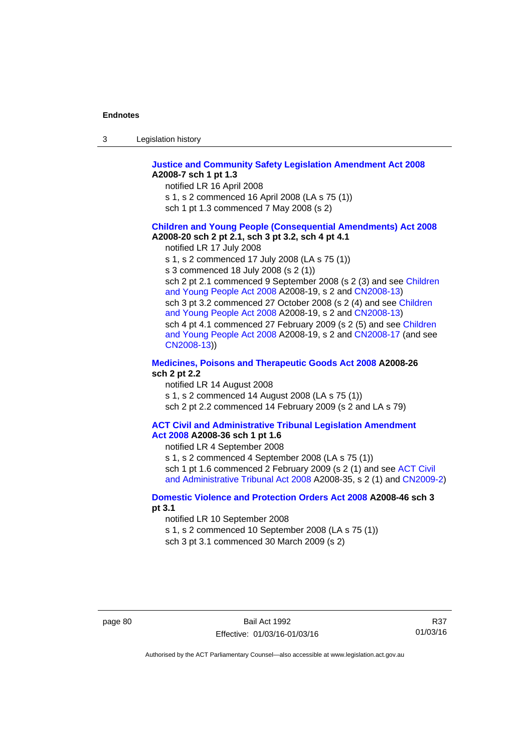**Justice and Community Safety Legislation Amendment Act 2008 A2008-7 sch 1 pt 1.3**

notified LR 16 April 2008

s 1, s 2 commenced 16 April 2008 (LA s 75 (1))

sch 1 pt 1.3 commenced 7 May 2008 (s 2)

**Children and Young People (Consequential Amendments) Act 2008 A2008-20 sch 2 pt 2.1, sch 3 pt 3.2, sch 4 pt 4.1**

notified LR 17 July 2008

s 1, s 2 commenced 17 July 2008 (LA s 75 (1))

s 3 commenced 18 July 2008 (s 2 (1))

sch 2 pt 2.1 commenced 9 September 2008 (s 2 (3) and see Children and Young People Act 2008 A2008-19, s 2 and CN2008-13)

sch 3 pt 3.2 commenced 27 October 2008 (s 2 (4) and see Children and Young People Act 2008 A2008-19, s 2 and CN2008-13)

sch 4 pt 4.1 commenced 27 February 2009 (s 2 (5) and see Children and Young People Act 2008 A2008-19, s 2 and CN2008-17 (and see CN2008-13))

**Medicines, Poisons and Therapeutic Goods Act 2008 A2008-26 sch 2 pt 2.2**

notified LR 14 August 2008

s 1, s 2 commenced 14 August 2008 (LA s 75 (1))

sch 2 pt 2.2 commenced 14 February 2009 (s 2 and LA s 79)

**ACT Civil and Administrative Tribunal Legislation Amendment Act 2008 A2008-36 sch 1 pt 1.6**

notified LR 4 September 2008

s 1, s 2 commenced 4 September 2008 (LA s 75 (1))

sch 1 pt 1.6 commenced 2 February 2009 (s 2 (1) and see ACT Civil and Administrative Tribunal Act 2008 A2008-35, s 2 (1) and CN2009-2)

**Domestic Violence and Protection Orders Act 2008 A2008-46 sch 3 pt 3.1**

notified LR 10 September 2008

s 1, s 2 commenced 10 September 2008 (LA s 75 (1))

sch 3 pt 3.1 commenced 30 March 2009 (s 2)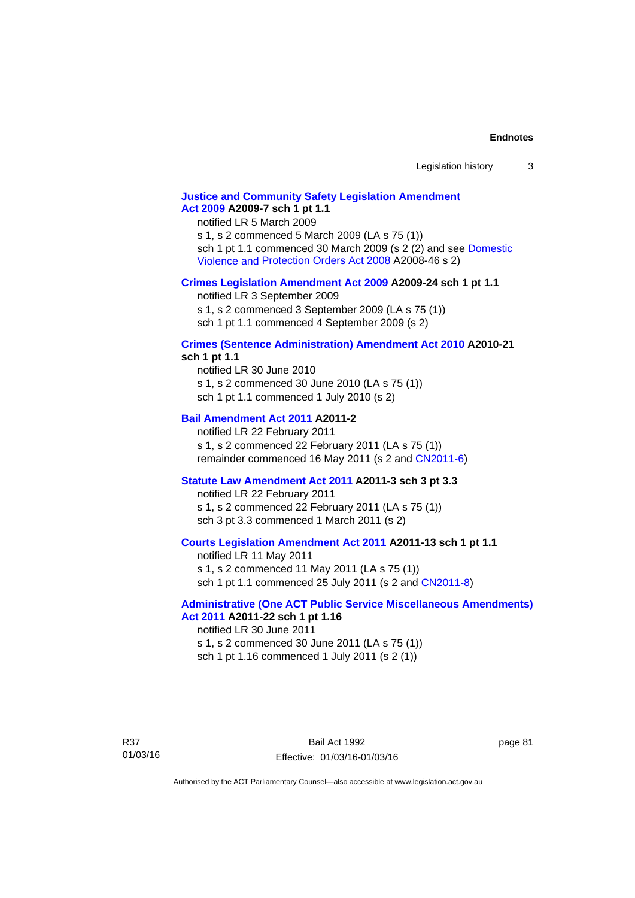**Justice and Community Safety Legislation Amendment Act 2009 A2009-7 sch 1 pt 1.1**

notified LR 5 March 2009

s 1, s 2 commenced 5 March 2009 (LA s 75 (1))

sch 1 pt 1.1 commenced 30 March 2009 (s 2 (2) and see Domestic Violence and Protection Orders Act 2008 A2008-46 s 2)

**Crimes Legislation Amendment Act 2009 A2009-24 sch 1 pt 1.1**

notified LR 3 September 2009

s 1, s 2 commenced 3 September 2009 (LA s 75 (1))

sch 1 pt 1.1 commenced 4 September 2009 (s 2)

**Crimes (Sentence Administration) Amendment Act 2010 A2010-21 sch 1 pt 1.1**

notified LR 30 June 2010

s 1, s 2 commenced 30 June 2010 (LA s 75 (1))

sch 1 pt 1.1 commenced 1 July 2010 (s 2)

**Bail Amendment Act 2011 A2011-2**

notified LR 22 February 2011

s 1, s 2 commenced 22 February 2011 (LA s 75 (1))

remainder commenced 16 May 2011 (s 2 and CN2011-6)

**Statute Law Amendment Act 2011 A2011-3 sch 3 pt 3.3**

notified LR 22 February 2011

s 1, s 2 commenced 22 February 2011 (LA s 75 (1))

sch 3 pt 3.3 commenced 1 March 2011 (s 2)

**Courts Legislation Amendment Act 2011 A2011-13 sch 1 pt 1.1**

notified LR 11 May 2011

s 1, s 2 commenced 11 May 2011 (LA s 75 (1))

sch 1 pt 1.1 commenced 25 July 2011 (s 2 and CN2011-8)

**Administrative (One ACT Public Service Miscellaneous Amendments) Act 2011 A2011-22 sch 1 pt 1.16**

notified LR 30 June 2011

s 1, s 2 commenced 30 June 2011 (LA s 75 (1))

sch 1 pt 1.16 commenced 1 July 2011 (s 2 (1))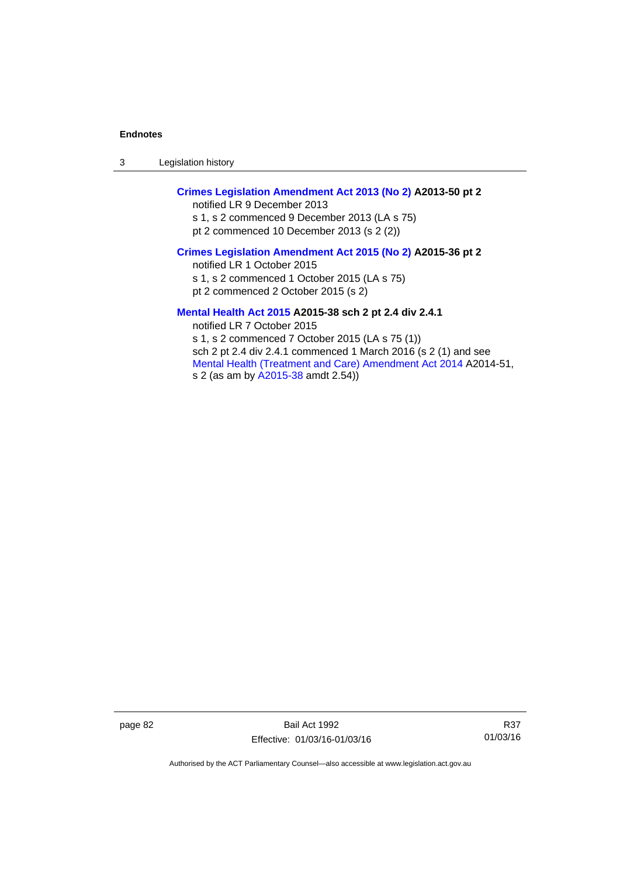**Crimes Legislation Amendment Act 2013 (No 2) A2013-50 pt 2**
notified LR 9 December 2013
s 1, s 2 commenced 9 December 2013 (LA s 75)
pt 2 commenced 10 December 2013 (s 2 (2))

**Crimes Legislation Amendment Act 2015 (No 2) A2015-36 pt 2**
notified LR 1 October 2015
s 1, s 2 commenced 1 October 2015 (LA s 75)
pt 2 commenced 2 October 2015 (s 2)

**Mental Health Act 2015 A2015-38 sch 2 pt 2.4 div 2.4.1**
notified LR 7 October 2015
s 1, s 2 commenced 7 October 2015 (LA s 75 (1))
sch 2 pt 2.4 div 2.4.1 commenced 1 March 2016 (s 2 (1) and see Mental Health (Treatment and Care) Amendment Act 2014 A2014-51, s 2 (as am by A2015-38 amdt 2.54))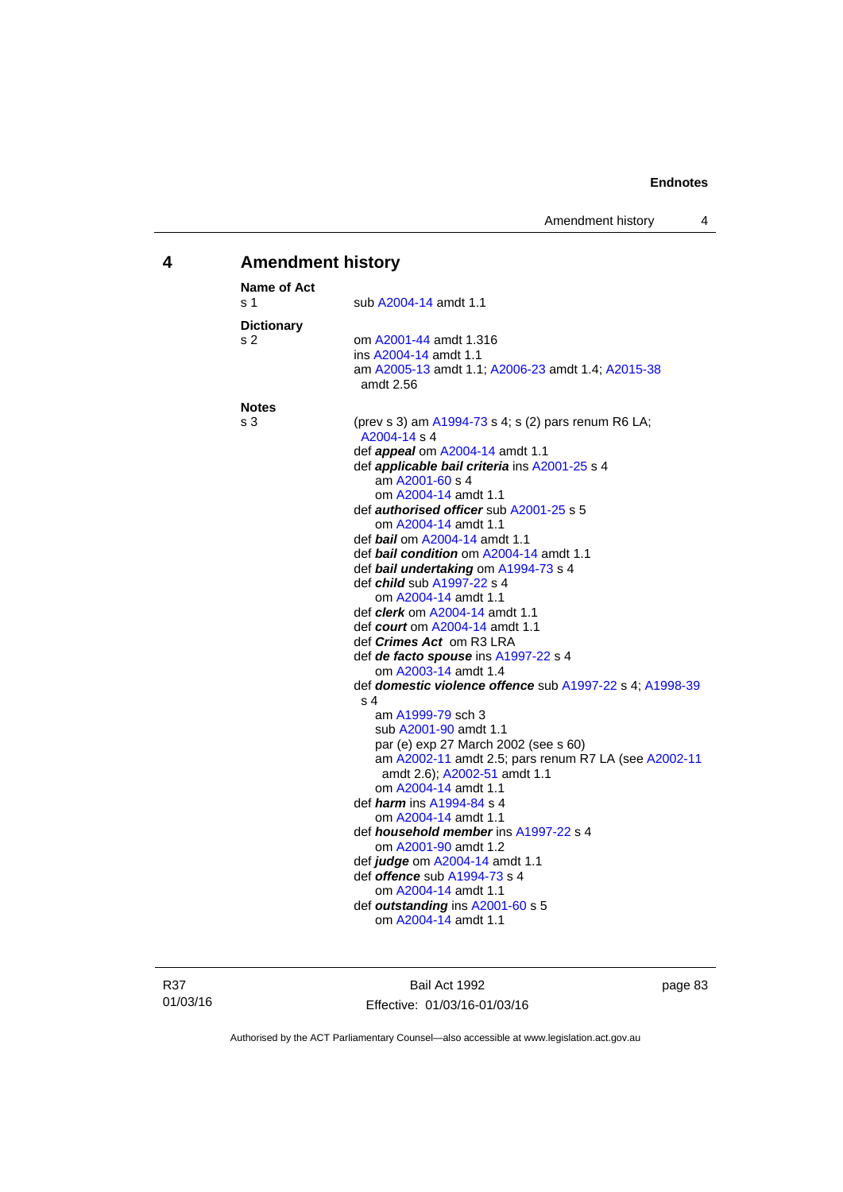## 4 Amendment history

**Name of Act**
s 1 sub A2004-14 amdt 1.1

**Dictionary**
s 2 om A2001-44 amdt 1.316
ins A2004-14 amdt 1.1
am A2005-13 amdt 1.1; A2006-23 amdt 1.4; A2015-38 amdt 2.56

**Notes**
s 3 (prev s 3) am A1994-73 s 4; s (2) pars renum R6 LA; A2004-14 s 4
def ***appeal*** om A2004-14 amdt 1.1
def ***applicable bail criteria*** ins A2001-25 s 4
am A2001-60 s 4
om A2004-14 amdt 1.1
def ***authorised officer*** sub A2001-25 s 5
om A2004-14 amdt 1.1
def ***bail*** om A2004-14 amdt 1.1
def ***bail condition*** om A2004-14 amdt 1.1
def ***bail undertaking*** om A1994-73 s 4
def ***child*** sub A1997-22 s 4
om A2004-14 amdt 1.1
def ***clerk*** om A2004-14 amdt 1.1
def ***court*** om A2004-14 amdt 1.1
def ***Crimes Act*** om R3 LRA
def ***de facto spouse*** ins A1997-22 s 4
om A2003-14 amdt 1.4
def ***domestic violence offence*** sub A1997-22 s 4; A1998-39 s 4
am A1999-79 sch 3
sub A2001-90 amdt 1.1
par (e) exp 27 March 2002 (see s 60)
am A2002-11 amdt 2.5; pars renum R7 LA (see A2002-11 amdt 2.6); A2002-51 amdt 1.1
om A2004-14 amdt 1.1
def ***harm*** ins A1994-84 s 4
om A2004-14 amdt 1.1
def ***household member*** ins A1997-22 s 4
om A2001-90 amdt 1.2
def ***judge*** om A2004-14 amdt 1.1
def ***offence*** sub A1994-73 s 4
om A2004-14 amdt 1.1
def ***outstanding*** ins A2001-60 s 5
om A2004-14 amdt 1.1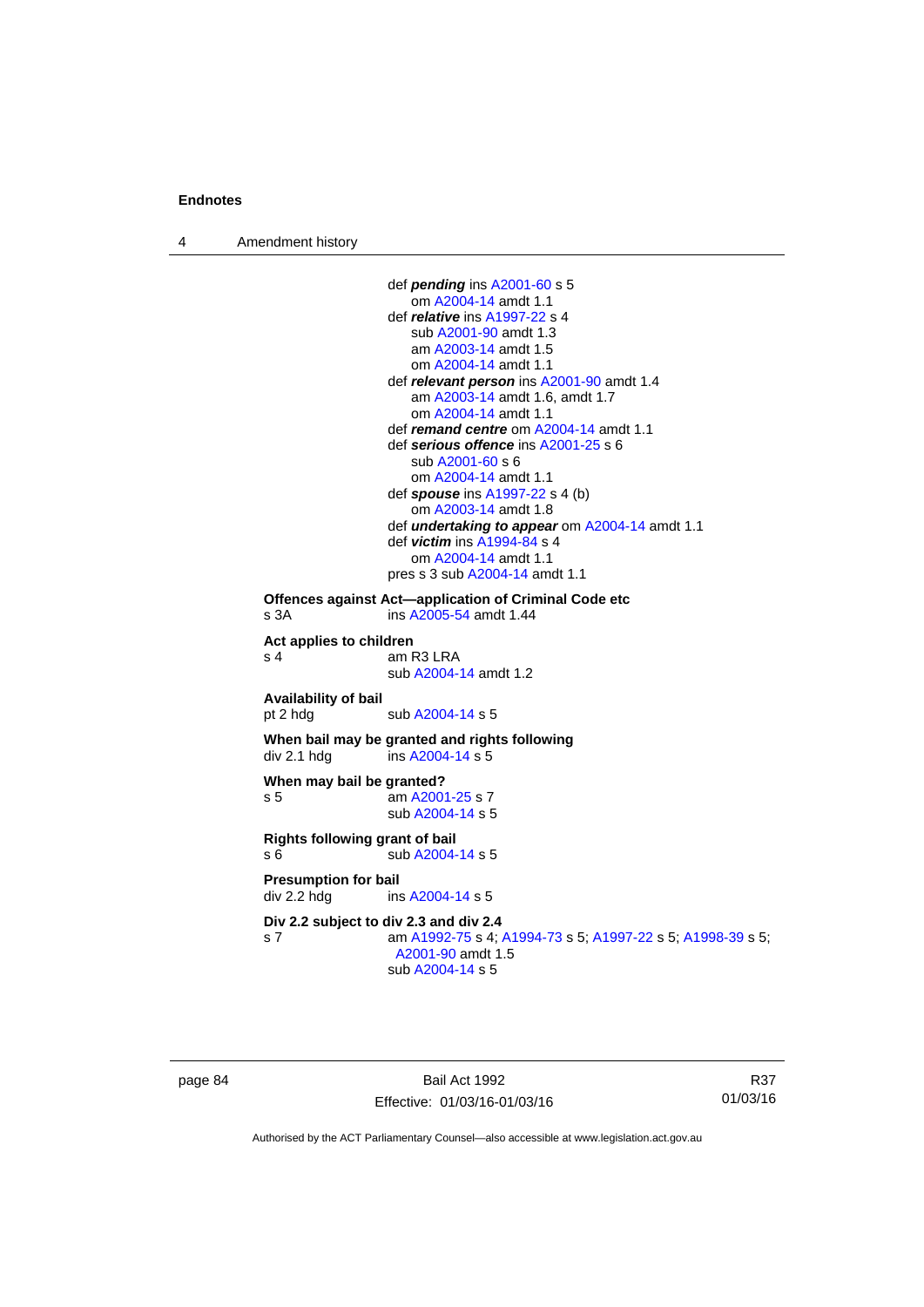def ***pending*** ins A2001-60 s 5
om A2004-14 amdt 1.1
def ***relative*** ins A1997-22 s 4
sub A2001-90 amdt 1.3
am A2003-14 amdt 1.5
om A2004-14 amdt 1.1
def ***relevant person*** ins A2001-90 amdt 1.4
am A2003-14 amdt 1.6, amdt 1.7
om A2004-14 amdt 1.1
def ***remand centre*** om A2004-14 amdt 1.1
def ***serious offence*** ins A2001-25 s 6
sub A2001-60 s 6
om A2004-14 amdt 1.1
def ***spouse*** ins A1997-22 s 4 (b)
om A2003-14 amdt 1.8
def ***undertaking to appear*** om A2004-14 amdt 1.1
def ***victim*** ins A1994-84 s 4
om A2004-14 amdt 1.1
pres s 3 sub A2004-14 amdt 1.1

**Offences against Act—application of Criminal Code etc**
s 3A ins A2005-54 amdt 1.44

**Act applies to children**
s 4 am R3 LRA
sub A2004-14 amdt 1.2

**Availability of bail**
pt 2 hdg sub A2004-14 s 5

**When bail may be granted and rights following**
div 2.1 hdg ins A2004-14 s 5

**When may bail be granted?**
s 5 am A2001-25 s 7
sub A2004-14 s 5

**Rights following grant of bail**
s 6 sub A2004-14 s 5

**Presumption for bail**
div 2.2 hdg ins A2004-14 s 5

**Div 2.2 subject to div 2.3 and div 2.4**
s 7 am A1992-75 s 4; A1994-73 s 5; A1997-22 s 5; A1998-39 s 5; A2001-90 amdt 1.5
sub A2004-14 s 5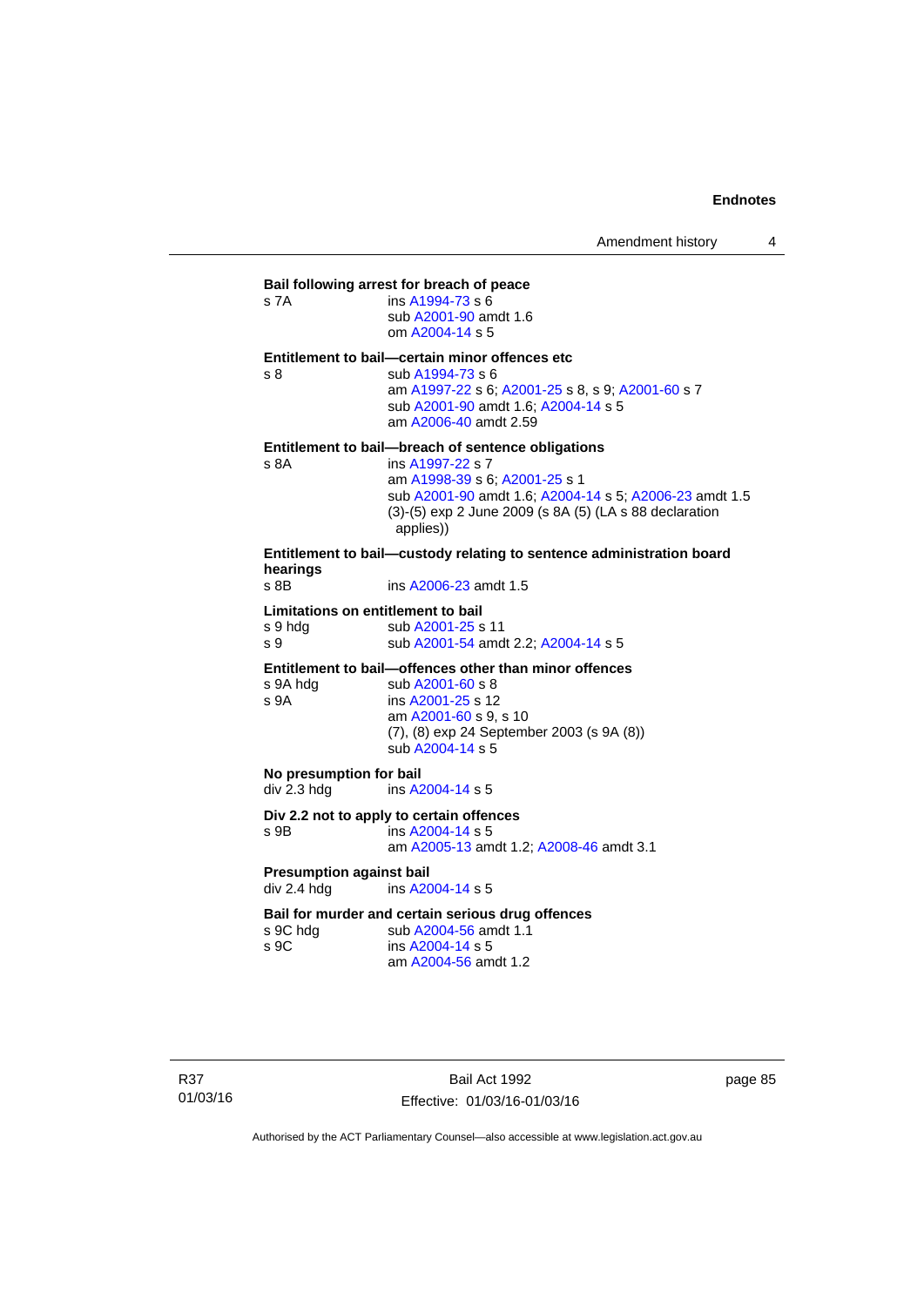**Bail following arrest for breach of peace**

s 7A ins A1994-73 s 6
sub A2001-90 amdt 1.6
om A2004-14 s 5

**Entitlement to bail—certain minor offences etc**

s 8 sub A1994-73 s 6
am A1997-22 s 6; A2001-25 s 8, s 9; A2001-60 s 7
sub A2001-90 amdt 1.6; A2004-14 s 5
am A2006-40 amdt 2.59

**Entitlement to bail—breach of sentence obligations**

s 8A ins A1997-22 s 7
am A1998-39 s 6; A2001-25 s 1
sub A2001-90 amdt 1.6; A2004-14 s 5; A2006-23 amdt 1.5
(3)-(5) exp 2 June 2009 (s 8A (5) (LA s 88 declaration applies))

**Entitlement to bail—custody relating to sentence administration board hearings**

s 8B ins A2006-23 amdt 1.5

**Limitations on entitlement to bail**

s 9 hdg sub A2001-25 s 11
s 9 sub A2001-54 amdt 2.2; A2004-14 s 5

**Entitlement to bail—offences other than minor offences**

s 9A hdg sub A2001-60 s 8
s 9A ins A2001-25 s 12
am A2001-60 s 9, s 10
(7), (8) exp 24 September 2003 (s 9A (8))
sub A2004-14 s 5

**No presumption for bail**

div 2.3 hdg ins A2004-14 s 5

**Div 2.2 not to apply to certain offences**

s 9B ins A2004-14 s 5
am A2005-13 amdt 1.2; A2008-46 amdt 3.1

**Presumption against bail**

div 2.4 hdg ins A2004-14 s 5

**Bail for murder and certain serious drug offences**

s 9C hdg sub A2004-56 amdt 1.1
s 9C ins A2004-14 s 5
am A2004-56 amdt 1.2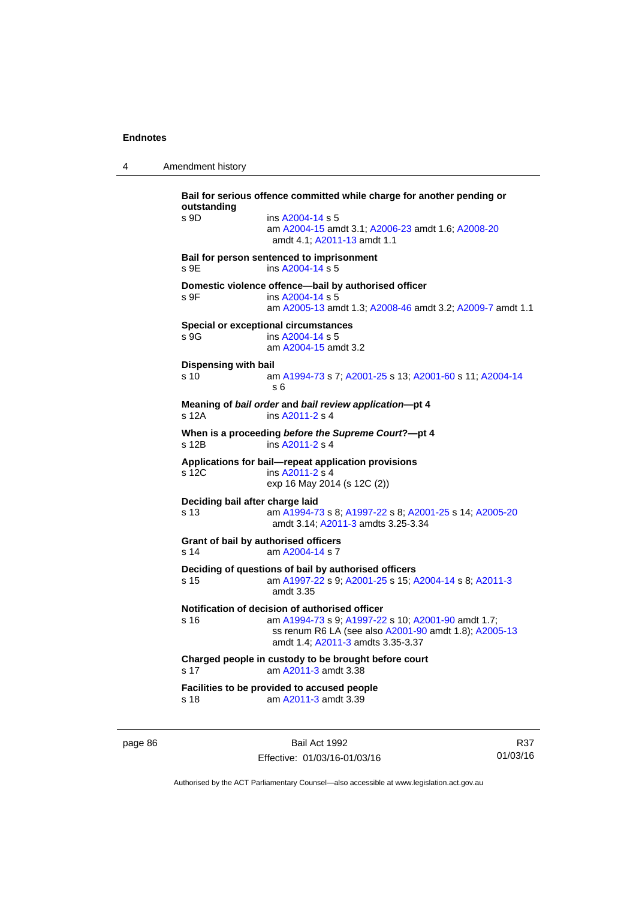**Bail for serious offence committed while charge for another pending or outstanding**

s 9D ins A2004-14 s 5
am A2004-15 amdt 3.1; A2006-23 amdt 1.6; A2008-20 amdt 4.1; A2011-13 amdt 1.1

**Bail for person sentenced to imprisonment**

s 9E ins A2004-14 s 5

**Domestic violence offence—bail by authorised officer**

s 9F ins A2004-14 s 5
am A2005-13 amdt 1.3; A2008-46 amdt 3.2; A2009-7 amdt 1.1

**Special or exceptional circumstances**

s 9G ins A2004-14 s 5
am A2004-15 amdt 3.2

**Dispensing with bail**

s 10 am A1994-73 s 7; A2001-25 s 13; A2001-60 s 11; A2004-14 s 6

**Meaning of *bail order* and *bail review application*—pt 4**

s 12A ins A2011-2 s 4

**When is a proceeding *before the Supreme Court*?—pt 4**

s 12B ins A2011-2 s 4

**Applications for bail—repeat application provisions**

s 12C ins A2011-2 s 4
exp 16 May 2014 (s 12C (2))

**Deciding bail after charge laid**

s 13 am A1994-73 s 8; A1997-22 s 8; A2001-25 s 14; A2005-20 amdt 3.14; A2011-3 amdts 3.25-3.34

**Grant of bail by authorised officers**

s 14 am A2004-14 s 7

**Deciding of questions of bail by authorised officers**

s 15 am A1997-22 s 9; A2001-25 s 15; A2004-14 s 8; A2011-3 amdt 3.35

**Notification of decision of authorised officer**

s 16 am A1994-73 s 9; A1997-22 s 10; A2001-90 amdt 1.7; ss renum R6 LA (see also A2001-90 amdt 1.8); A2005-13 amdt 1.4; A2011-3 amdts 3.35-3.37

**Charged people in custody to be brought before court**

s 17 am A2011-3 amdt 3.38

**Facilities to be provided to accused people**

s 18 am A2011-3 amdt 3.39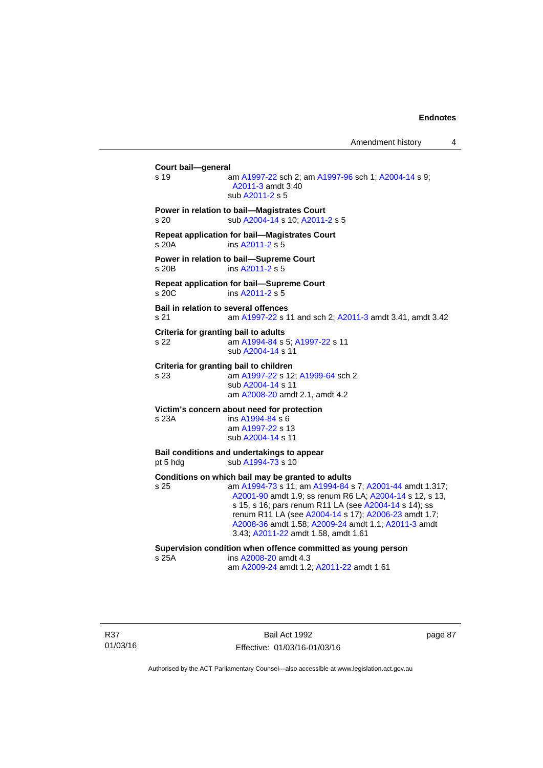**Court bail—general**

s 19 am A1997-22 sch 2; am A1997-96 sch 1; A2004-14 s 9; A2011-3 amdt 3.40
sub A2011-2 s 5

**Power in relation to bail—Magistrates Court**

s 20 sub A2004-14 s 10; A2011-2 s 5

**Repeat application for bail—Magistrates Court**

s 20A ins A2011-2 s 5

**Power in relation to bail—Supreme Court**

s 20B ins A2011-2 s 5

**Repeat application for bail—Supreme Court**

s 20C ins A2011-2 s 5

**Bail in relation to several offences**

s 21 am A1997-22 s 11 and sch 2; A2011-3 amdt 3.41, amdt 3.42

**Criteria for granting bail to adults**

s 22 am A1994-84 s 5; A1997-22 s 11
sub A2004-14 s 11

**Criteria for granting bail to children**

s 23 am A1997-22 s 12; A1999-64 sch 2
sub A2004-14 s 11
am A2008-20 amdt 2.1, amdt 4.2

**Victim's concern about need for protection**

s 23A ins A1994-84 s 6
am A1997-22 s 13
sub A2004-14 s 11

**Bail conditions and undertakings to appear**

pt 5 hdg sub A1994-73 s 10

**Conditions on which bail may be granted to adults**

s 25 am A1994-73 s 11; am A1994-84 s 7; A2001-44 amdt 1.317; A2001-90 amdt 1.9; ss renum R6 LA; A2004-14 s 12, s 13, s 15, s 16; pars renum R11 LA (see A2004-14 s 14); ss renum R11 LA (see A2004-14 s 17); A2006-23 amdt 1.7; A2008-36 amdt 1.58; A2009-24 amdt 1.1; A2011-3 amdt 3.43; A2011-22 amdt 1.58, amdt 1.61

**Supervision condition when offence committed as young person**

s 25A ins A2008-20 amdt 4.3
am A2009-24 amdt 1.2; A2011-22 amdt 1.61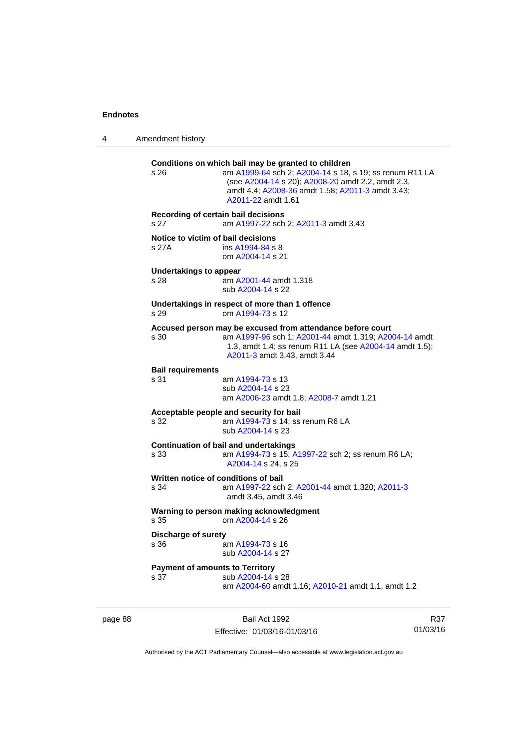**Conditions on which bail may be granted to children**

s 26 am A1999-64 sch 2; A2004-14 s 18, s 19; ss renum R11 LA (see A2004-14 s 20); A2008-20 amdt 2.2, amdt 2.3, amdt 4.4; A2008-36 amdt 1.58; A2011-3 amdt 3.43; A2011-22 amdt 1.61

**Recording of certain bail decisions**

s 27 am A1997-22 sch 2; A2011-3 amdt 3.43

**Notice to victim of bail decisions**

s 27A ins A1994-84 s 8
om A2004-14 s 21

**Undertakings to appear**

s 28 am A2001-44 amdt 1.318
sub A2004-14 s 22

**Undertakings in respect of more than 1 offence**

s 29 om A1994-73 s 12

**Accused person may be excused from attendance before court**

s 30 am A1997-96 sch 1; A2001-44 amdt 1.319; A2004-14 amdt 1.3, amdt 1.4; ss renum R11 LA (see A2004-14 amdt 1.5); A2011-3 amdt 3.43, amdt 3.44

**Bail requirements**

s 31 am A1994-73 s 13
sub A2004-14 s 23
am A2006-23 amdt 1.8; A2008-7 amdt 1.21

**Acceptable people and security for bail**

s 32 am A1994-73 s 14; ss renum R6 LA
sub A2004-14 s 23

**Continuation of bail and undertakings**

s 33 am A1994-73 s 15; A1997-22 sch 2; ss renum R6 LA; A2004-14 s 24, s 25

**Written notice of conditions of bail**

s 34 am A1997-22 sch 2; A2001-44 amdt 1.320; A2011-3 amdt 3.45, amdt 3.46

**Warning to person making acknowledgment**

s 35 om A2004-14 s 26

**Discharge of surety**

s 36 am A1994-73 s 16
sub A2004-14 s 27

**Payment of amounts to Territory**

s 37 sub A2004-14 s 28
am A2004-60 amdt 1.16; A2010-21 amdt 1.1, amdt 1.2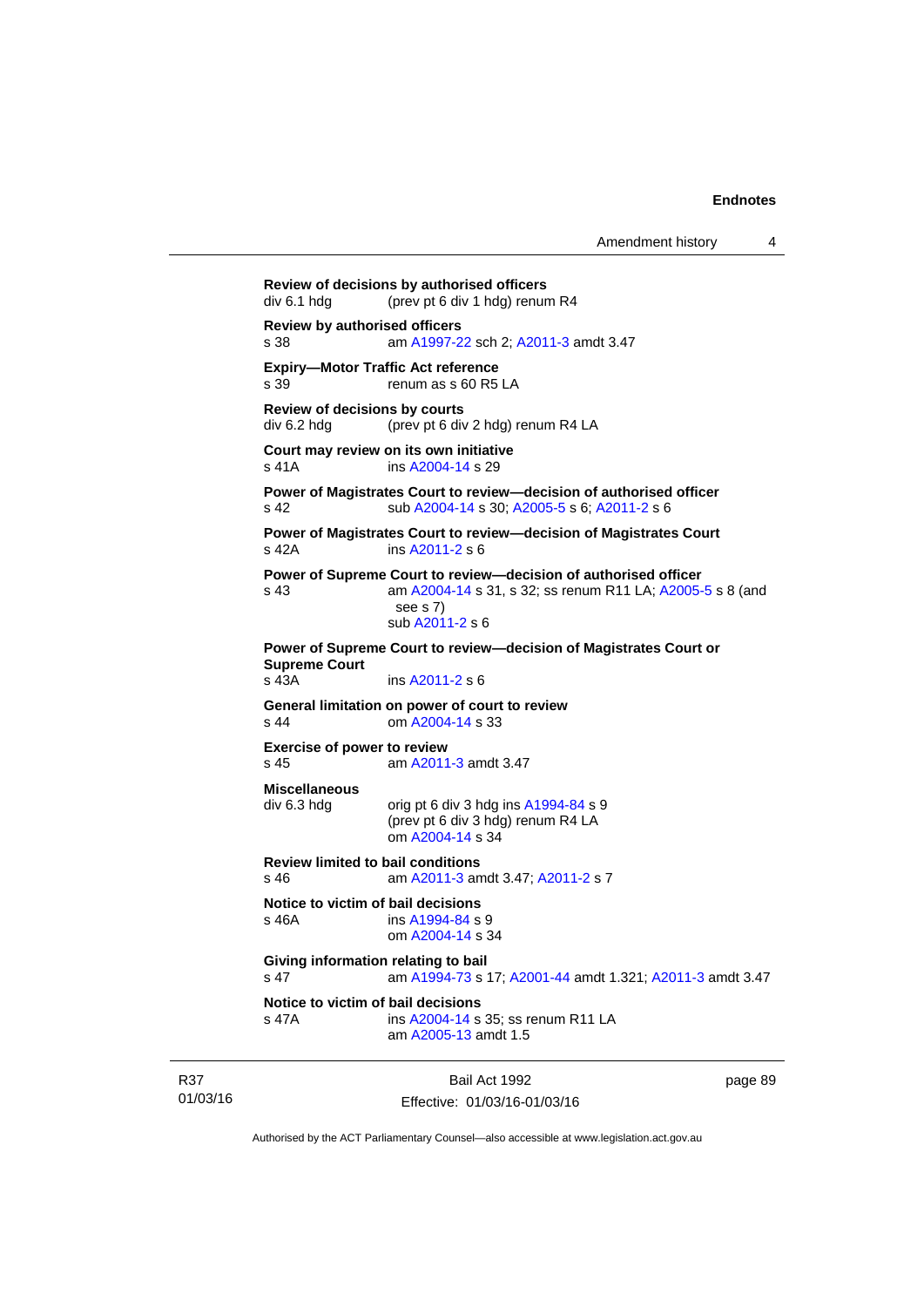**Review of decisions by authorised officers**
div 6.1 hdg (prev pt 6 div 1 hdg) renum R4

**Review by authorised officers**
s 38 am A1997-22 sch 2; A2011-3 amdt 3.47

**Expiry—Motor Traffic Act reference**
s 39 renum as s 60 R5 LA

**Review of decisions by courts**
div 6.2 hdg (prev pt 6 div 2 hdg) renum R4 LA

**Court may review on its own initiative**
s 41A ins A2004-14 s 29

**Power of Magistrates Court to review—decision of authorised officer**
s 42 sub A2004-14 s 30; A2005-5 s 6; A2011-2 s 6

**Power of Magistrates Court to review—decision of Magistrates Court**
s 42A ins A2011-2 s 6

**Power of Supreme Court to review—decision of authorised officer**
s 43 am A2004-14 s 31, s 32; ss renum R11 LA; A2005-5 s 8 (and see s 7)
sub A2011-2 s 6

**Power of Supreme Court to review—decision of Magistrates Court or Supreme Court**
s 43A ins A2011-2 s 6

**General limitation on power of court to review**
s 44 om A2004-14 s 33

**Exercise of power to review**
s 45 am A2011-3 amdt 3.47

**Miscellaneous**
div 6.3 hdg orig pt 6 div 3 hdg ins A1994-84 s 9
(prev pt 6 div 3 hdg) renum R4 LA
om A2004-14 s 34

**Review limited to bail conditions**
s 46 am A2011-3 amdt 3.47; A2011-2 s 7

**Notice to victim of bail decisions**
s 46A ins A1994-84 s 9
om A2004-14 s 34

**Giving information relating to bail**
s 47 am A1994-73 s 17; A2001-44 amdt 1.321; A2011-3 amdt 3.47

**Notice to victim of bail decisions**
s 47A ins A2004-14 s 35; ss renum R11 LA
am A2005-13 amdt 1.5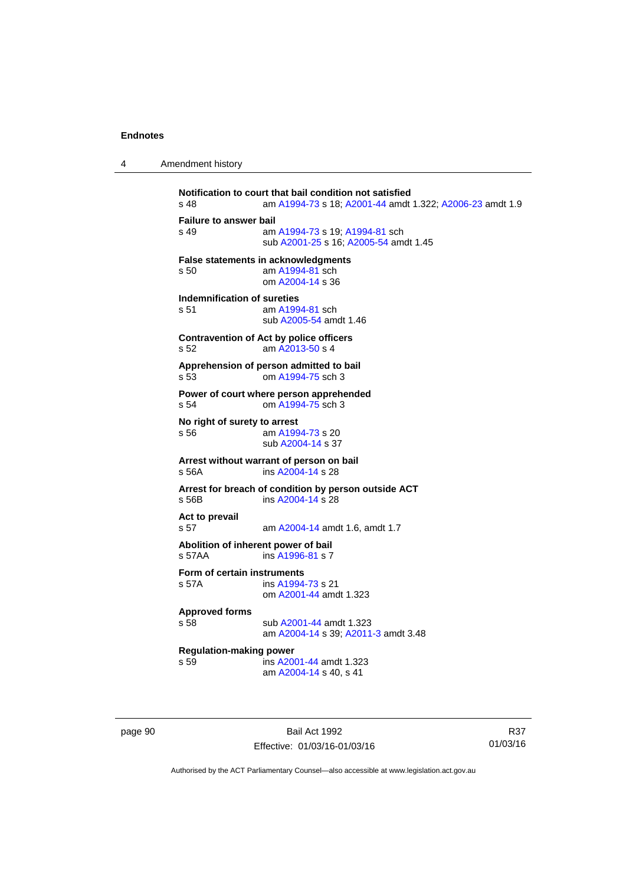**Notification to court that bail condition not satisfied**
s 48 am A1994-73 s 18; A2001-44 amdt 1.322; A2006-23 amdt 1.9

**Failure to answer bail**
s 49 am A1994-73 s 19; A1994-81 sch
sub A2001-25 s 16; A2005-54 amdt 1.45

**False statements in acknowledgments**
s 50 am A1994-81 sch
om A2004-14 s 36

**Indemnification of sureties**
s 51 am A1994-81 sch
sub A2005-54 amdt 1.46

**Contravention of Act by police officers**
s 52 am A2013-50 s 4

**Apprehension of person admitted to bail**
s 53 om A1994-75 sch 3

**Power of court where person apprehended**
s 54 om A1994-75 sch 3

**No right of surety to arrest**
s 56 am A1994-73 s 20
sub A2004-14 s 37

**Arrest without warrant of person on bail**
s 56A ins A2004-14 s 28

**Arrest for breach of condition by person outside ACT**
s 56B ins A2004-14 s 28

**Act to prevail**
s 57 am A2004-14 amdt 1.6, amdt 1.7

**Abolition of inherent power of bail**
s 57AA ins A1996-81 s 7

**Form of certain instruments**
s 57A ins A1994-73 s 21
om A2001-44 amdt 1.323

**Approved forms**
s 58 sub A2001-44 amdt 1.323
am A2004-14 s 39; A2011-3 amdt 3.48

**Regulation-making power**
s 59 ins A2001-44 amdt 1.323
am A2004-14 s 40, s 41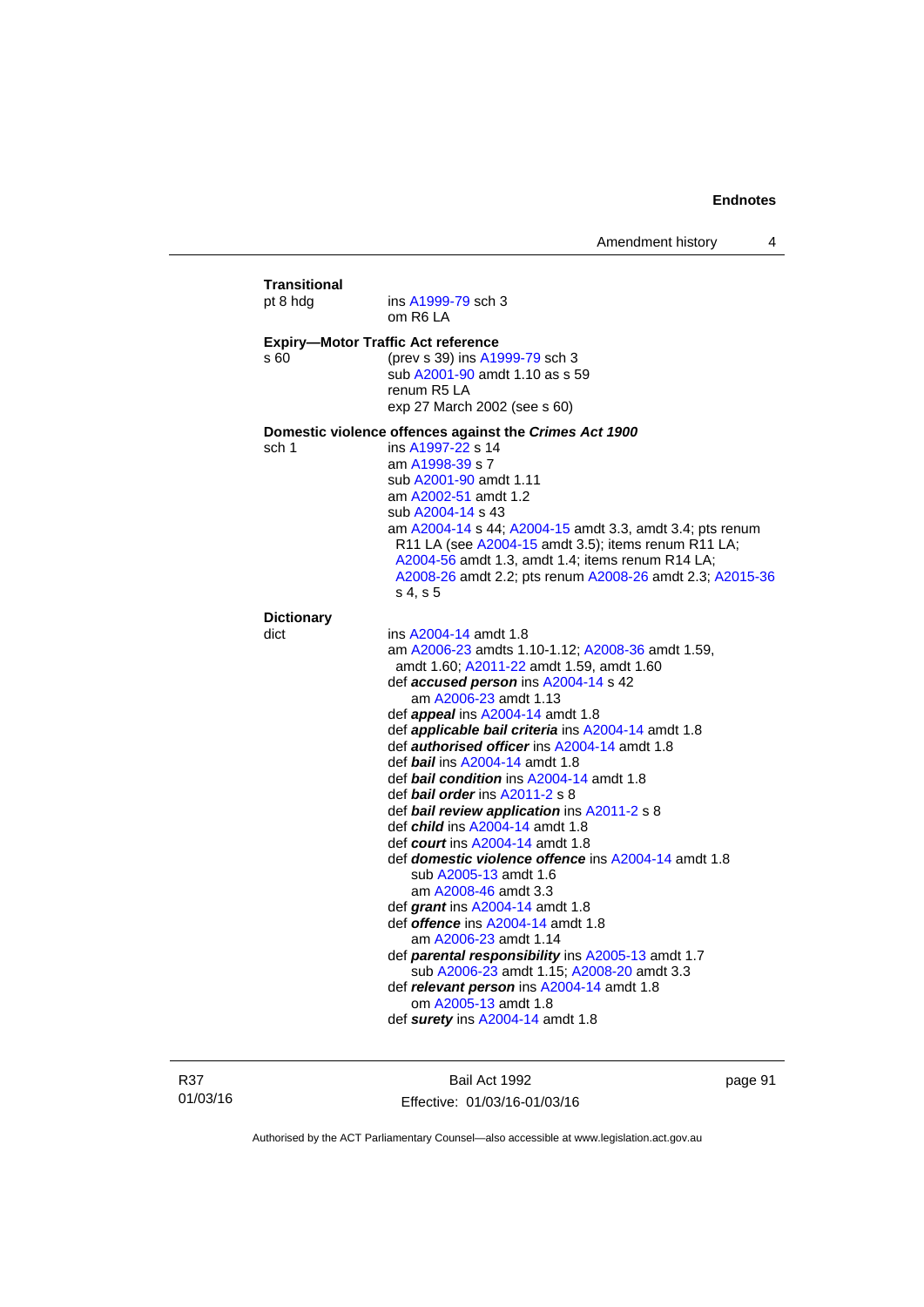**Transitional**

pt 8 hdg — ins A1999-79 sch 3
om R6 LA

**Expiry—Motor Traffic Act reference**

s 60 — (prev s 39) ins A1999-79 sch 3
sub A2001-90 amdt 1.10 as s 59
renum R5 LA
exp 27 March 2002 (see s 60)

**Domestic violence offences against the *Crimes Act 1900***

sch 1 — ins A1997-22 s 14
am A1998-39 s 7
sub A2001-90 amdt 1.11
am A2002-51 amdt 1.2
sub A2004-14 s 43
am A2004-14 s 44; A2004-15 amdt 3.3, amdt 3.4; pts renum R11 LA (see A2004-15 amdt 3.5); items renum R11 LA; A2004-56 amdt 1.3, amdt 1.4; items renum R14 LA; A2008-26 amdt 2.2; pts renum A2008-26 amdt 2.3; A2015-36 s 4, s 5

**Dictionary**

dict — ins A2004-14 amdt 1.8
am A2006-23 amdts 1.10-1.12; A2008-36 amdt 1.59, amdt 1.60; A2011-22 amdt 1.59, amdt 1.60
def ***accused person*** ins A2004-14 s 42
  am A2006-23 amdt 1.13
def ***appeal*** ins A2004-14 amdt 1.8
def ***applicable bail criteria*** ins A2004-14 amdt 1.8
def ***authorised officer*** ins A2004-14 amdt 1.8
def ***bail*** ins A2004-14 amdt 1.8
def ***bail condition*** ins A2004-14 amdt 1.8
def ***bail order*** ins A2011-2 s 8
def ***bail review application*** ins A2011-2 s 8
def ***child*** ins A2004-14 amdt 1.8
def ***court*** ins A2004-14 amdt 1.8
def ***domestic violence offence*** ins A2004-14 amdt 1.8
  sub A2005-13 amdt 1.6
  am A2008-46 amdt 3.3
def ***grant*** ins A2004-14 amdt 1.8
def ***offence*** ins A2004-14 amdt 1.8
  am A2006-23 amdt 1.14
def ***parental responsibility*** ins A2005-13 amdt 1.7
  sub A2006-23 amdt 1.15; A2008-20 amdt 3.3
def ***relevant person*** ins A2004-14 amdt 1.8
  om A2005-13 amdt 1.8
def ***surety*** ins A2004-14 amdt 1.8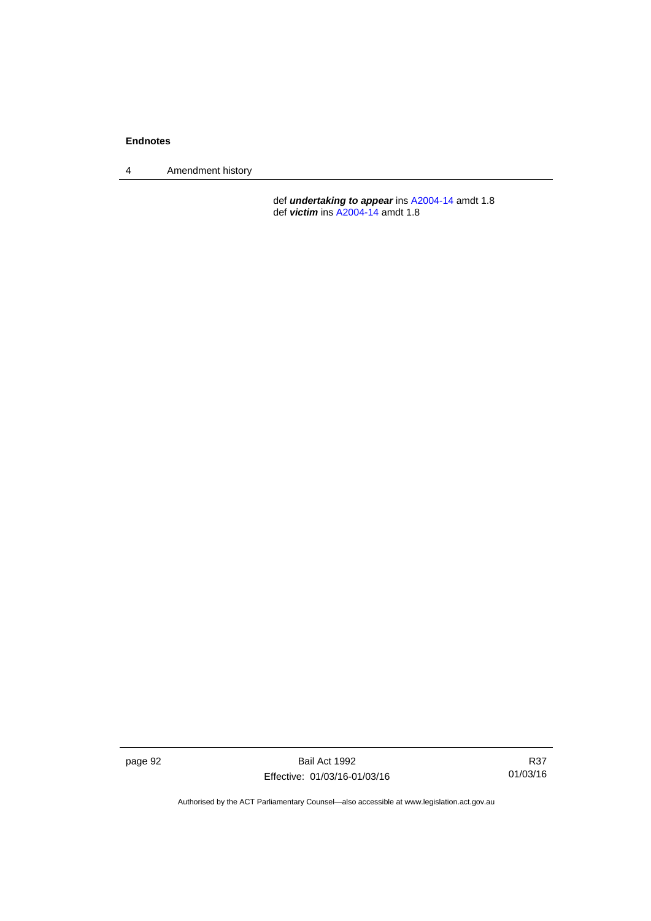def ***undertaking to appear*** ins A2004-14 amdt 1.8
def ***victim*** ins A2004-14 amdt 1.8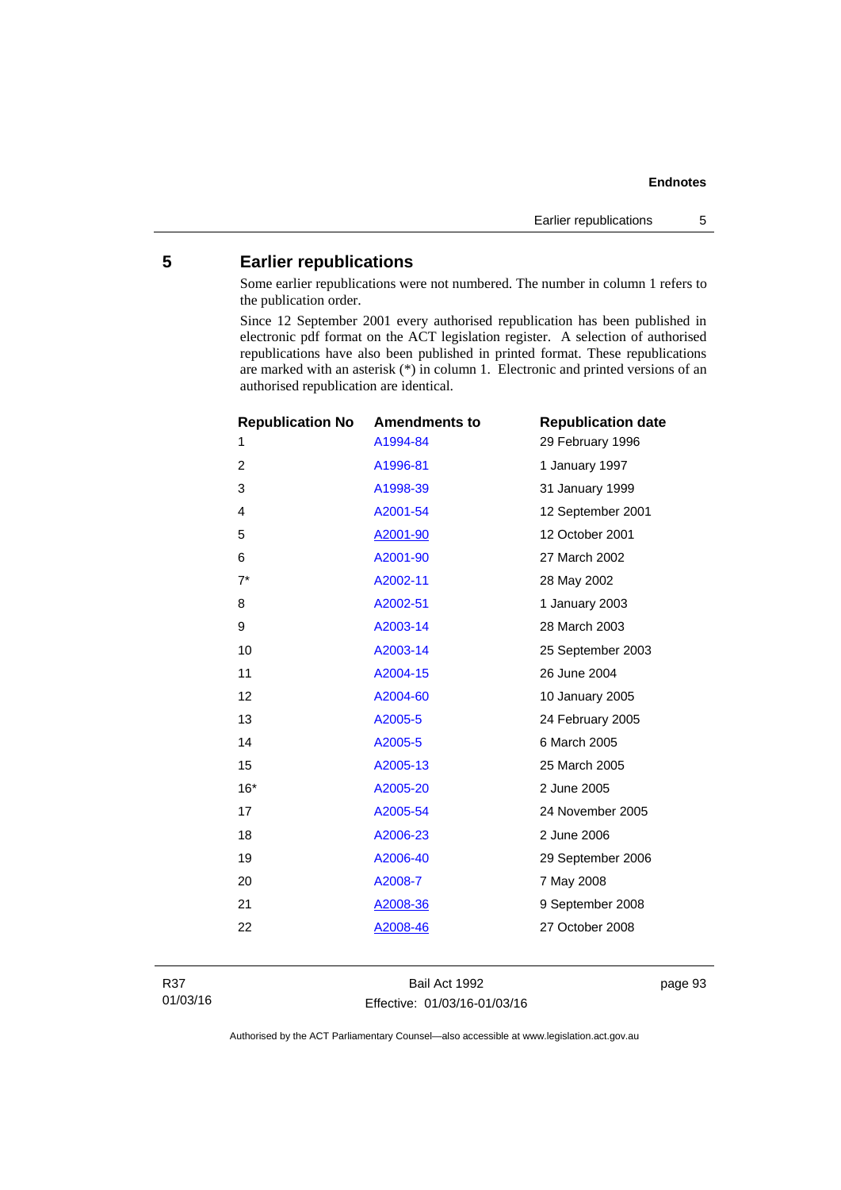## 5 Earlier republications

Some earlier republications were not numbered. The number in column 1 refers to the publication order.

Since 12 September 2001 every authorised republication has been published in electronic pdf format on the ACT legislation register. A selection of authorised republications have also been published in printed format. These republications are marked with an asterisk (*) in column 1. Electronic and printed versions of an authorised republication are identical.

| Republication No | Amendments to | Republication date |
|---|---|---|
| 1 | A1994-84 | 29 February 1996 |
| 2 | A1996-81 | 1 January 1997 |
| 3 | A1998-39 | 31 January 1999 |
| 4 | A2001-54 | 12 September 2001 |
| 5 | A2001-90 | 12 October 2001 |
| 6 | A2001-90 | 27 March 2002 |
| 7* | A2002-11 | 28 May 2002 |
| 8 | A2002-51 | 1 January 2003 |
| 9 | A2003-14 | 28 March 2003 |
| 10 | A2003-14 | 25 September 2003 |
| 11 | A2004-15 | 26 June 2004 |
| 12 | A2004-60 | 10 January 2005 |
| 13 | A2005-5 | 24 February 2005 |
| 14 | A2005-5 | 6 March 2005 |
| 15 | A2005-13 | 25 March 2005 |
| 16* | A2005-20 | 2 June 2005 |
| 17 | A2005-54 | 24 November 2005 |
| 18 | A2006-23 | 2 June 2006 |
| 19 | A2006-40 | 29 September 2006 |
| 20 | A2008-7 | 7 May 2008 |
| 21 | A2008-36 | 9 September 2008 |
| 22 | A2008-46 | 27 October 2008 |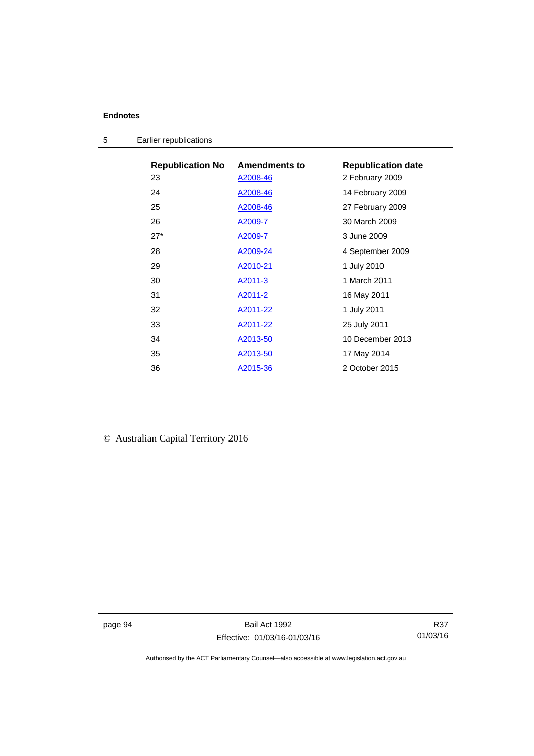## 5 Earlier republications

| Republication No | Amendments to | Republication date |
|---|---|---|
| 23 | A2008-46 | 2 February 2009 |
| 24 | A2008-46 | 14 February 2009 |
| 25 | A2008-46 | 27 February 2009 |
| 26 | A2009-7 | 30 March 2009 |
| 27* | A2009-7 | 3 June 2009 |
| 28 | A2009-24 | 4 September 2009 |
| 29 | A2010-21 | 1 July 2010 |
| 30 | A2011-3 | 1 March 2011 |
| 31 | A2011-2 | 16 May 2011 |
| 32 | A2011-22 | 1 July 2011 |
| 33 | A2011-22 | 25 July 2011 |
| 34 | A2013-50 | 10 December 2013 |
| 35 | A2013-50 | 17 May 2014 |
| 36 | A2015-36 | 2 October 2015 |

© Australian Capital Territory 2016